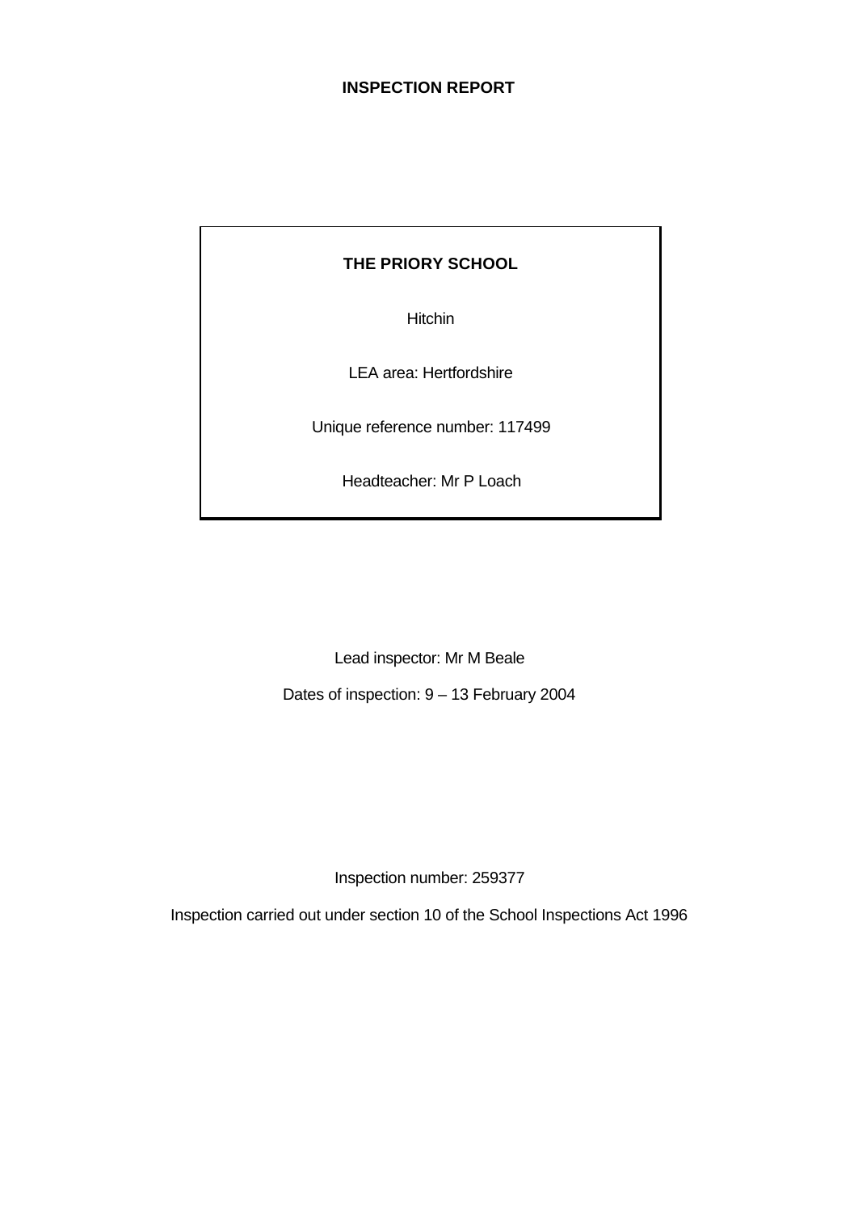# INSPECTION REPORT

**THE PRIORY SCHOOL**

Hitchin

LEA area: Hertfordshire

Unique reference number: 117499

Headteacher: Mr P Loach

Lead inspector: Mr M Beale

Dates of inspection: 9 – 13 February 2004

Inspection number: 259377

Inspection carried out under section 10 of the School Inspections Act 1996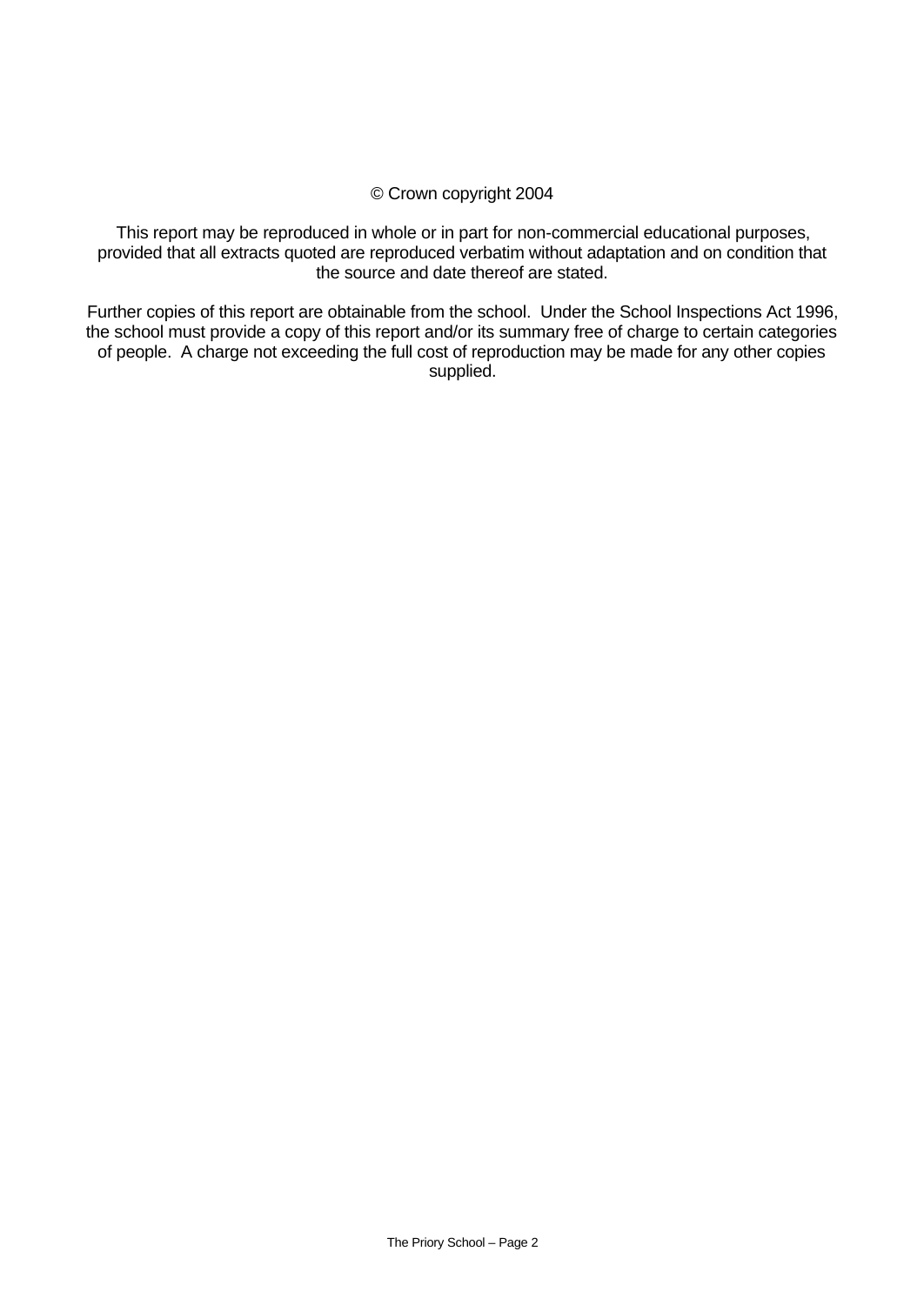© Crown copyright 2004

This report may be reproduced in whole or in part for non-commercial educational purposes, provided that all extracts quoted are reproduced verbatim without adaptation and on condition that the source and date thereof are stated.

Further copies of this report are obtainable from the school. Under the School Inspections Act 1996, the school must provide a copy of this report and/or its summary free of charge to certain categories of people. A charge not exceeding the full cost of reproduction may be made for any other copies supplied.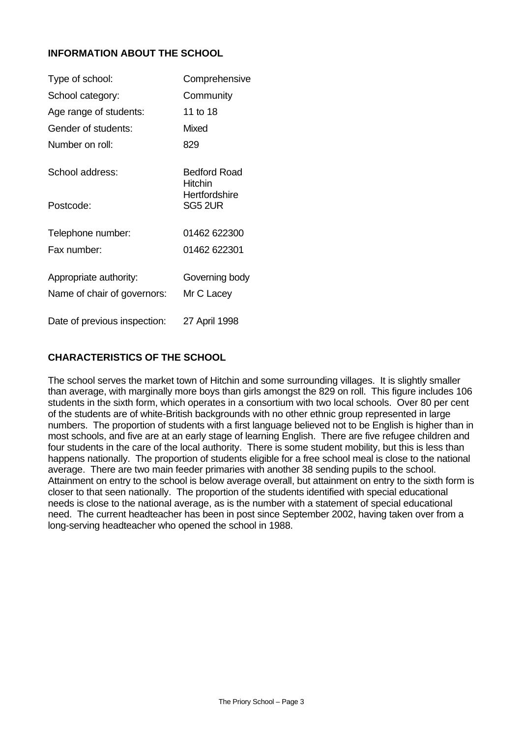## INFORMATION ABOUT THE SCHOOL

| | |
|---|---|
| Type of school: | Comprehensive |
| School category: | Community |
| Age range of students: | 11 to 18 |
| Gender of students: | Mixed |
| Number on roll: | 829 |
| School address: | Bedford Road<br>Hitchin<br>Hertfordshire |
| Postcode: | SG5 2UR |
| Telephone number: | 01462 622300 |
| Fax number: | 01462 622301 |
| Appropriate authority: | Governing body |
| Name of chair of governors: | Mr C Lacey |
| Date of previous inspection: | 27 April 1998 |

## CHARACTERISTICS OF THE SCHOOL

The school serves the market town of Hitchin and some surrounding villages. It is slightly smaller than average, with marginally more boys than girls amongst the 829 on roll. This figure includes 106 students in the sixth form, which operates in a consortium with two local schools. Over 80 per cent of the students are of white-British backgrounds with no other ethnic group represented in large numbers. The proportion of students with a first language believed not to be English is higher than in most schools, and five are at an early stage of learning English. There are five refugee children and four students in the care of the local authority. There is some student mobility, but this is less than happens nationally. The proportion of students eligible for a free school meal is close to the national average. There are two main feeder primaries with another 38 sending pupils to the school. Attainment on entry to the school is below average overall, but attainment on entry to the sixth form is closer to that seen nationally. The proportion of the students identified with special educational needs is close to the national average, as is the number with a statement of special educational need. The current headteacher has been in post since September 2002, having taken over from a long-serving headteacher who opened the school in 1988.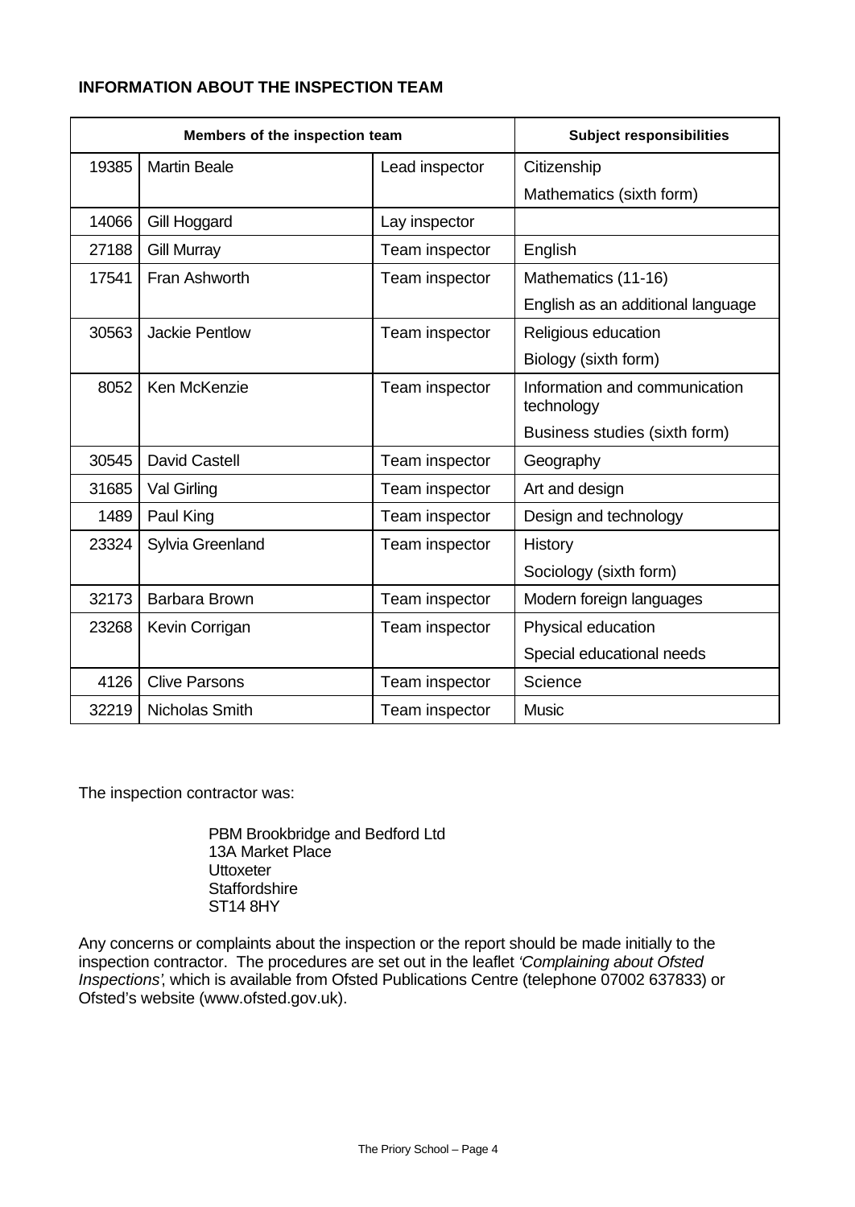**INFORMATION ABOUT THE INSPECTION TEAM**

| Members of the inspection team | | | Subject responsibilities |
|---|---|---|---|
| 19385 | Martin Beale | Lead inspector | Citizenship |
| | | | Mathematics (sixth form) |
| 14066 | Gill Hoggard | Lay inspector | |
| 27188 | Gill Murray | Team inspector | English |
| 17541 | Fran Ashworth | Team inspector | Mathematics (11-16) |
| | | | English as an additional language |
| 30563 | Jackie Pentlow | Team inspector | Religious education |
| | | | Biology (sixth form) |
| 8052 | Ken McKenzie | Team inspector | Information and communication technology |
| | | | Business studies (sixth form) |
| 30545 | David Castell | Team inspector | Geography |
| 31685 | Val Girling | Team inspector | Art and design |
| 1489 | Paul King | Team inspector | Design and technology |
| 23324 | Sylvia Greenland | Team inspector | History |
| | | | Sociology (sixth form) |
| 32173 | Barbara Brown | Team inspector | Modern foreign languages |
| 23268 | Kevin Corrigan | Team inspector | Physical education |
| | | | Special educational needs |
| 4126 | Clive Parsons | Team inspector | Science |
| 32219 | Nicholas Smith | Team inspector | Music |

The inspection contractor was:

PBM Brookbridge and Bedford Ltd
13A Market Place
Uttoxeter
Staffordshire
ST14 8HY

Any concerns or complaints about the inspection or the report should be made initially to the inspection contractor. The procedures are set out in the leaflet *'Complaining about Ofsted Inspections'*, which is available from Ofsted Publications Centre (telephone 07002 637833) or Ofsted's website (www.ofsted.gov.uk).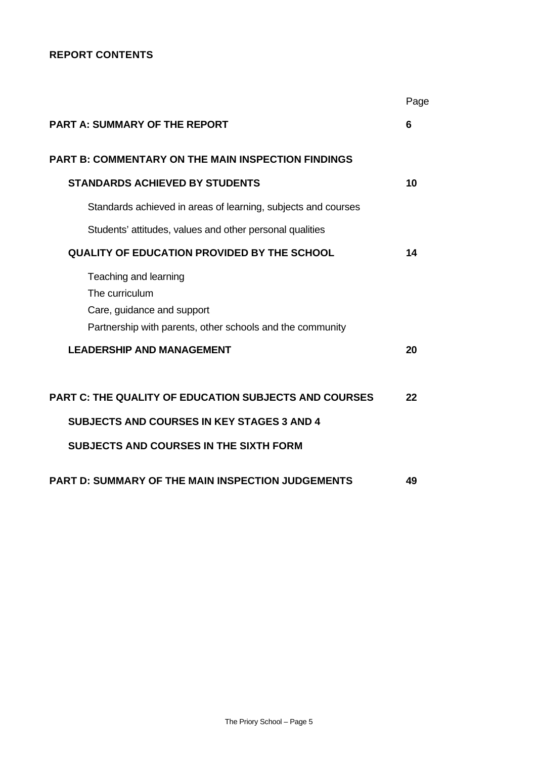## REPORT CONTENTS

| | Page |
|---|---|
| **PART A: SUMMARY OF THE REPORT** | **6** |
| **PART B: COMMENTARY ON THE MAIN INSPECTION FINDINGS** | |
| **STANDARDS ACHIEVED BY STUDENTS** | **10** |
| Standards achieved in areas of learning, subjects and courses | |
| Students' attitudes, values and other personal qualities | |
| **QUALITY OF EDUCATION PROVIDED BY THE SCHOOL** | **14** |
| Teaching and learning | |
| The curriculum | |
| Care, guidance and support | |
| Partnership with parents, other schools and the community | |
| **LEADERSHIP AND MANAGEMENT** | **20** |
| **PART C: THE QUALITY OF EDUCATION SUBJECTS AND COURSES** | **22** |
| **SUBJECTS AND COURSES IN KEY STAGES 3 AND 4** | |
| **SUBJECTS AND COURSES IN THE SIXTH FORM** | |
| **PART D: SUMMARY OF THE MAIN INSPECTION JUDGEMENTS** | **49** |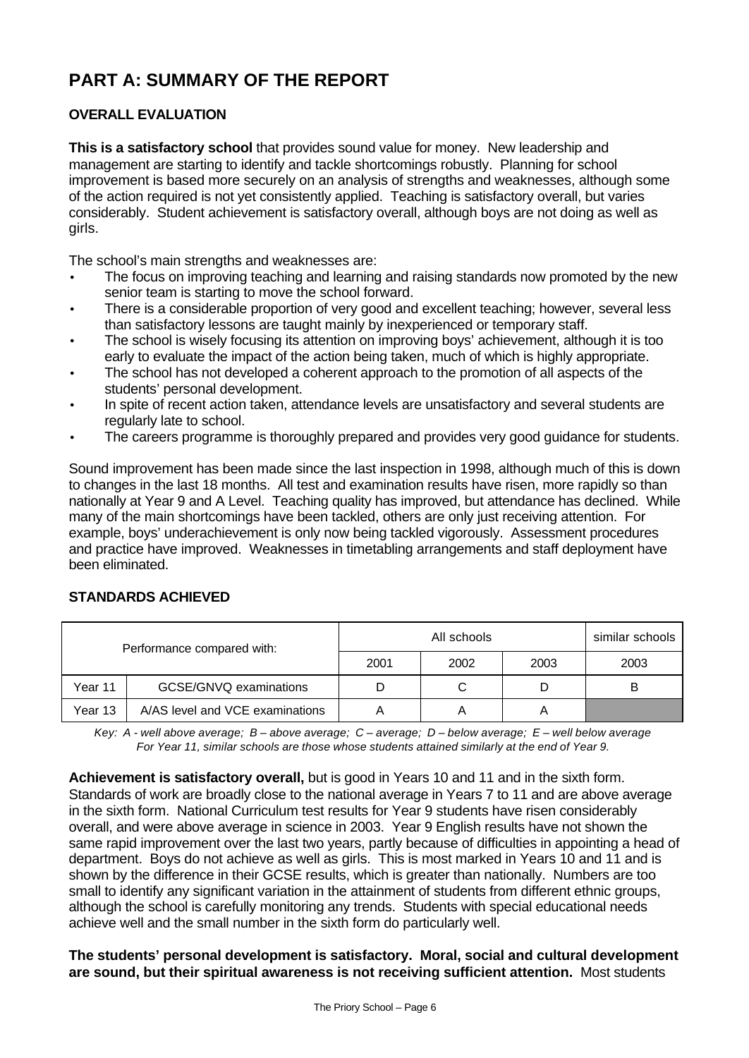# PART A: SUMMARY OF THE REPORT

## OVERALL EVALUATION

**This is a satisfactory school** that provides sound value for money. New leadership and management are starting to identify and tackle shortcomings robustly. Planning for school improvement is based more securely on an analysis of strengths and weaknesses, although some of the action required is not yet consistently applied. Teaching is satisfactory overall, but varies considerably. Student achievement is satisfactory overall, although boys are not doing as well as girls.

The school's main strengths and weaknesses are:

- The focus on improving teaching and learning and raising standards now promoted by the new senior team is starting to move the school forward.
- There is a considerable proportion of very good and excellent teaching; however, several less than satisfactory lessons are taught mainly by inexperienced or temporary staff.
- The school is wisely focusing its attention on improving boys' achievement, although it is too early to evaluate the impact of the action being taken, much of which is highly appropriate.
- The school has not developed a coherent approach to the promotion of all aspects of the students' personal development.
- In spite of recent action taken, attendance levels are unsatisfactory and several students are regularly late to school.
- The careers programme is thoroughly prepared and provides very good guidance for students.

Sound improvement has been made since the last inspection in 1998, although much of this is down to changes in the last 18 months. All test and examination results have risen, more rapidly so than nationally at Year 9 and A Level. Teaching quality has improved, but attendance has declined. While many of the main shortcomings have been tackled, others are only just receiving attention. For example, boys' underachievement is only now being tackled vigorously. Assessment procedures and practice have improved. Weaknesses in timetabling arrangements and staff deployment have been eliminated.

## STANDARDS ACHIEVED

| Performance compared with: | | All schools | | | similar schools |
|---|---|---|---|---|---|
| | | 2001 | 2002 | 2003 | 2003 |
| Year 11 | GCSE/GNVQ examinations | D | C | D | B |
| Year 13 | A/AS level and VCE examinations | A | A | A | |

*Key: A - well above average; B – above average; C – average; D – below average; E – well below average*
*For Year 11, similar schools are those whose students attained similarly at the end of Year 9.*

**Achievement is satisfactory overall,** but is good in Years 10 and 11 and in the sixth form. Standards of work are broadly close to the national average in Years 7 to 11 and are above average in the sixth form. National Curriculum test results for Year 9 students have risen considerably overall, and were above average in science in 2003. Year 9 English results have not shown the same rapid improvement over the last two years, partly because of difficulties in appointing a head of department. Boys do not achieve as well as girls. This is most marked in Years 10 and 11 and is shown by the difference in their GCSE results, which is greater than nationally. Numbers are too small to identify any significant variation in the attainment of students from different ethnic groups, although the school is carefully monitoring any trends. Students with special educational needs achieve well and the small number in the sixth form do particularly well.

**The students' personal development is satisfactory. Moral, social and cultural development are sound, but their spiritual awareness is not receiving sufficient attention.** Most students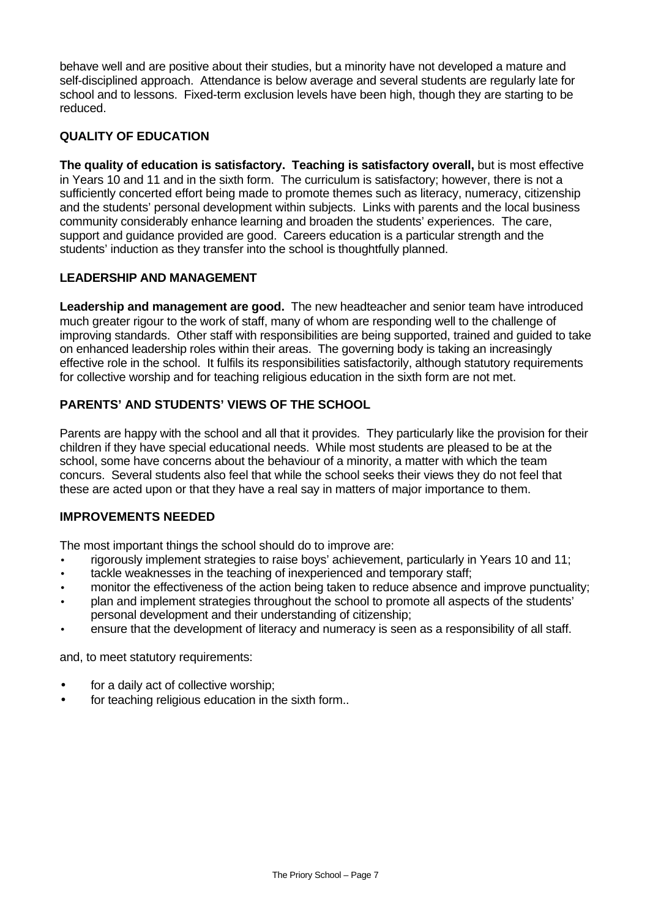behave well and are positive about their studies, but a minority have not developed a mature and self-disciplined approach. Attendance is below average and several students are regularly late for school and to lessons. Fixed-term exclusion levels have been high, though they are starting to be reduced.

## QUALITY OF EDUCATION

**The quality of education is satisfactory. Teaching is satisfactory overall,** but is most effective in Years 10 and 11 and in the sixth form. The curriculum is satisfactory; however, there is not a sufficiently concerted effort being made to promote themes such as literacy, numeracy, citizenship and the students' personal development within subjects. Links with parents and the local business community considerably enhance learning and broaden the students' experiences. The care, support and guidance provided are good. Careers education is a particular strength and the students' induction as they transfer into the school is thoughtfully planned.

## LEADERSHIP AND MANAGEMENT

**Leadership and management are good.** The new headteacher and senior team have introduced much greater rigour to the work of staff, many of whom are responding well to the challenge of improving standards. Other staff with responsibilities are being supported, trained and guided to take on enhanced leadership roles within their areas. The governing body is taking an increasingly effective role in the school. It fulfils its responsibilities satisfactorily, although statutory requirements for collective worship and for teaching religious education in the sixth form are not met.

## PARENTS' AND STUDENTS' VIEWS OF THE SCHOOL

Parents are happy with the school and all that it provides. They particularly like the provision for their children if they have special educational needs. While most students are pleased to be at the school, some have concerns about the behaviour of a minority, a matter with which the team concurs. Several students also feel that while the school seeks their views they do not feel that these are acted upon or that they have a real say in matters of major importance to them.

## IMPROVEMENTS NEEDED

The most important things the school should do to improve are:

- rigorously implement strategies to raise boys' achievement, particularly in Years 10 and 11;
- tackle weaknesses in the teaching of inexperienced and temporary staff;
- monitor the effectiveness of the action being taken to reduce absence and improve punctuality;
- plan and implement strategies throughout the school to promote all aspects of the students' personal development and their understanding of citizenship;
- ensure that the development of literacy and numeracy is seen as a responsibility of all staff.

and, to meet statutory requirements:

- for a daily act of collective worship;
- for teaching religious education in the sixth form..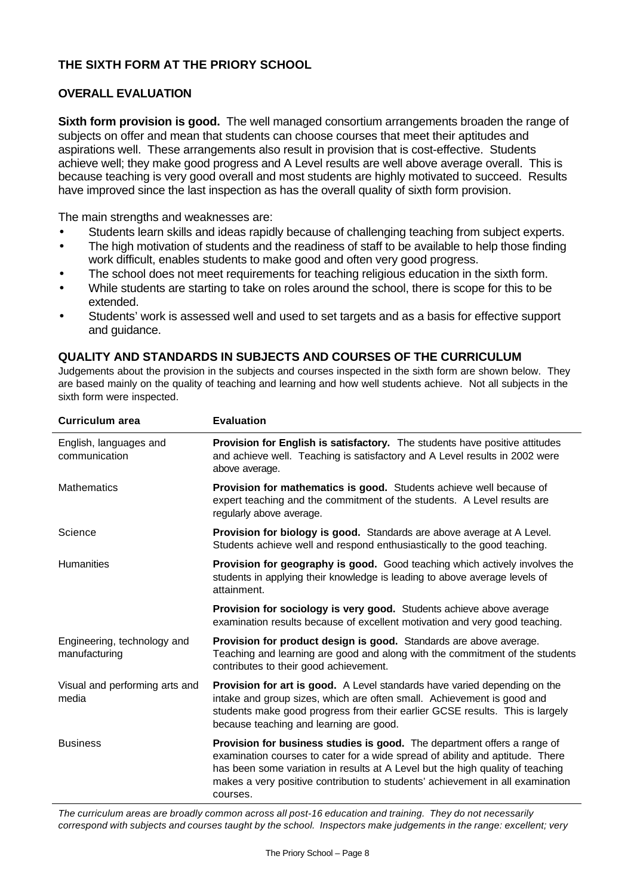## THE SIXTH FORM AT THE PRIORY SCHOOL

### OVERALL EVALUATION

**Sixth form provision is good.** The well managed consortium arrangements broaden the range of subjects on offer and mean that students can choose courses that meet their aptitudes and aspirations well. These arrangements also result in provision that is cost-effective. Students achieve well; they make good progress and A Level results are well above average overall. This is because teaching is very good overall and most students are highly motivated to succeed. Results have improved since the last inspection as has the overall quality of sixth form provision.

The main strengths and weaknesses are:

- Students learn skills and ideas rapidly because of challenging teaching from subject experts.
- The high motivation of students and the readiness of staff to be available to help those finding work difficult, enables students to make good and often very good progress.
- The school does not meet requirements for teaching religious education in the sixth form.
- While students are starting to take on roles around the school, there is scope for this to be extended.
- Students' work is assessed well and used to set targets and as a basis for effective support and guidance.

### QUALITY AND STANDARDS IN SUBJECTS AND COURSES OF THE CURRICULUM

Judgements about the provision in the subjects and courses inspected in the sixth form are shown below. They are based mainly on the quality of teaching and learning and how well students achieve. Not all subjects in the sixth form were inspected.

| Curriculum area | Evaluation |
|---|---|
| English, languages and communication | **Provision for English is satisfactory.** The students have positive attitudes and achieve well. Teaching is satisfactory and A Level results in 2002 were above average. |
| Mathematics | **Provision for mathematics is good.** Students achieve well because of expert teaching and the commitment of the students. A Level results are regularly above average. |
| Science | **Provision for biology is good.** Standards are above average at A Level. Students achieve well and respond enthusiastically to the good teaching. |
| Humanities | **Provision for geography is good.** Good teaching which actively involves the students in applying their knowledge is leading to above average levels of attainment. |
| | **Provision for sociology is very good.** Students achieve above average examination results because of excellent motivation and very good teaching. |
| Engineering, technology and manufacturing | **Provision for product design is good.** Standards are above average. Teaching and learning are good and along with the commitment of the students contributes to their good achievement. |
| Visual and performing arts and media | **Provision for art is good.** A Level standards have varied depending on the intake and group sizes, which are often small. Achievement is good and students make good progress from their earlier GCSE results. This is largely because teaching and learning are good. |
| Business | **Provision for business studies is good.** The department offers a range of examination courses to cater for a wide spread of ability and aptitude. There has been some variation in results at A Level but the high quality of teaching makes a very positive contribution to students' achievement in all examination courses. |

*The curriculum areas are broadly common across all post-16 education and training. They do not necessarily correspond with subjects and courses taught by the school. Inspectors make judgements in the range: excellent; very*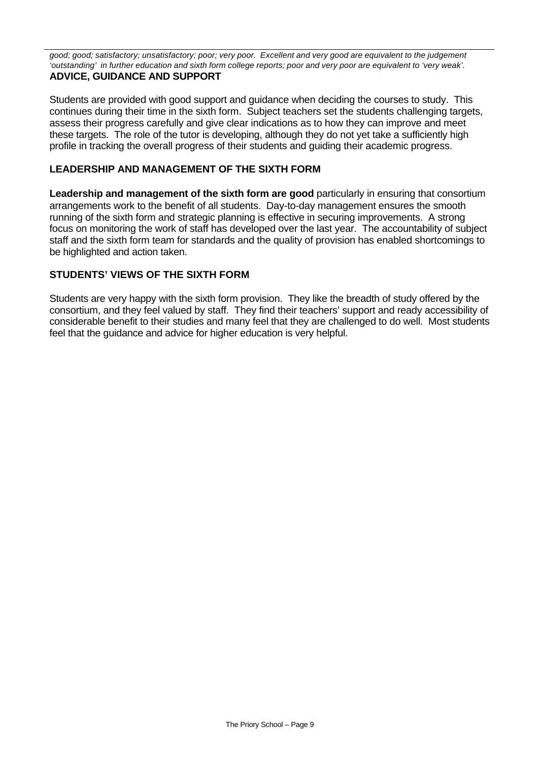*good; good; satisfactory; unsatisfactory; poor; very poor. Excellent and very good are equivalent to the judgement 'outstanding' in further education and sixth form college reports; poor and very poor are equivalent to 'very weak'.*

### ADVICE, GUIDANCE AND SUPPORT

Students are provided with good support and guidance when deciding the courses to study. This continues during their time in the sixth form. Subject teachers set the students challenging targets, assess their progress carefully and give clear indications as to how they can improve and meet these targets. The role of the tutor is developing, although they do not yet take a sufficiently high profile in tracking the overall progress of their students and guiding their academic progress.

### LEADERSHIP AND MANAGEMENT OF THE SIXTH FORM

**Leadership and management of the sixth form are good** particularly in ensuring that consortium arrangements work to the benefit of all students. Day-to-day management ensures the smooth running of the sixth form and strategic planning is effective in securing improvements. A strong focus on monitoring the work of staff has developed over the last year. The accountability of subject staff and the sixth form team for standards and the quality of provision has enabled shortcomings to be highlighted and action taken.

### STUDENTS' VIEWS OF THE SIXTH FORM

Students are very happy with the sixth form provision. They like the breadth of study offered by the consortium, and they feel valued by staff. They find their teachers' support and ready accessibility of considerable benefit to their studies and many feel that they are challenged to do well. Most students feel that the guidance and advice for higher education is very helpful.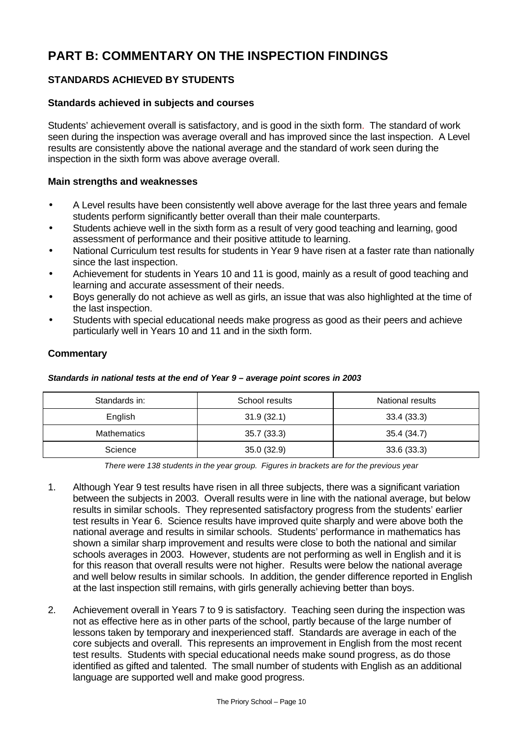# PART B: COMMENTARY ON THE INSPECTION FINDINGS

## STANDARDS ACHIEVED BY STUDENTS

### Standards achieved in subjects and courses

Students' achievement overall is satisfactory, and is good in the sixth form. The standard of work seen during the inspection was average overall and has improved since the last inspection. A Level results are consistently above the national average and the standard of work seen during the inspection in the sixth form was above average overall.

### Main strengths and weaknesses

- A Level results have been consistently well above average for the last three years and female students perform significantly better overall than their male counterparts.
- Students achieve well in the sixth form as a result of very good teaching and learning, good assessment of performance and their positive attitude to learning.
- National Curriculum test results for students in Year 9 have risen at a faster rate than nationally since the last inspection.
- Achievement for students in Years 10 and 11 is good, mainly as a result of good teaching and learning and accurate assessment of their needs.
- Boys generally do not achieve as well as girls, an issue that was also highlighted at the time of the last inspection.
- Students with special educational needs make progress as good as their peers and achieve particularly well in Years 10 and 11 and in the sixth form.

### Commentary

***Standards in national tests at the end of Year 9 – average point scores in 2003***

| Standards in: | School results | National results |
|---|---|---|
| English | 31.9 (32.1) | 33.4 (33.3) |
| Mathematics | 35.7 (33.3) | 35.4 (34.7) |
| Science | 35.0 (32.9) | 33.6 (33.3) |

*There were 138 students in the year group. Figures in brackets are for the previous year*

1. Although Year 9 test results have risen in all three subjects, there was a significant variation between the subjects in 2003. Overall results were in line with the national average, but below results in similar schools. They represented satisfactory progress from the students' earlier test results in Year 6. Science results have improved quite sharply and were above both the national average and results in similar schools. Students' performance in mathematics has shown a similar sharp improvement and results were close to both the national and similar schools averages in 2003. However, students are not performing as well in English and it is for this reason that overall results were not higher. Results were below the national average and well below results in similar schools. In addition, the gender difference reported in English at the last inspection still remains, with girls generally achieving better than boys.

2. Achievement overall in Years 7 to 9 is satisfactory. Teaching seen during the inspection was not as effective here as in other parts of the school, partly because of the large number of lessons taken by temporary and inexperienced staff. Standards are average in each of the core subjects and overall. This represents an improvement in English from the most recent test results. Students with special educational needs make sound progress, as do those identified as gifted and talented. The small number of students with English as an additional language are supported well and make good progress.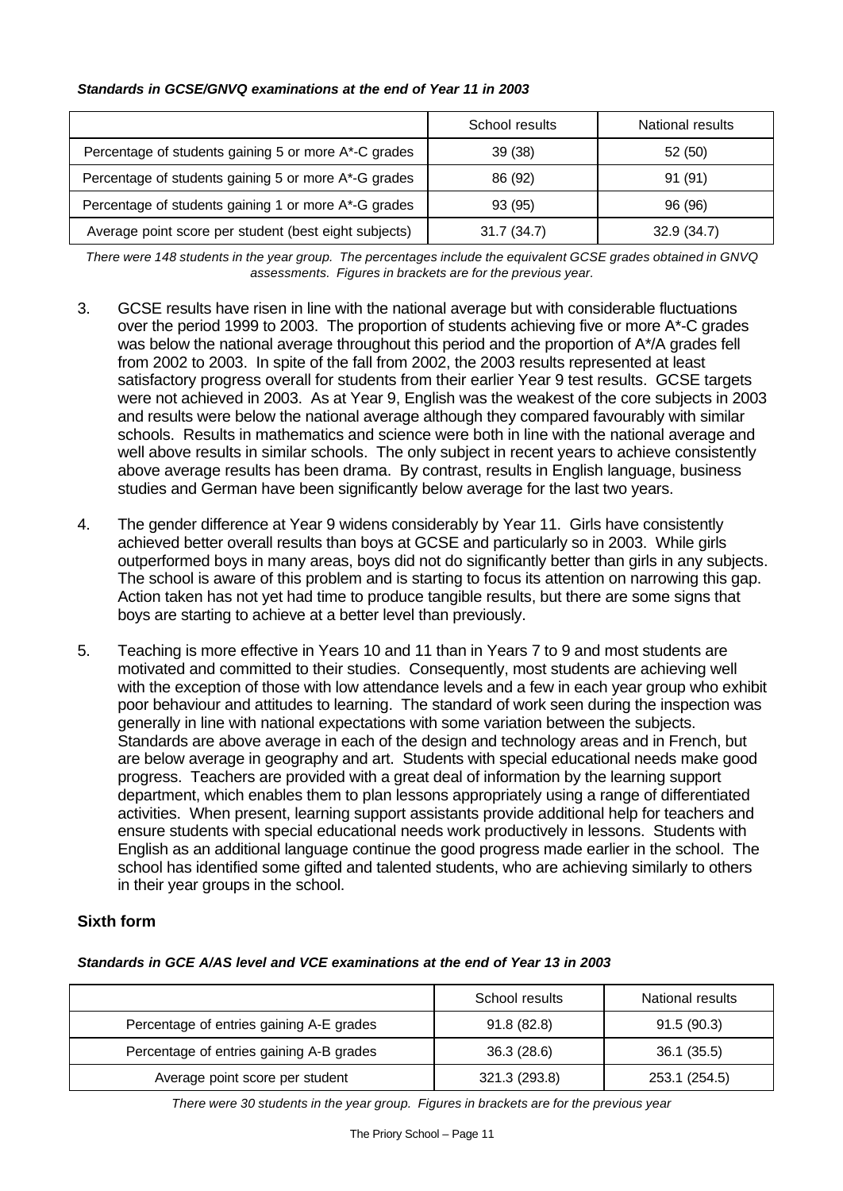***Standards in GCSE/GNVQ examinations at the end of Year 11 in 2003***

| | School results | National results |
|---|---|---|
| Percentage of students gaining 5 or more A*-C grades | 39 (38) | 52 (50) |
| Percentage of students gaining 5 or more A*-G grades | 86 (92) | 91 (91) |
| Percentage of students gaining 1 or more A*-G grades | 93 (95) | 96 (96) |
| Average point score per student (best eight subjects) | 31.7 (34.7) | 32.9 (34.7) |

*There were 148 students in the year group. The percentages include the equivalent GCSE grades obtained in GNVQ assessments. Figures in brackets are for the previous year.*

3. GCSE results have risen in line with the national average but with considerable fluctuations over the period 1999 to 2003. The proportion of students achieving five or more A*-C grades was below the national average throughout this period and the proportion of A*/A grades fell from 2002 to 2003. In spite of the fall from 2002, the 2003 results represented at least satisfactory progress overall for students from their earlier Year 9 test results. GCSE targets were not achieved in 2003. As at Year 9, English was the weakest of the core subjects in 2003 and results were below the national average although they compared favourably with similar schools. Results in mathematics and science were both in line with the national average and well above results in similar schools. The only subject in recent years to achieve consistently above average results has been drama. By contrast, results in English language, business studies and German have been significantly below average for the last two years.

4. The gender difference at Year 9 widens considerably by Year 11. Girls have consistently achieved better overall results than boys at GCSE and particularly so in 2003. While girls outperformed boys in many areas, boys did not do significantly better than girls in any subjects. The school is aware of this problem and is starting to focus its attention on narrowing this gap. Action taken has not yet had time to produce tangible results, but there are some signs that boys are starting to achieve at a better level than previously.

5. Teaching is more effective in Years 10 and 11 than in Years 7 to 9 and most students are motivated and committed to their studies. Consequently, most students are achieving well with the exception of those with low attendance levels and a few in each year group who exhibit poor behaviour and attitudes to learning. The standard of work seen during the inspection was generally in line with national expectations with some variation between the subjects. Standards are above average in each of the design and technology areas and in French, but are below average in geography and art. Students with special educational needs make good progress. Teachers are provided with a great deal of information by the learning support department, which enables them to plan lessons appropriately using a range of differentiated activities. When present, learning support assistants provide additional help for teachers and ensure students with special educational needs work productively in lessons. Students with English as an additional language continue the good progress made earlier in the school. The school has identified some gifted and talented students, who are achieving similarly to others in their year groups in the school.

### Sixth form

***Standards in GCE A/AS level and VCE examinations at the end of Year 13 in 2003***

| | School results | National results |
|---|---|---|
| Percentage of entries gaining A-E grades | 91.8 (82.8) | 91.5 (90.3) |
| Percentage of entries gaining A-B grades | 36.3 (28.6) | 36.1 (35.5) |
| Average point score per student | 321.3 (293.8) | 253.1 (254.5) |

*There were 30 students in the year group. Figures in brackets are for the previous year*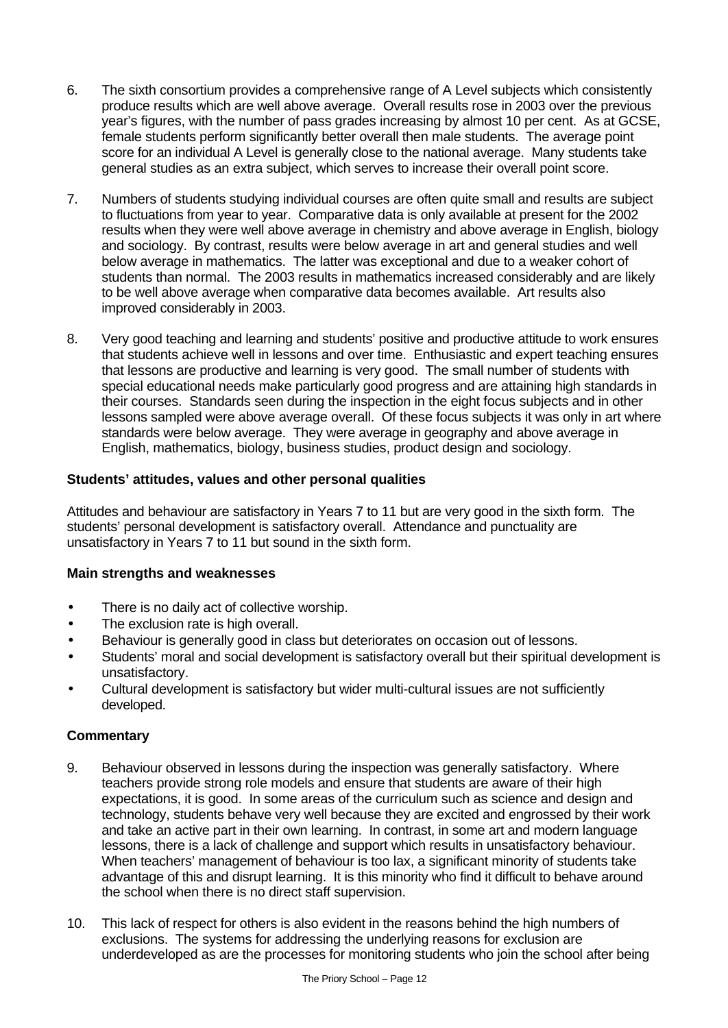6. The sixth consortium provides a comprehensive range of A Level subjects which consistently produce results which are well above average. Overall results rose in 2003 over the previous year's figures, with the number of pass grades increasing by almost 10 per cent. As at GCSE, female students perform significantly better overall then male students. The average point score for an individual A Level is generally close to the national average. Many students take general studies as an extra subject, which serves to increase their overall point score.

7. Numbers of students studying individual courses are often quite small and results are subject to fluctuations from year to year. Comparative data is only available at present for the 2002 results when they were well above average in chemistry and above average in English, biology and sociology. By contrast, results were below average in art and general studies and well below average in mathematics. The latter was exceptional and due to a weaker cohort of students than normal. The 2003 results in mathematics increased considerably and are likely to be well above average when comparative data becomes available. Art results also improved considerably in 2003.

8. Very good teaching and learning and students' positive and productive attitude to work ensures that students achieve well in lessons and over time. Enthusiastic and expert teaching ensures that lessons are productive and learning is very good. The small number of students with special educational needs make particularly good progress and are attaining high standards in their courses. Standards seen during the inspection in the eight focus subjects and in other lessons sampled were above average overall. Of these focus subjects it was only in art where standards were below average. They were average in geography and above average in English, mathematics, biology, business studies, product design and sociology.

**Students' attitudes, values and other personal qualities**

Attitudes and behaviour are satisfactory in Years 7 to 11 but are very good in the sixth form. The students' personal development is satisfactory overall. Attendance and punctuality are unsatisfactory in Years 7 to 11 but sound in the sixth form.

**Main strengths and weaknesses**

- There is no daily act of collective worship.
- The exclusion rate is high overall.
- Behaviour is generally good in class but deteriorates on occasion out of lessons.
- Students' moral and social development is satisfactory overall but their spiritual development is unsatisfactory.
- Cultural development is satisfactory but wider multi-cultural issues are not sufficiently developed.

**Commentary**

9. Behaviour observed in lessons during the inspection was generally satisfactory. Where teachers provide strong role models and ensure that students are aware of their high expectations, it is good. In some areas of the curriculum such as science and design and technology, students behave very well because they are excited and engrossed by their work and take an active part in their own learning. In contrast, in some art and modern language lessons, there is a lack of challenge and support which results in unsatisfactory behaviour. When teachers' management of behaviour is too lax, a significant minority of students take advantage of this and disrupt learning. It is this minority who find it difficult to behave around the school when there is no direct staff supervision.

10. This lack of respect for others is also evident in the reasons behind the high numbers of exclusions. The systems for addressing the underlying reasons for exclusion are underdeveloped as are the processes for monitoring students who join the school after being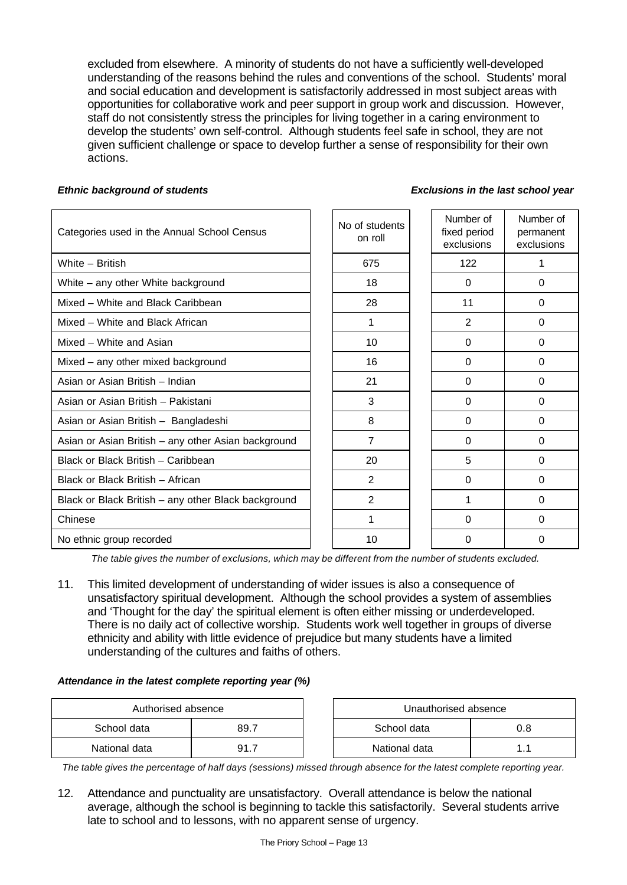excluded from elsewhere. A minority of students do not have a sufficiently well-developed understanding of the reasons behind the rules and conventions of the school. Students' moral and social education and development is satisfactorily addressed in most subject areas with opportunities for collaborative work and peer support in group work and discussion. However, staff do not consistently stress the principles for living together in a caring environment to develop the students' own self-control. Although students feel safe in school, they are not given sufficient challenge or space to develop further a sense of responsibility for their own actions.

***Ethnic background of students*** ***Exclusions in the last school year***

| Categories used in the Annual School Census | No of students on roll | Number of fixed period exclusions | Number of permanent exclusions |
|---|---|---|---|
| White – British | 675 | 122 | 1 |
| White – any other White background | 18 | 0 | 0 |
| Mixed – White and Black Caribbean | 28 | 11 | 0 |
| Mixed – White and Black African | 1 | 2 | 0 |
| Mixed – White and Asian | 10 | 0 | 0 |
| Mixed – any other mixed background | 16 | 0 | 0 |
| Asian or Asian British – Indian | 21 | 0 | 0 |
| Asian or Asian British – Pakistani | 3 | 0 | 0 |
| Asian or Asian British – Bangladeshi | 8 | 0 | 0 |
| Asian or Asian British – any other Asian background | 7 | 0 | 0 |
| Black or Black British – Caribbean | 20 | 5 | 0 |
| Black or Black British – African | 2 | 0 | 0 |
| Black or Black British – any other Black background | 2 | 1 | 0 |
| Chinese | 1 | 0 | 0 |
| No ethnic group recorded | 10 | 0 | 0 |

*The table gives the number of exclusions, which may be different from the number of students excluded.*

11. This limited development of understanding of wider issues is also a consequence of unsatisfactory spiritual development. Although the school provides a system of assemblies and 'Thought for the day' the spiritual element is often either missing or underdeveloped. There is no daily act of collective worship. Students work well together in groups of diverse ethnicity and ability with little evidence of prejudice but many students have a limited understanding of the cultures and faiths of others.

***Attendance in the latest complete reporting year (%)***

| Authorised absence | |
|---|---|
| School data | 89.7 |
| National data | 91.7 |

| Unauthorised absence | |
|---|---|
| School data | 0.8 |
| National data | 1.1 |

*The table gives the percentage of half days (sessions) missed through absence for the latest complete reporting year.*

12. Attendance and punctuality are unsatisfactory. Overall attendance is below the national average, although the school is beginning to tackle this satisfactorily. Several students arrive late to school and to lessons, with no apparent sense of urgency.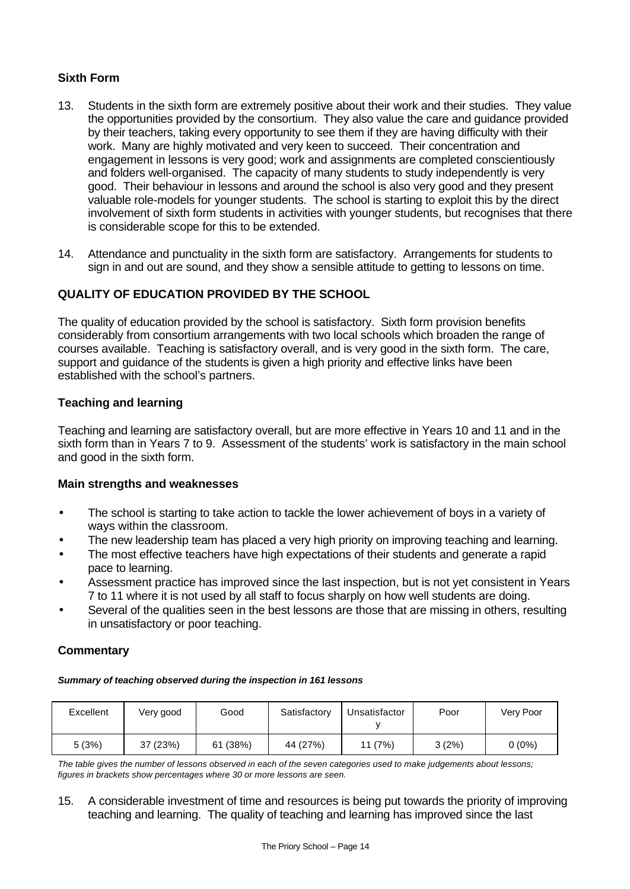### Sixth Form

13. Students in the sixth form are extremely positive about their work and their studies. They value the opportunities provided by the consortium. They also value the care and guidance provided by their teachers, taking every opportunity to see them if they are having difficulty with their work. Many are highly motivated and very keen to succeed. Their concentration and engagement in lessons is very good; work and assignments are completed conscientiously and folders well-organised. The capacity of many students to study independently is very good. Their behaviour in lessons and around the school is also very good and they present valuable role-models for younger students. The school is starting to exploit this by the direct involvement of sixth form students in activities with younger students, but recognises that there is considerable scope for this to be extended.

14. Attendance and punctuality in the sixth form are satisfactory. Arrangements for students to sign in and out are sound, and they show a sensible attitude to getting to lessons on time.

## QUALITY OF EDUCATION PROVIDED BY THE SCHOOL

The quality of education provided by the school is satisfactory. Sixth form provision benefits considerably from consortium arrangements with two local schools which broaden the range of courses available. Teaching is satisfactory overall, and is very good in the sixth form. The care, support and guidance of the students is given a high priority and effective links have been established with the school's partners.

### Teaching and learning

Teaching and learning are satisfactory overall, but are more effective in Years 10 and 11 and in the sixth form than in Years 7 to 9. Assessment of the students' work is satisfactory in the main school and good in the sixth form.

### Main strengths and weaknesses

- The school is starting to take action to tackle the lower achievement of boys in a variety of ways within the classroom.
- The new leadership team has placed a very high priority on improving teaching and learning.
- The most effective teachers have high expectations of their students and generate a rapid pace to learning.
- Assessment practice has improved since the last inspection, but is not yet consistent in Years 7 to 11 where it is not used by all staff to focus sharply on how well students are doing.
- Several of the qualities seen in the best lessons are those that are missing in others, resulting in unsatisfactory or poor teaching.

### Commentary

***Summary of teaching observed during the inspection in 161 lessons***

| Excellent | Very good | Good | Satisfactory | Unsatisfactory | Poor | Very Poor |
|---|---|---|---|---|---|---|
| 5 (3%) | 37 (23%) | 61 (38%) | 44 (27%) | 11 (7%) | 3 (2%) | 0 (0%) |

*The table gives the number of lessons observed in each of the seven categories used to make judgements about lessons; figures in brackets show percentages where 30 or more lessons are seen.*

15. A considerable investment of time and resources is being put towards the priority of improving teaching and learning. The quality of teaching and learning has improved since the last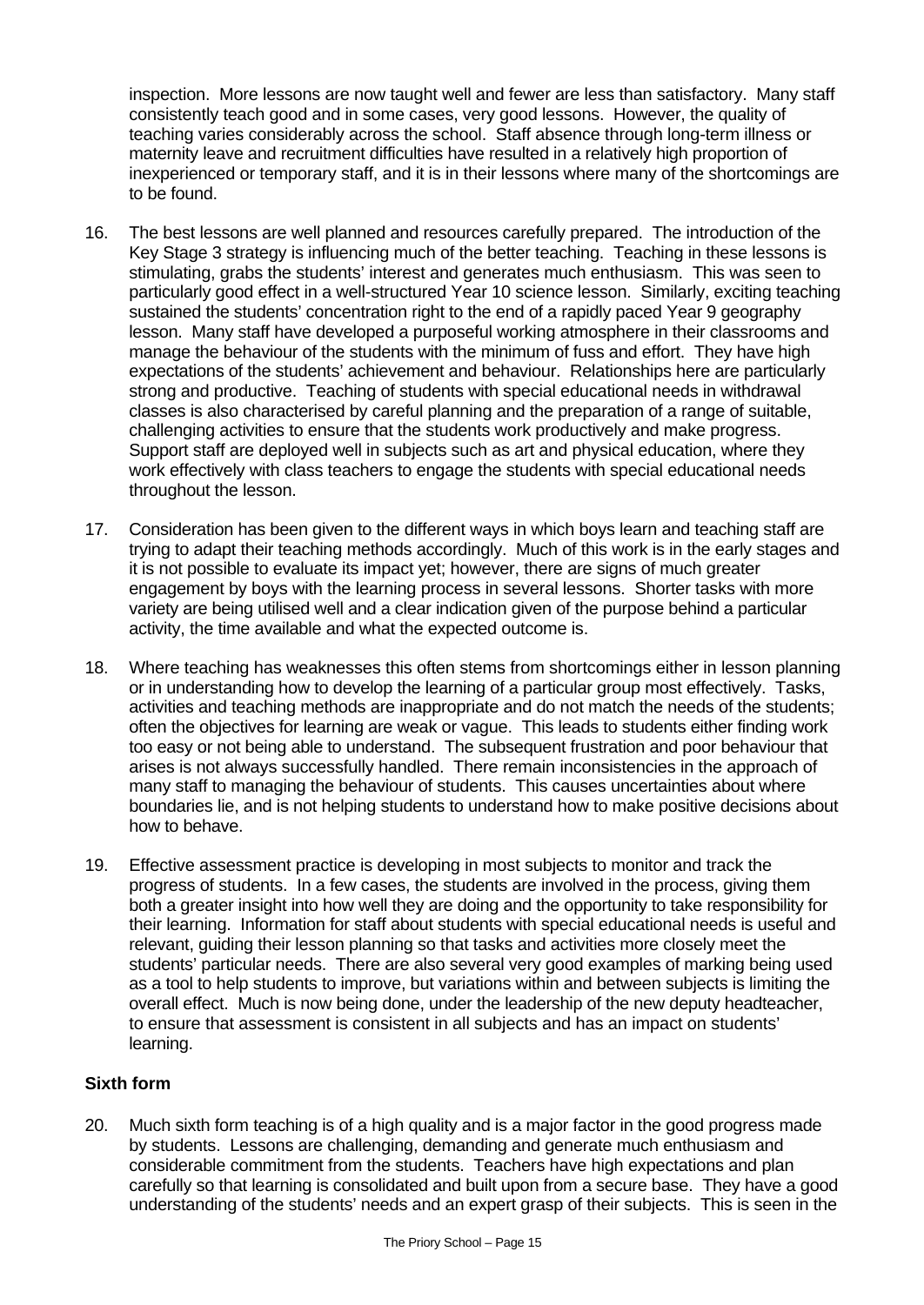inspection. More lessons are now taught well and fewer are less than satisfactory. Many staff consistently teach good and in some cases, very good lessons. However, the quality of teaching varies considerably across the school. Staff absence through long-term illness or maternity leave and recruitment difficulties have resulted in a relatively high proportion of inexperienced or temporary staff, and it is in their lessons where many of the shortcomings are to be found.

16. The best lessons are well planned and resources carefully prepared. The introduction of the Key Stage 3 strategy is influencing much of the better teaching. Teaching in these lessons is stimulating, grabs the students' interest and generates much enthusiasm. This was seen to particularly good effect in a well-structured Year 10 science lesson. Similarly, exciting teaching sustained the students' concentration right to the end of a rapidly paced Year 9 geography lesson. Many staff have developed a purposeful working atmosphere in their classrooms and manage the behaviour of the students with the minimum of fuss and effort. They have high expectations of the students' achievement and behaviour. Relationships here are particularly strong and productive. Teaching of students with special educational needs in withdrawal classes is also characterised by careful planning and the preparation of a range of suitable, challenging activities to ensure that the students work productively and make progress. Support staff are deployed well in subjects such as art and physical education, where they work effectively with class teachers to engage the students with special educational needs throughout the lesson.

17. Consideration has been given to the different ways in which boys learn and teaching staff are trying to adapt their teaching methods accordingly. Much of this work is in the early stages and it is not possible to evaluate its impact yet; however, there are signs of much greater engagement by boys with the learning process in several lessons. Shorter tasks with more variety are being utilised well and a clear indication given of the purpose behind a particular activity, the time available and what the expected outcome is.

18. Where teaching has weaknesses this often stems from shortcomings either in lesson planning or in understanding how to develop the learning of a particular group most effectively. Tasks, activities and teaching methods are inappropriate and do not match the needs of the students; often the objectives for learning are weak or vague. This leads to students either finding work too easy or not being able to understand. The subsequent frustration and poor behaviour that arises is not always successfully handled. There remain inconsistencies in the approach of many staff to managing the behaviour of students. This causes uncertainties about where boundaries lie, and is not helping students to understand how to make positive decisions about how to behave.

19. Effective assessment practice is developing in most subjects to monitor and track the progress of students. In a few cases, the students are involved in the process, giving them both a greater insight into how well they are doing and the opportunity to take responsibility for their learning. Information for staff about students with special educational needs is useful and relevant, guiding their lesson planning so that tasks and activities more closely meet the students' particular needs. There are also several very good examples of marking being used as a tool to help students to improve, but variations within and between subjects is limiting the overall effect. Much is now being done, under the leadership of the new deputy headteacher, to ensure that assessment is consistent in all subjects and has an impact on students' learning.

**Sixth form**

20. Much sixth form teaching is of a high quality and is a major factor in the good progress made by students. Lessons are challenging, demanding and generate much enthusiasm and considerable commitment from the students. Teachers have high expectations and plan carefully so that learning is consolidated and built upon from a secure base. They have a good understanding of the students' needs and an expert grasp of their subjects. This is seen in the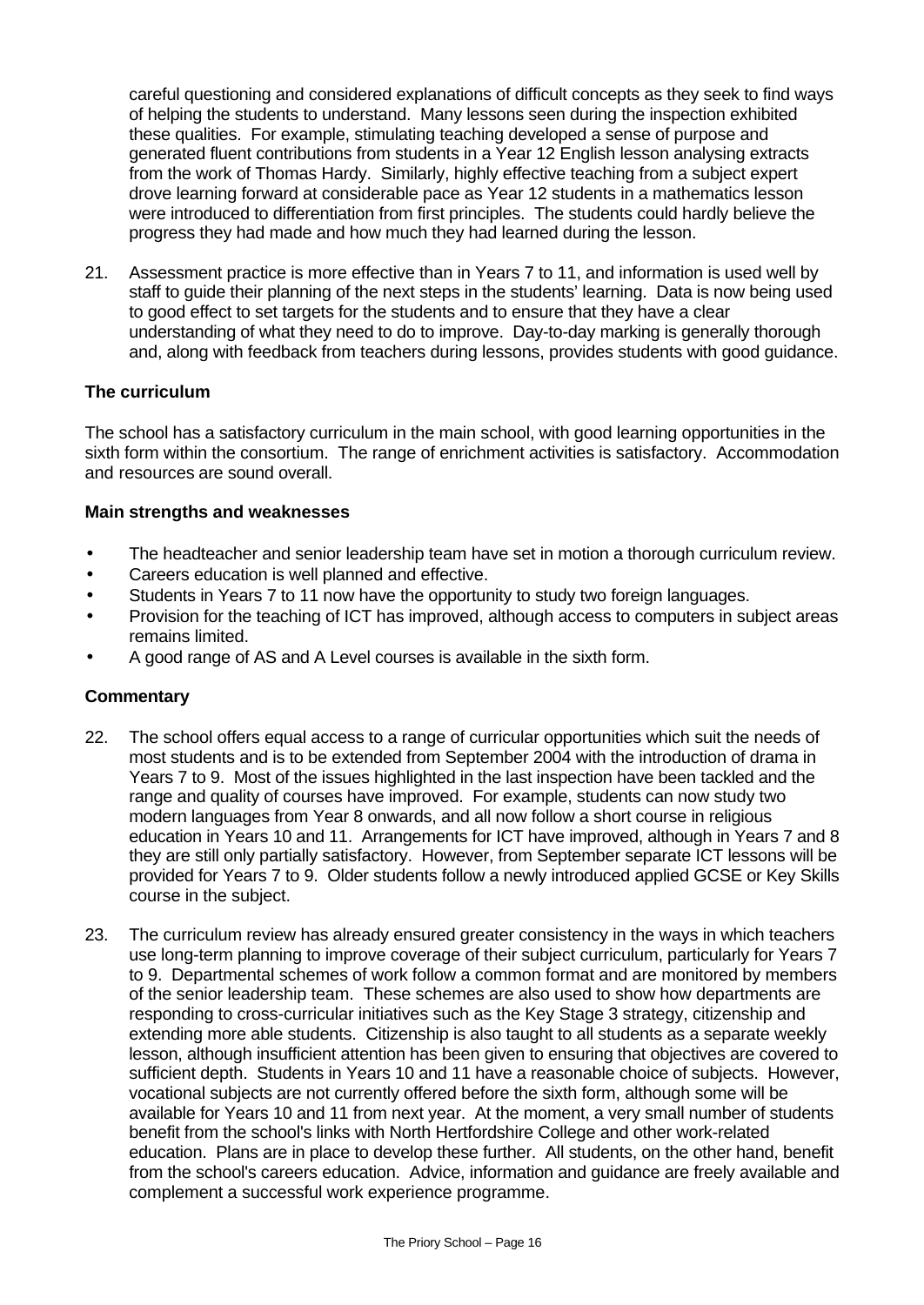careful questioning and considered explanations of difficult concepts as they seek to find ways of helping the students to understand. Many lessons seen during the inspection exhibited these qualities. For example, stimulating teaching developed a sense of purpose and generated fluent contributions from students in a Year 12 English lesson analysing extracts from the work of Thomas Hardy. Similarly, highly effective teaching from a subject expert drove learning forward at considerable pace as Year 12 students in a mathematics lesson were introduced to differentiation from first principles. The students could hardly believe the progress they had made and how much they had learned during the lesson.

21. Assessment practice is more effective than in Years 7 to 11, and information is used well by staff to guide their planning of the next steps in the students' learning. Data is now being used to good effect to set targets for the students and to ensure that they have a clear understanding of what they need to do to improve. Day-to-day marking is generally thorough and, along with feedback from teachers during lessons, provides students with good guidance.

### The curriculum

The school has a satisfactory curriculum in the main school, with good learning opportunities in the sixth form within the consortium. The range of enrichment activities is satisfactory. Accommodation and resources are sound overall.

#### Main strengths and weaknesses

- The headteacher and senior leadership team have set in motion a thorough curriculum review.
- Careers education is well planned and effective.
- Students in Years 7 to 11 now have the opportunity to study two foreign languages.
- Provision for the teaching of ICT has improved, although access to computers in subject areas remains limited.
- A good range of AS and A Level courses is available in the sixth form.

#### Commentary

22. The school offers equal access to a range of curricular opportunities which suit the needs of most students and is to be extended from September 2004 with the introduction of drama in Years 7 to 9. Most of the issues highlighted in the last inspection have been tackled and the range and quality of courses have improved. For example, students can now study two modern languages from Year 8 onwards, and all now follow a short course in religious education in Years 10 and 11. Arrangements for ICT have improved, although in Years 7 and 8 they are still only partially satisfactory. However, from September separate ICT lessons will be provided for Years 7 to 9. Older students follow a newly introduced applied GCSE or Key Skills course in the subject.

23. The curriculum review has already ensured greater consistency in the ways in which teachers use long-term planning to improve coverage of their subject curriculum, particularly for Years 7 to 9. Departmental schemes of work follow a common format and are monitored by members of the senior leadership team. These schemes are also used to show how departments are responding to cross-curricular initiatives such as the Key Stage 3 strategy, citizenship and extending more able students. Citizenship is also taught to all students as a separate weekly lesson, although insufficient attention has been given to ensuring that objectives are covered to sufficient depth. Students in Years 10 and 11 have a reasonable choice of subjects. However, vocational subjects are not currently offered before the sixth form, although some will be available for Years 10 and 11 from next year. At the moment, a very small number of students benefit from the school's links with North Hertfordshire College and other work-related education. Plans are in place to develop these further. All students, on the other hand, benefit from the school's careers education. Advice, information and guidance are freely available and complement a successful work experience programme.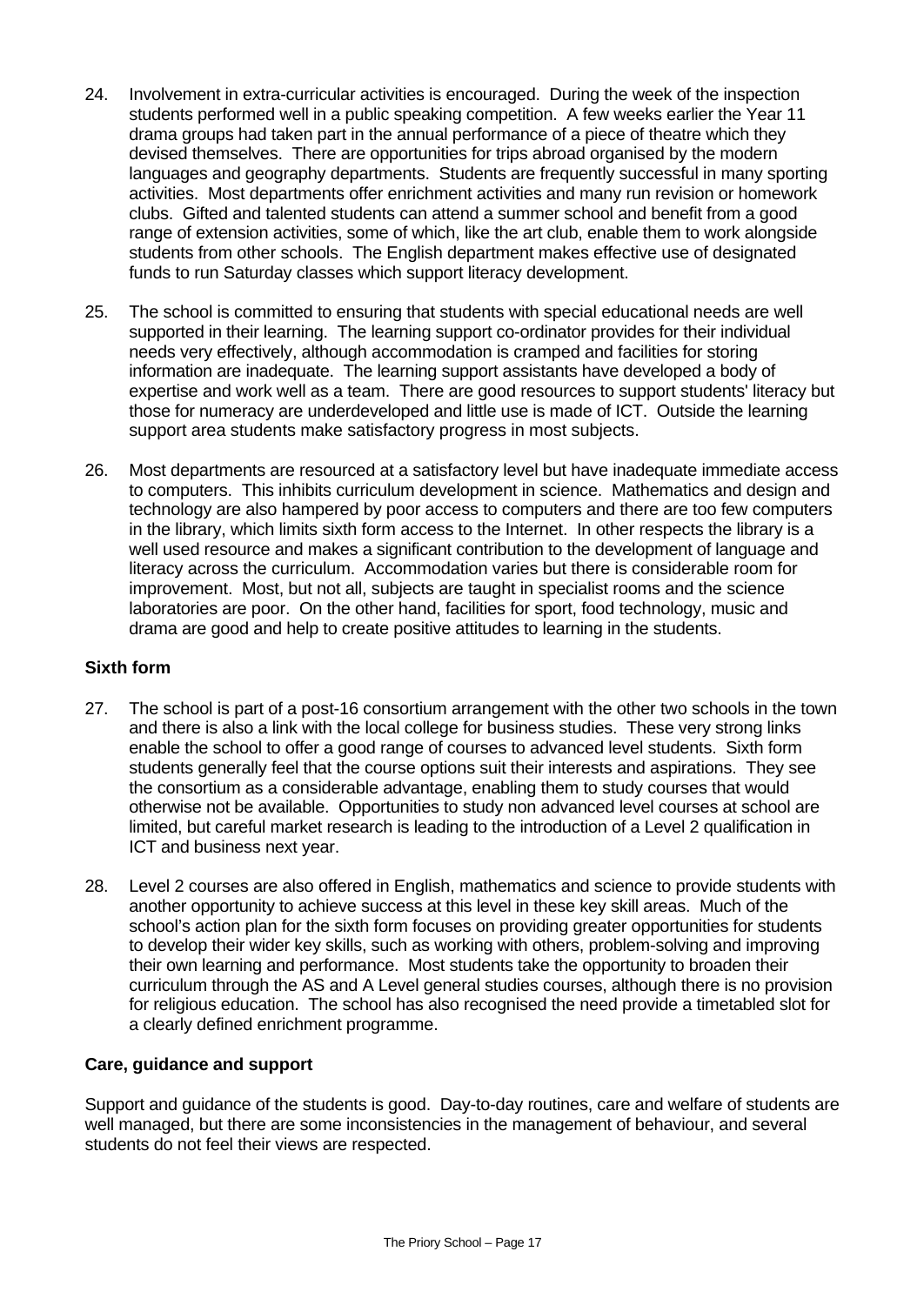24. Involvement in extra-curricular activities is encouraged. During the week of the inspection students performed well in a public speaking competition. A few weeks earlier the Year 11 drama groups had taken part in the annual performance of a piece of theatre which they devised themselves. There are opportunities for trips abroad organised by the modern languages and geography departments. Students are frequently successful in many sporting activities. Most departments offer enrichment activities and many run revision or homework clubs. Gifted and talented students can attend a summer school and benefit from a good range of extension activities, some of which, like the art club, enable them to work alongside students from other schools. The English department makes effective use of designated funds to run Saturday classes which support literacy development.

25. The school is committed to ensuring that students with special educational needs are well supported in their learning. The learning support co-ordinator provides for their individual needs very effectively, although accommodation is cramped and facilities for storing information are inadequate. The learning support assistants have developed a body of expertise and work well as a team. There are good resources to support students' literacy but those for numeracy are underdeveloped and little use is made of ICT. Outside the learning support area students make satisfactory progress in most subjects.

26. Most departments are resourced at a satisfactory level but have inadequate immediate access to computers. This inhibits curriculum development in science. Mathematics and design and technology are also hampered by poor access to computers and there are too few computers in the library, which limits sixth form access to the Internet. In other respects the library is a well used resource and makes a significant contribution to the development of language and literacy across the curriculum. Accommodation varies but there is considerable room for improvement. Most, but not all, subjects are taught in specialist rooms and the science laboratories are poor. On the other hand, facilities for sport, food technology, music and drama are good and help to create positive attitudes to learning in the students.

### Sixth form

27. The school is part of a post-16 consortium arrangement with the other two schools in the town and there is also a link with the local college for business studies. These very strong links enable the school to offer a good range of courses to advanced level students. Sixth form students generally feel that the course options suit their interests and aspirations. They see the consortium as a considerable advantage, enabling them to study courses that would otherwise not be available. Opportunities to study non advanced level courses at school are limited, but careful market research is leading to the introduction of a Level 2 qualification in ICT and business next year.

28. Level 2 courses are also offered in English, mathematics and science to provide students with another opportunity to achieve success at this level in these key skill areas. Much of the school's action plan for the sixth form focuses on providing greater opportunities for students to develop their wider key skills, such as working with others, problem-solving and improving their own learning and performance. Most students take the opportunity to broaden their curriculum through the AS and A Level general studies courses, although there is no provision for religious education. The school has also recognised the need provide a timetabled slot for a clearly defined enrichment programme.

### Care, guidance and support

Support and guidance of the students is good. Day-to-day routines, care and welfare of students are well managed, but there are some inconsistencies in the management of behaviour, and several students do not feel their views are respected.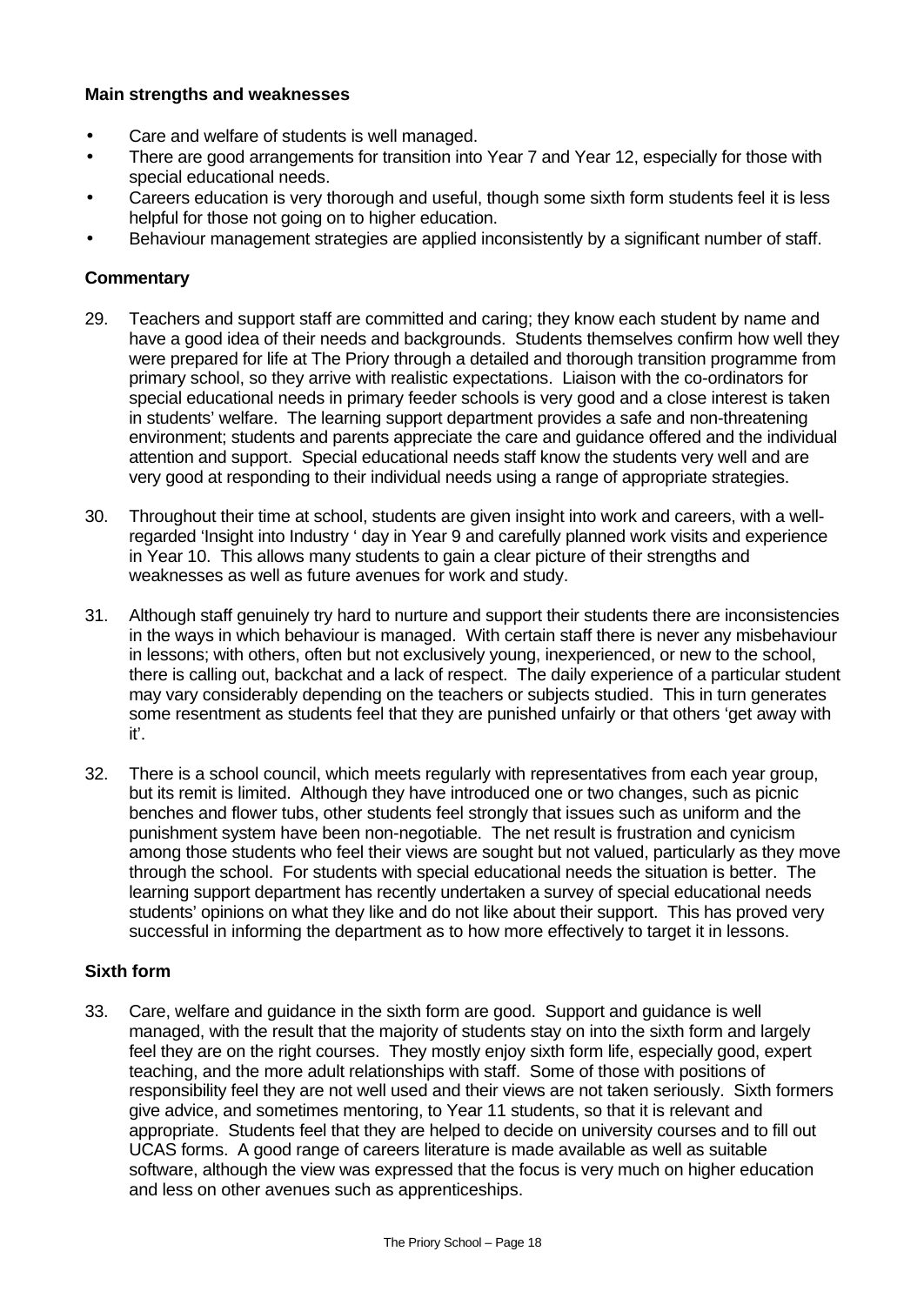**Main strengths and weaknesses**

- Care and welfare of students is well managed.
- There are good arrangements for transition into Year 7 and Year 12, especially for those with special educational needs.
- Careers education is very thorough and useful, though some sixth form students feel it is less helpful for those not going on to higher education.
- Behaviour management strategies are applied inconsistently by a significant number of staff.

**Commentary**

29. Teachers and support staff are committed and caring; they know each student by name and have a good idea of their needs and backgrounds. Students themselves confirm how well they were prepared for life at The Priory through a detailed and thorough transition programme from primary school, so they arrive with realistic expectations. Liaison with the co-ordinators for special educational needs in primary feeder schools is very good and a close interest is taken in students' welfare. The learning support department provides a safe and non-threatening environment; students and parents appreciate the care and guidance offered and the individual attention and support. Special educational needs staff know the students very well and are very good at responding to their individual needs using a range of appropriate strategies.

30. Throughout their time at school, students are given insight into work and careers, with a well-regarded 'Insight into Industry ' day in Year 9 and carefully planned work visits and experience in Year 10. This allows many students to gain a clear picture of their strengths and weaknesses as well as future avenues for work and study.

31. Although staff genuinely try hard to nurture and support their students there are inconsistencies in the ways in which behaviour is managed. With certain staff there is never any misbehaviour in lessons; with others, often but not exclusively young, inexperienced, or new to the school, there is calling out, backchat and a lack of respect. The daily experience of a particular student may vary considerably depending on the teachers or subjects studied. This in turn generates some resentment as students feel that they are punished unfairly or that others 'get away with it'.

32. There is a school council, which meets regularly with representatives from each year group, but its remit is limited. Although they have introduced one or two changes, such as picnic benches and flower tubs, other students feel strongly that issues such as uniform and the punishment system have been non-negotiable. The net result is frustration and cynicism among those students who feel their views are sought but not valued, particularly as they move through the school. For students with special educational needs the situation is better. The learning support department has recently undertaken a survey of special educational needs students' opinions on what they like and do not like about their support. This has proved very successful in informing the department as to how more effectively to target it in lessons.

**Sixth form**

33. Care, welfare and guidance in the sixth form are good. Support and guidance is well managed, with the result that the majority of students stay on into the sixth form and largely feel they are on the right courses. They mostly enjoy sixth form life, especially good, expert teaching, and the more adult relationships with staff. Some of those with positions of responsibility feel they are not well used and their views are not taken seriously. Sixth formers give advice, and sometimes mentoring, to Year 11 students, so that it is relevant and appropriate. Students feel that they are helped to decide on university courses and to fill out UCAS forms. A good range of careers literature is made available as well as suitable software, although the view was expressed that the focus is very much on higher education and less on other avenues such as apprenticeships.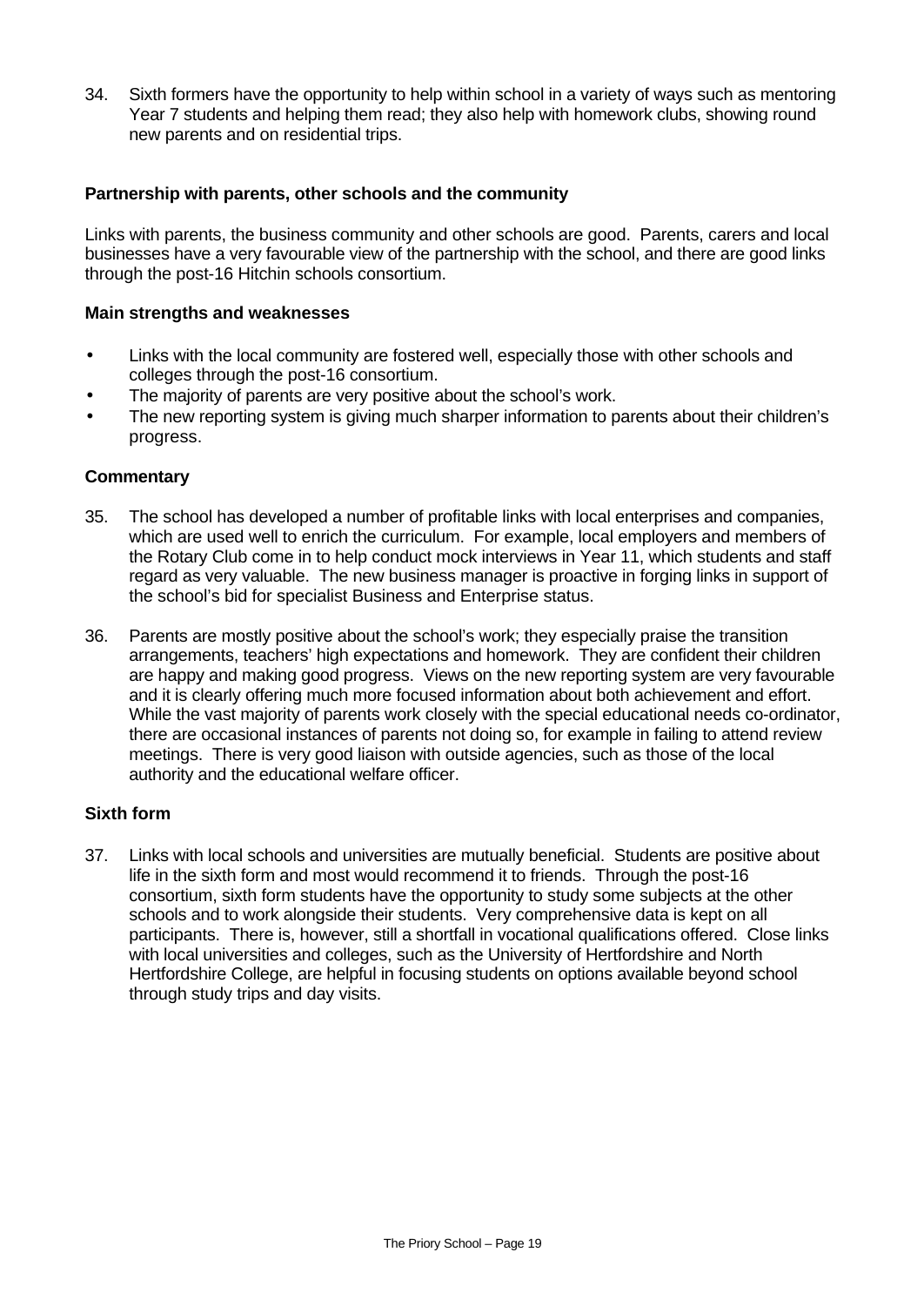34. Sixth formers have the opportunity to help within school in a variety of ways such as mentoring Year 7 students and helping them read; they also help with homework clubs, showing round new parents and on residential trips.

### Partnership with parents, other schools and the community

Links with parents, the business community and other schools are good. Parents, carers and local businesses have a very favourable view of the partnership with the school, and there are good links through the post-16 Hitchin schools consortium.

#### Main strengths and weaknesses

- Links with the local community are fostered well, especially those with other schools and colleges through the post-16 consortium.
- The majority of parents are very positive about the school's work.
- The new reporting system is giving much sharper information to parents about their children's progress.

#### Commentary

35. The school has developed a number of profitable links with local enterprises and companies, which are used well to enrich the curriculum. For example, local employers and members of the Rotary Club come in to help conduct mock interviews in Year 11, which students and staff regard as very valuable. The new business manager is proactive in forging links in support of the school's bid for specialist Business and Enterprise status.

36. Parents are mostly positive about the school's work; they especially praise the transition arrangements, teachers' high expectations and homework. They are confident their children are happy and making good progress. Views on the new reporting system are very favourable and it is clearly offering much more focused information about both achievement and effort. While the vast majority of parents work closely with the special educational needs co-ordinator, there are occasional instances of parents not doing so, for example in failing to attend review meetings. There is very good liaison with outside agencies, such as those of the local authority and the educational welfare officer.

#### Sixth form

37. Links with local schools and universities are mutually beneficial. Students are positive about life in the sixth form and most would recommend it to friends. Through the post-16 consortium, sixth form students have the opportunity to study some subjects at the other schools and to work alongside their students. Very comprehensive data is kept on all participants. There is, however, still a shortfall in vocational qualifications offered. Close links with local universities and colleges, such as the University of Hertfordshire and North Hertfordshire College, are helpful in focusing students on options available beyond school through study trips and day visits.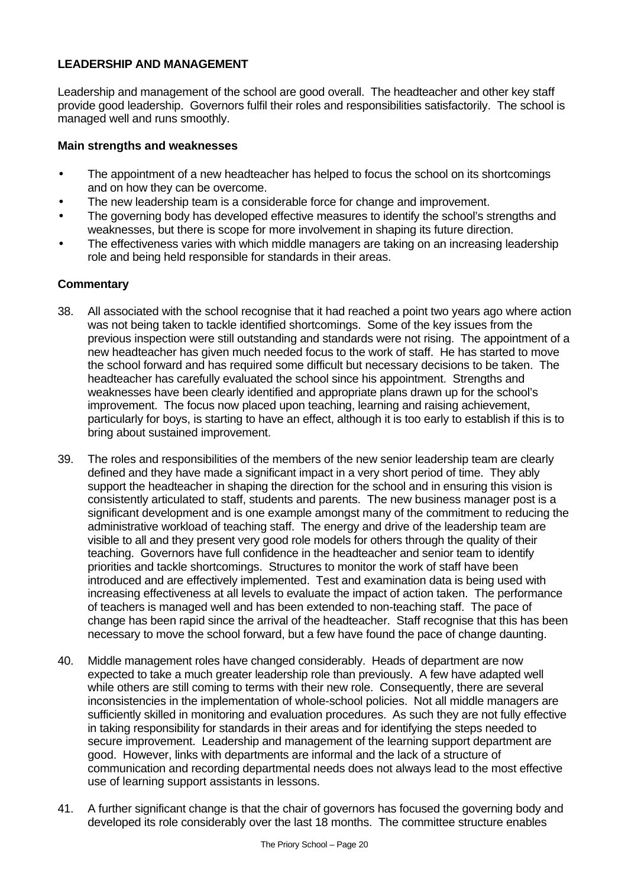### LEADERSHIP AND MANAGEMENT

Leadership and management of the school are good overall. The headteacher and other key staff provide good leadership. Governors fulfil their roles and responsibilities satisfactorily. The school is managed well and runs smoothly.

#### Main strengths and weaknesses

- The appointment of a new headteacher has helped to focus the school on its shortcomings and on how they can be overcome.
- The new leadership team is a considerable force for change and improvement.
- The governing body has developed effective measures to identify the school's strengths and weaknesses, but there is scope for more involvement in shaping its future direction.
- The effectiveness varies with which middle managers are taking on an increasing leadership role and being held responsible for standards in their areas.

#### Commentary

38. All associated with the school recognise that it had reached a point two years ago where action was not being taken to tackle identified shortcomings. Some of the key issues from the previous inspection were still outstanding and standards were not rising. The appointment of a new headteacher has given much needed focus to the work of staff. He has started to move the school forward and has required some difficult but necessary decisions to be taken. The headteacher has carefully evaluated the school since his appointment. Strengths and weaknesses have been clearly identified and appropriate plans drawn up for the school's improvement. The focus now placed upon teaching, learning and raising achievement, particularly for boys, is starting to have an effect, although it is too early to establish if this is to bring about sustained improvement.

39. The roles and responsibilities of the members of the new senior leadership team are clearly defined and they have made a significant impact in a very short period of time. They ably support the headteacher in shaping the direction for the school and in ensuring this vision is consistently articulated to staff, students and parents. The new business manager post is a significant development and is one example amongst many of the commitment to reducing the administrative workload of teaching staff. The energy and drive of the leadership team are visible to all and they present very good role models for others through the quality of their teaching. Governors have full confidence in the headteacher and senior team to identify priorities and tackle shortcomings. Structures to monitor the work of staff have been introduced and are effectively implemented. Test and examination data is being used with increasing effectiveness at all levels to evaluate the impact of action taken. The performance of teachers is managed well and has been extended to non-teaching staff. The pace of change has been rapid since the arrival of the headteacher. Staff recognise that this has been necessary to move the school forward, but a few have found the pace of change daunting.

40. Middle management roles have changed considerably. Heads of department are now expected to take a much greater leadership role than previously. A few have adapted well while others are still coming to terms with their new role. Consequently, there are several inconsistencies in the implementation of whole-school policies. Not all middle managers are sufficiently skilled in monitoring and evaluation procedures. As such they are not fully effective in taking responsibility for standards in their areas and for identifying the steps needed to secure improvement. Leadership and management of the learning support department are good. However, links with departments are informal and the lack of a structure of communication and recording departmental needs does not always lead to the most effective use of learning support assistants in lessons.

41. A further significant change is that the chair of governors has focused the governing body and developed its role considerably over the last 18 months. The committee structure enables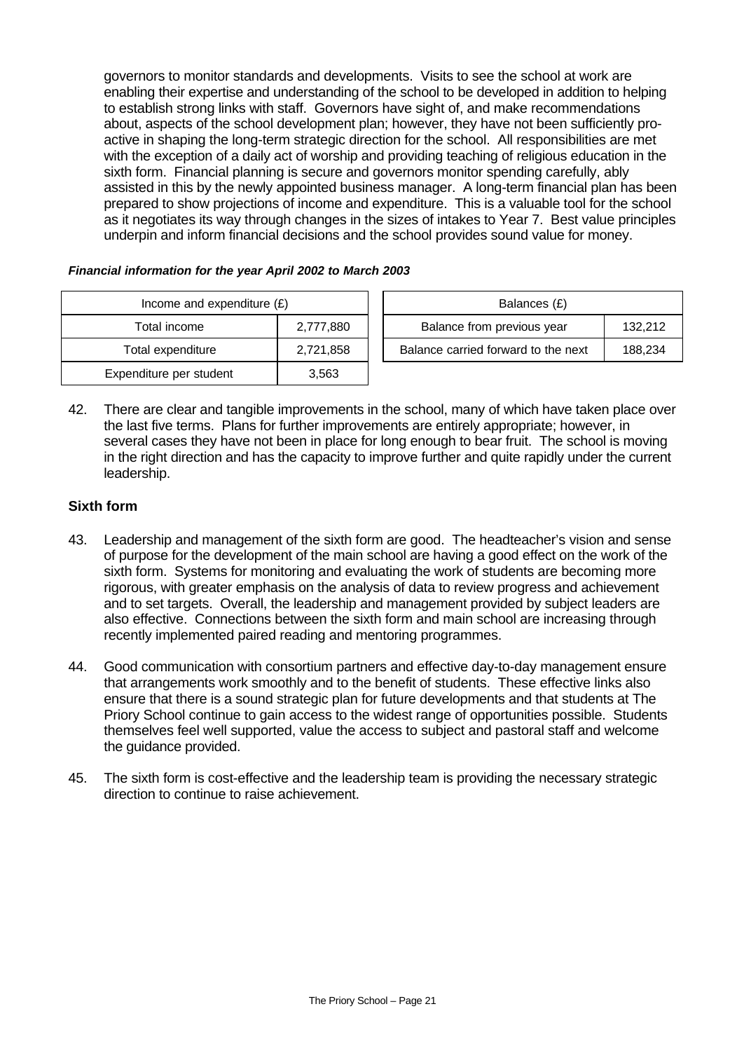governors to monitor standards and developments. Visits to see the school at work are enabling their expertise and understanding of the school to be developed in addition to helping to establish strong links with staff. Governors have sight of, and make recommendations about, aspects of the school development plan; however, they have not been sufficiently pro-active in shaping the long-term strategic direction for the school. All responsibilities are met with the exception of a daily act of worship and providing teaching of religious education in the sixth form. Financial planning is secure and governors monitor spending carefully, ably assisted in this by the newly appointed business manager. A long-term financial plan has been prepared to show projections of income and expenditure. This is a valuable tool for the school as it negotiates its way through changes in the sizes of intakes to Year 7. Best value principles underpin and inform financial decisions and the school provides sound value for money.

***Financial information for the year April 2002 to March 2003***

| Income and expenditure (£) | |
|---|---|
| Total income | 2,777,880 |
| Total expenditure | 2,721,858 |
| Expenditure per student | 3,563 |

| Balances (£) | |
|---|---|
| Balance from previous year | 132,212 |
| Balance carried forward to the next | 188,234 |

42. There are clear and tangible improvements in the school, many of which have taken place over the last five terms. Plans for further improvements are entirely appropriate; however, in several cases they have not been in place for long enough to bear fruit. The school is moving in the right direction and has the capacity to improve further and quite rapidly under the current leadership.

**Sixth form**

43. Leadership and management of the sixth form are good. The headteacher's vision and sense of purpose for the development of the main school are having a good effect on the work of the sixth form. Systems for monitoring and evaluating the work of students are becoming more rigorous, with greater emphasis on the analysis of data to review progress and achievement and to set targets. Overall, the leadership and management provided by subject leaders are also effective. Connections between the sixth form and main school are increasing through recently implemented paired reading and mentoring programmes.

44. Good communication with consortium partners and effective day-to-day management ensure that arrangements work smoothly and to the benefit of students. These effective links also ensure that there is a sound strategic plan for future developments and that students at The Priory School continue to gain access to the widest range of opportunities possible. Students themselves feel well supported, value the access to subject and pastoral staff and welcome the guidance provided.

45. The sixth form is cost-effective and the leadership team is providing the necessary strategic direction to continue to raise achievement.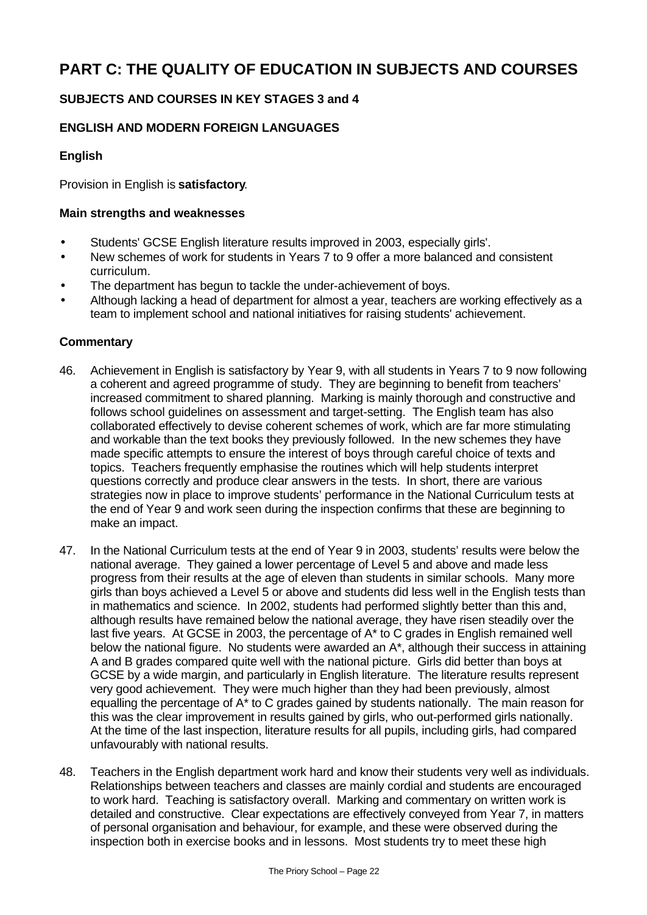# PART C: THE QUALITY OF EDUCATION IN SUBJECTS AND COURSES

## SUBJECTS AND COURSES IN KEY STAGES 3 and 4

## ENGLISH AND MODERN FOREIGN LANGUAGES

### English

Provision in English is **satisfactory**.

#### Main strengths and weaknesses

- Students' GCSE English literature results improved in 2003, especially girls'.
- New schemes of work for students in Years 7 to 9 offer a more balanced and consistent curriculum.
- The department has begun to tackle the under-achievement of boys.
- Although lacking a head of department for almost a year, teachers are working effectively as a team to implement school and national initiatives for raising students' achievement.

#### Commentary

46. Achievement in English is satisfactory by Year 9, with all students in Years 7 to 9 now following a coherent and agreed programme of study. They are beginning to benefit from teachers' increased commitment to shared planning. Marking is mainly thorough and constructive and follows school guidelines on assessment and target-setting. The English team has also collaborated effectively to devise coherent schemes of work, which are far more stimulating and workable than the text books they previously followed. In the new schemes they have made specific attempts to ensure the interest of boys through careful choice of texts and topics. Teachers frequently emphasise the routines which will help students interpret questions correctly and produce clear answers in the tests. In short, there are various strategies now in place to improve students' performance in the National Curriculum tests at the end of Year 9 and work seen during the inspection confirms that these are beginning to make an impact.

47. In the National Curriculum tests at the end of Year 9 in 2003, students' results were below the national average. They gained a lower percentage of Level 5 and above and made less progress from their results at the age of eleven than students in similar schools. Many more girls than boys achieved a Level 5 or above and students did less well in the English tests than in mathematics and science. In 2002, students had performed slightly better than this and, although results have remained below the national average, they have risen steadily over the last five years. At GCSE in 2003, the percentage of A* to C grades in English remained well below the national figure. No students were awarded an A*, although their success in attaining A and B grades compared quite well with the national picture. Girls did better than boys at GCSE by a wide margin, and particularly in English literature. The literature results represent very good achievement. They were much higher than they had been previously, almost equalling the percentage of A* to C grades gained by students nationally. The main reason for this was the clear improvement in results gained by girls, who out-performed girls nationally. At the time of the last inspection, literature results for all pupils, including girls, had compared unfavourably with national results.

48. Teachers in the English department work hard and know their students very well as individuals. Relationships between teachers and classes are mainly cordial and students are encouraged to work hard. Teaching is satisfactory overall. Marking and commentary on written work is detailed and constructive. Clear expectations are effectively conveyed from Year 7, in matters of personal organisation and behaviour, for example, and these were observed during the inspection both in exercise books and in lessons. Most students try to meet these high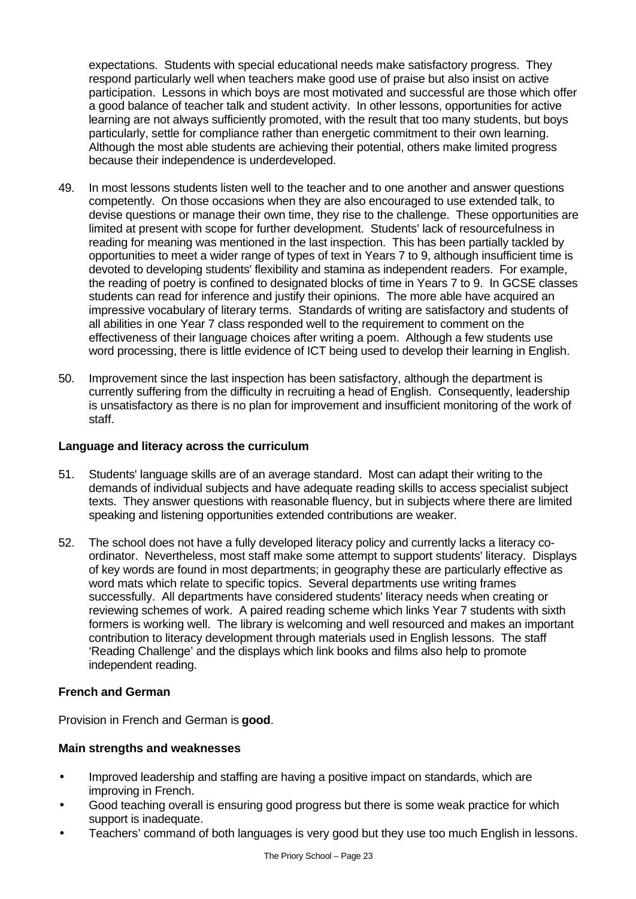expectations. Students with special educational needs make satisfactory progress. They respond particularly well when teachers make good use of praise but also insist on active participation. Lessons in which boys are most motivated and successful are those which offer a good balance of teacher talk and student activity. In other lessons, opportunities for active learning are not always sufficiently promoted, with the result that too many students, but boys particularly, settle for compliance rather than energetic commitment to their own learning. Although the most able students are achieving their potential, others make limited progress because their independence is underdeveloped.

49. In most lessons students listen well to the teacher and to one another and answer questions competently. On those occasions when they are also encouraged to use extended talk, to devise questions or manage their own time, they rise to the challenge. These opportunities are limited at present with scope for further development. Students' lack of resourcefulness in reading for meaning was mentioned in the last inspection. This has been partially tackled by opportunities to meet a wider range of types of text in Years 7 to 9, although insufficient time is devoted to developing students' flexibility and stamina as independent readers. For example, the reading of poetry is confined to designated blocks of time in Years 7 to 9. In GCSE classes students can read for inference and justify their opinions. The more able have acquired an impressive vocabulary of literary terms. Standards of writing are satisfactory and students of all abilities in one Year 7 class responded well to the requirement to comment on the effectiveness of their language choices after writing a poem. Although a few students use word processing, there is little evidence of ICT being used to develop their learning in English.

50. Improvement since the last inspection has been satisfactory, although the department is currently suffering from the difficulty in recruiting a head of English. Consequently, leadership is unsatisfactory as there is no plan for improvement and insufficient monitoring of the work of staff.

**Language and literacy across the curriculum**

51. Students' language skills are of an average standard. Most can adapt their writing to the demands of individual subjects and have adequate reading skills to access specialist subject texts. They answer questions with reasonable fluency, but in subjects where there are limited speaking and listening opportunities extended contributions are weaker.

52. The school does not have a fully developed literacy policy and currently lacks a literacy co-ordinator. Nevertheless, most staff make some attempt to support students' literacy. Displays of key words are found in most departments; in geography these are particularly effective as word mats which relate to specific topics. Several departments use writing frames successfully. All departments have considered students' literacy needs when creating or reviewing schemes of work. A paired reading scheme which links Year 7 students with sixth formers is working well. The library is welcoming and well resourced and makes an important contribution to literacy development through materials used in English lessons. The staff 'Reading Challenge' and the displays which link books and films also help to promote independent reading.

**French and German**

Provision in French and German is **good**.

**Main strengths and weaknesses**

- Improved leadership and staffing are having a positive impact on standards, which are improving in French.
- Good teaching overall is ensuring good progress but there is some weak practice for which support is inadequate.
- Teachers' command of both languages is very good but they use too much English in lessons.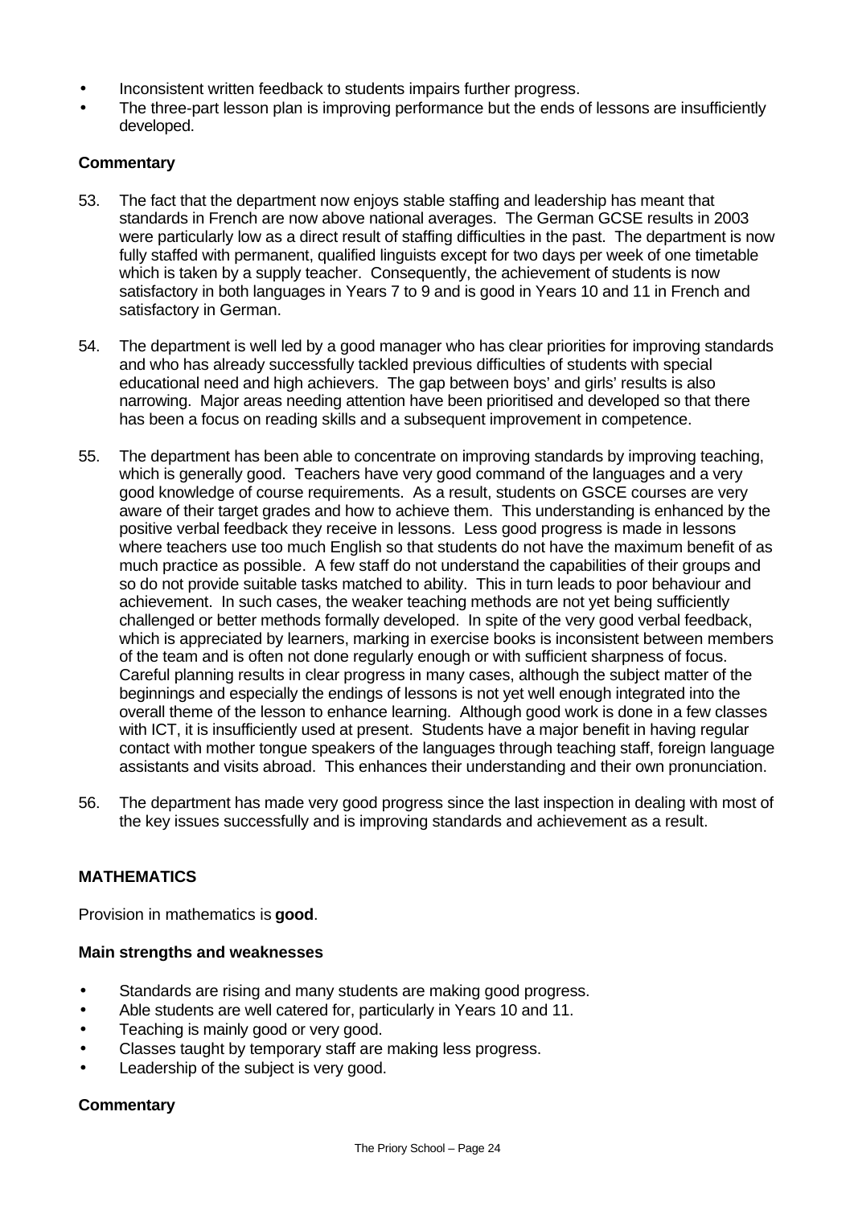- Inconsistent written feedback to students impairs further progress.
- The three-part lesson plan is improving performance but the ends of lessons are insufficiently developed.

**Commentary**

53. The fact that the department now enjoys stable staffing and leadership has meant that standards in French are now above national averages. The German GCSE results in 2003 were particularly low as a direct result of staffing difficulties in the past. The department is now fully staffed with permanent, qualified linguists except for two days per week of one timetable which is taken by a supply teacher. Consequently, the achievement of students is now satisfactory in both languages in Years 7 to 9 and is good in Years 10 and 11 in French and satisfactory in German.

54. The department is well led by a good manager who has clear priorities for improving standards and who has already successfully tackled previous difficulties of students with special educational need and high achievers. The gap between boys' and girls' results is also narrowing. Major areas needing attention have been prioritised and developed so that there has been a focus on reading skills and a subsequent improvement in competence.

55. The department has been able to concentrate on improving standards by improving teaching, which is generally good. Teachers have very good command of the languages and a very good knowledge of course requirements. As a result, students on GSCE courses are very aware of their target grades and how to achieve them. This understanding is enhanced by the positive verbal feedback they receive in lessons. Less good progress is made in lessons where teachers use too much English so that students do not have the maximum benefit of as much practice as possible. A few staff do not understand the capabilities of their groups and so do not provide suitable tasks matched to ability. This in turn leads to poor behaviour and achievement. In such cases, the weaker teaching methods are not yet being sufficiently challenged or better methods formally developed. In spite of the very good verbal feedback, which is appreciated by learners, marking in exercise books is inconsistent between members of the team and is often not done regularly enough or with sufficient sharpness of focus. Careful planning results in clear progress in many cases, although the subject matter of the beginnings and especially the endings of lessons is not yet well enough integrated into the overall theme of the lesson to enhance learning. Although good work is done in a few classes with ICT, it is insufficiently used at present. Students have a major benefit in having regular contact with mother tongue speakers of the languages through teaching staff, foreign language assistants and visits abroad. This enhances their understanding and their own pronunciation.

56. The department has made very good progress since the last inspection in dealing with most of the key issues successfully and is improving standards and achievement as a result.

## MATHEMATICS

Provision in mathematics is **good**.

**Main strengths and weaknesses**

- Standards are rising and many students are making good progress.
- Able students are well catered for, particularly in Years 10 and 11.
- Teaching is mainly good or very good.
- Classes taught by temporary staff are making less progress.
- Leadership of the subject is very good.

**Commentary**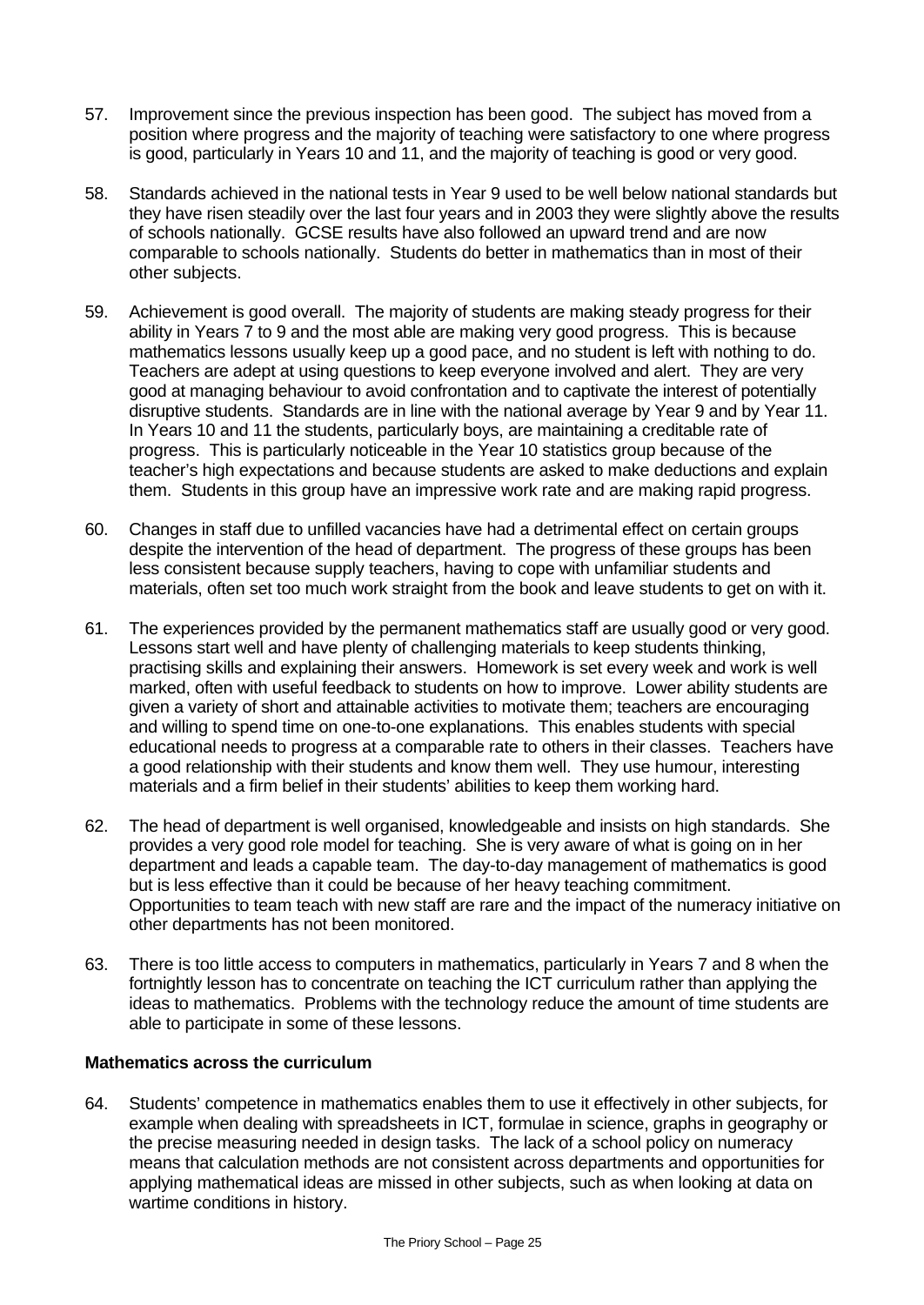57. Improvement since the previous inspection has been good. The subject has moved from a position where progress and the majority of teaching were satisfactory to one where progress is good, particularly in Years 10 and 11, and the majority of teaching is good or very good.

58. Standards achieved in the national tests in Year 9 used to be well below national standards but they have risen steadily over the last four years and in 2003 they were slightly above the results of schools nationally. GCSE results have also followed an upward trend and are now comparable to schools nationally. Students do better in mathematics than in most of their other subjects.

59. Achievement is good overall. The majority of students are making steady progress for their ability in Years 7 to 9 and the most able are making very good progress. This is because mathematics lessons usually keep up a good pace, and no student is left with nothing to do. Teachers are adept at using questions to keep everyone involved and alert. They are very good at managing behaviour to avoid confrontation and to captivate the interest of potentially disruptive students. Standards are in line with the national average by Year 9 and by Year 11. In Years 10 and 11 the students, particularly boys, are maintaining a creditable rate of progress. This is particularly noticeable in the Year 10 statistics group because of the teacher's high expectations and because students are asked to make deductions and explain them. Students in this group have an impressive work rate and are making rapid progress.

60. Changes in staff due to unfilled vacancies have had a detrimental effect on certain groups despite the intervention of the head of department. The progress of these groups has been less consistent because supply teachers, having to cope with unfamiliar students and materials, often set too much work straight from the book and leave students to get on with it.

61. The experiences provided by the permanent mathematics staff are usually good or very good. Lessons start well and have plenty of challenging materials to keep students thinking, practising skills and explaining their answers. Homework is set every week and work is well marked, often with useful feedback to students on how to improve. Lower ability students are given a variety of short and attainable activities to motivate them; teachers are encouraging and willing to spend time on one-to-one explanations. This enables students with special educational needs to progress at a comparable rate to others in their classes. Teachers have a good relationship with their students and know them well. They use humour, interesting materials and a firm belief in their students' abilities to keep them working hard.

62. The head of department is well organised, knowledgeable and insists on high standards. She provides a very good role model for teaching. She is very aware of what is going on in her department and leads a capable team. The day-to-day management of mathematics is good but is less effective than it could be because of her heavy teaching commitment. Opportunities to team teach with new staff are rare and the impact of the numeracy initiative on other departments has not been monitored.

63. There is too little access to computers in mathematics, particularly in Years 7 and 8 when the fortnightly lesson has to concentrate on teaching the ICT curriculum rather than applying the ideas to mathematics. Problems with the technology reduce the amount of time students are able to participate in some of these lessons.

**Mathematics across the curriculum**

64. Students' competence in mathematics enables them to use it effectively in other subjects, for example when dealing with spreadsheets in ICT, formulae in science, graphs in geography or the precise measuring needed in design tasks. The lack of a school policy on numeracy means that calculation methods are not consistent across departments and opportunities for applying mathematical ideas are missed in other subjects, such as when looking at data on wartime conditions in history.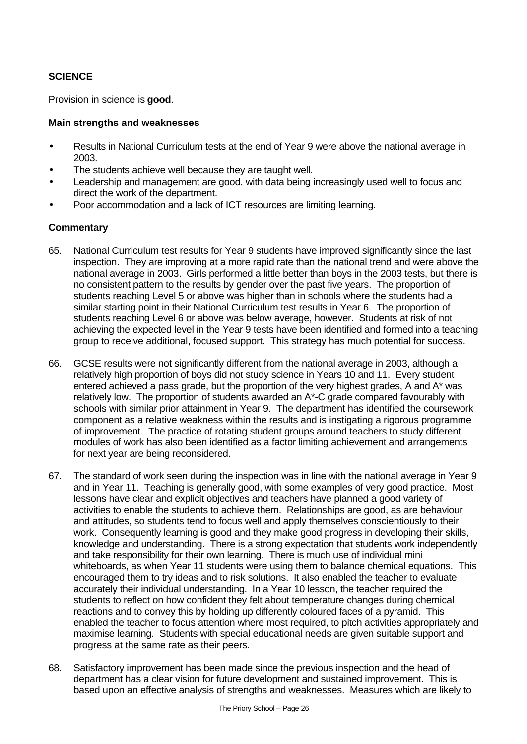**SCIENCE**

Provision in science is **good**.

**Main strengths and weaknesses**

- Results in National Curriculum tests at the end of Year 9 were above the national average in 2003.
- The students achieve well because they are taught well.
- Leadership and management are good, with data being increasingly used well to focus and direct the work of the department.
- Poor accommodation and a lack of ICT resources are limiting learning.

**Commentary**

65. National Curriculum test results for Year 9 students have improved significantly since the last inspection. They are improving at a more rapid rate than the national trend and were above the national average in 2003. Girls performed a little better than boys in the 2003 tests, but there is no consistent pattern to the results by gender over the past five years. The proportion of students reaching Level 5 or above was higher than in schools where the students had a similar starting point in their National Curriculum test results in Year 6. The proportion of students reaching Level 6 or above was below average, however. Students at risk of not achieving the expected level in the Year 9 tests have been identified and formed into a teaching group to receive additional, focused support. This strategy has much potential for success.

66. GCSE results were not significantly different from the national average in 2003, although a relatively high proportion of boys did not study science in Years 10 and 11. Every student entered achieved a pass grade, but the proportion of the very highest grades, A and A* was relatively low. The proportion of students awarded an A*-C grade compared favourably with schools with similar prior attainment in Year 9. The department has identified the coursework component as a relative weakness within the results and is instigating a rigorous programme of improvement. The practice of rotating student groups around teachers to study different modules of work has also been identified as a factor limiting achievement and arrangements for next year are being reconsidered.

67. The standard of work seen during the inspection was in line with the national average in Year 9 and in Year 11. Teaching is generally good, with some examples of very good practice. Most lessons have clear and explicit objectives and teachers have planned a good variety of activities to enable the students to achieve them. Relationships are good, as are behaviour and attitudes, so students tend to focus well and apply themselves conscientiously to their work. Consequently learning is good and they make good progress in developing their skills, knowledge and understanding. There is a strong expectation that students work independently and take responsibility for their own learning. There is much use of individual mini whiteboards, as when Year 11 students were using them to balance chemical equations. This encouraged them to try ideas and to risk solutions. It also enabled the teacher to evaluate accurately their individual understanding. In a Year 10 lesson, the teacher required the students to reflect on how confident they felt about temperature changes during chemical reactions and to convey this by holding up differently coloured faces of a pyramid. This enabled the teacher to focus attention where most required, to pitch activities appropriately and maximise learning. Students with special educational needs are given suitable support and progress at the same rate as their peers.

68. Satisfactory improvement has been made since the previous inspection and the head of department has a clear vision for future development and sustained improvement. This is based upon an effective analysis of strengths and weaknesses. Measures which are likely to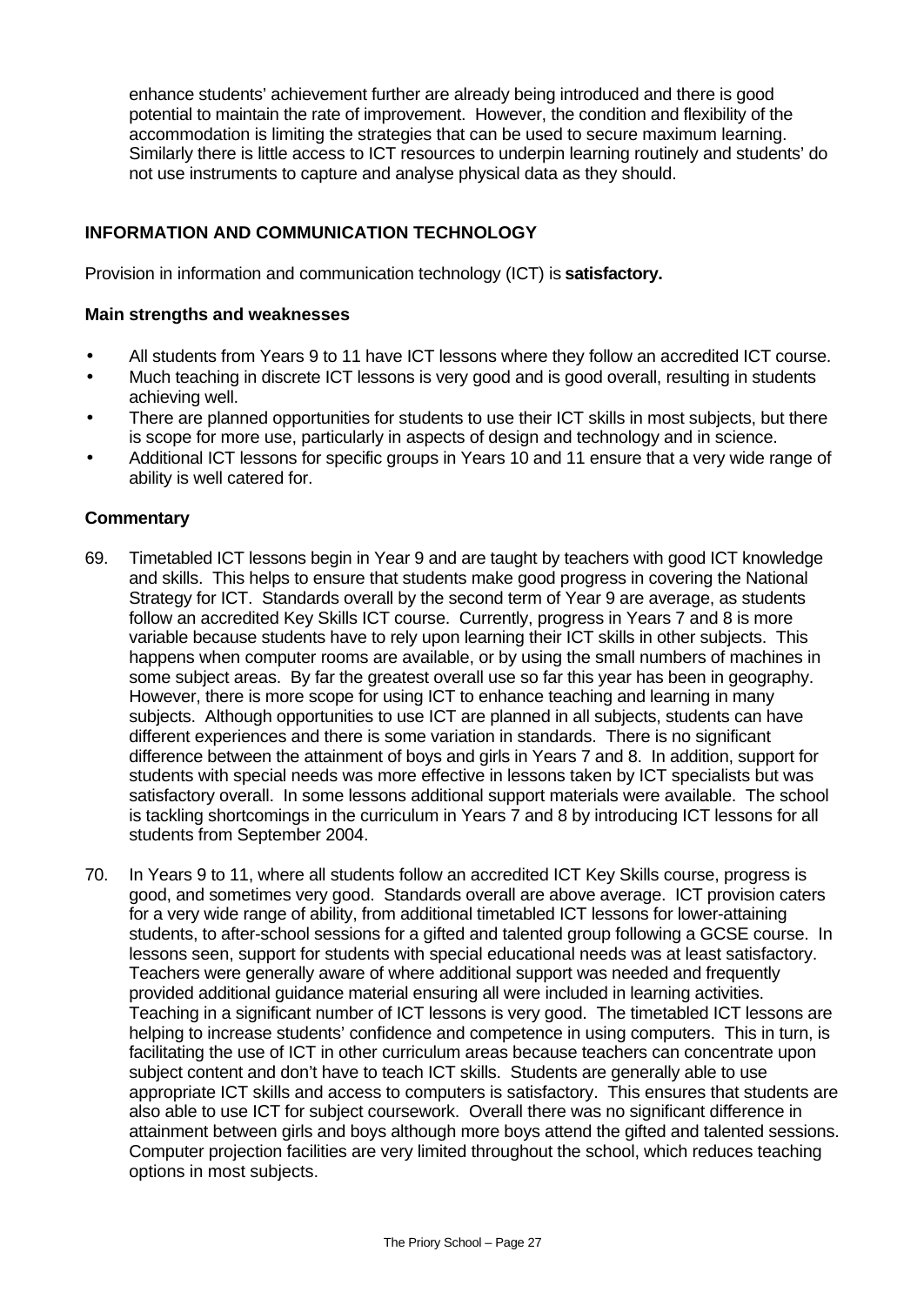enhance students' achievement further are already being introduced and there is good potential to maintain the rate of improvement. However, the condition and flexibility of the accommodation is limiting the strategies that can be used to secure maximum learning. Similarly there is little access to ICT resources to underpin learning routinely and students' do not use instruments to capture and analyse physical data as they should.

## INFORMATION AND COMMUNICATION TECHNOLOGY

Provision in information and communication technology (ICT) is **satisfactory.**

### Main strengths and weaknesses

- All students from Years 9 to 11 have ICT lessons where they follow an accredited ICT course.
- Much teaching in discrete ICT lessons is very good and is good overall, resulting in students achieving well.
- There are planned opportunities for students to use their ICT skills in most subjects, but there is scope for more use, particularly in aspects of design and technology and in science.
- Additional ICT lessons for specific groups in Years 10 and 11 ensure that a very wide range of ability is well catered for.

### Commentary

69. Timetabled ICT lessons begin in Year 9 and are taught by teachers with good ICT knowledge and skills. This helps to ensure that students make good progress in covering the National Strategy for ICT. Standards overall by the second term of Year 9 are average, as students follow an accredited Key Skills ICT course. Currently, progress in Years 7 and 8 is more variable because students have to rely upon learning their ICT skills in other subjects. This happens when computer rooms are available, or by using the small numbers of machines in some subject areas. By far the greatest overall use so far this year has been in geography. However, there is more scope for using ICT to enhance teaching and learning in many subjects. Although opportunities to use ICT are planned in all subjects, students can have different experiences and there is some variation in standards. There is no significant difference between the attainment of boys and girls in Years 7 and 8. In addition, support for students with special needs was more effective in lessons taken by ICT specialists but was satisfactory overall. In some lessons additional support materials were available. The school is tackling shortcomings in the curriculum in Years 7 and 8 by introducing ICT lessons for all students from September 2004.

70. In Years 9 to 11, where all students follow an accredited ICT Key Skills course, progress is good, and sometimes very good. Standards overall are above average. ICT provision caters for a very wide range of ability, from additional timetabled ICT lessons for lower-attaining students, to after-school sessions for a gifted and talented group following a GCSE course. In lessons seen, support for students with special educational needs was at least satisfactory. Teachers were generally aware of where additional support was needed and frequently provided additional guidance material ensuring all were included in learning activities. Teaching in a significant number of ICT lessons is very good. The timetabled ICT lessons are helping to increase students' confidence and competence in using computers. This in turn, is facilitating the use of ICT in other curriculum areas because teachers can concentrate upon subject content and don't have to teach ICT skills. Students are generally able to use appropriate ICT skills and access to computers is satisfactory. This ensures that students are also able to use ICT for subject coursework. Overall there was no significant difference in attainment between girls and boys although more boys attend the gifted and talented sessions. Computer projection facilities are very limited throughout the school, which reduces teaching options in most subjects.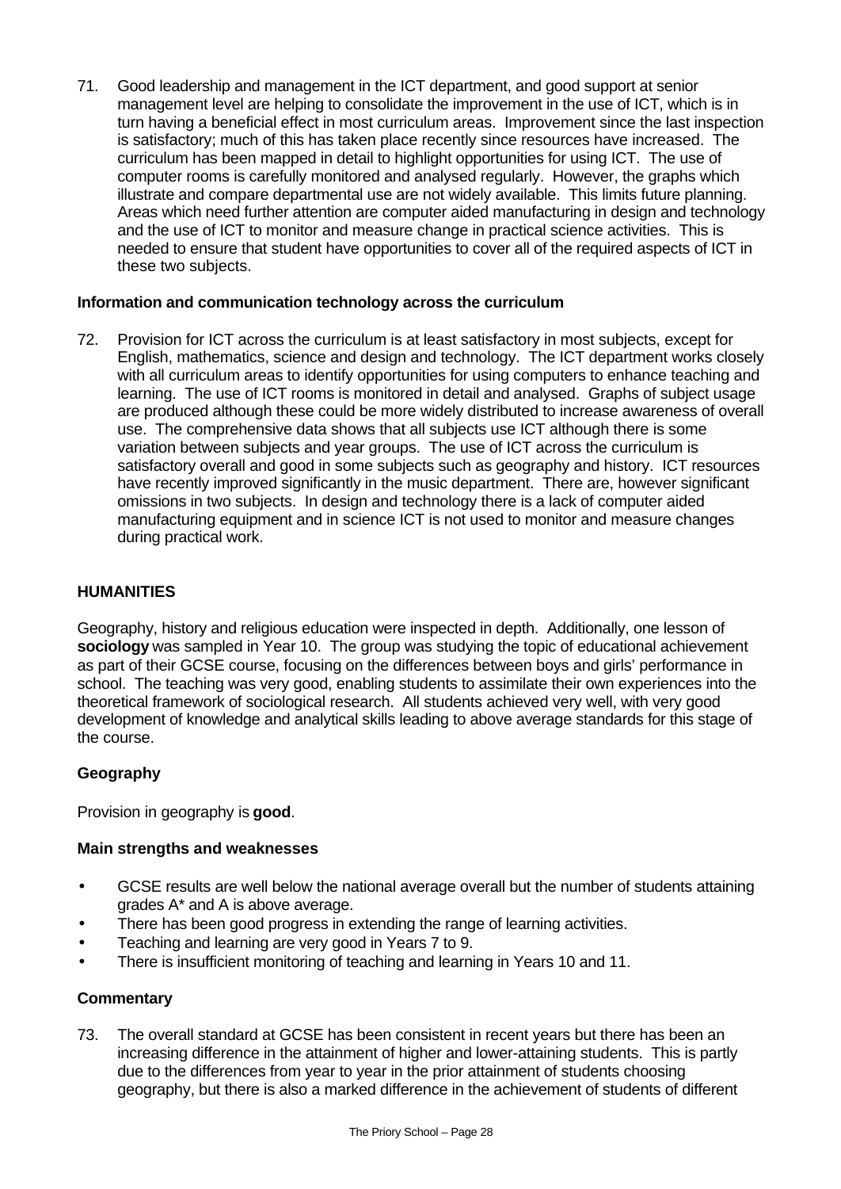71. Good leadership and management in the ICT department, and good support at senior management level are helping to consolidate the improvement in the use of ICT, which is in turn having a beneficial effect in most curriculum areas. Improvement since the last inspection is satisfactory; much of this has taken place recently since resources have increased. The curriculum has been mapped in detail to highlight opportunities for using ICT. The use of computer rooms is carefully monitored and analysed regularly. However, the graphs which illustrate and compare departmental use are not widely available. This limits future planning. Areas which need further attention are computer aided manufacturing in design and technology and the use of ICT to monitor and measure change in practical science activities. This is needed to ensure that student have opportunities to cover all of the required aspects of ICT in these two subjects.

### Information and communication technology across the curriculum

72. Provision for ICT across the curriculum is at least satisfactory in most subjects, except for English, mathematics, science and design and technology. The ICT department works closely with all curriculum areas to identify opportunities for using computers to enhance teaching and learning. The use of ICT rooms is monitored in detail and analysed. Graphs of subject usage are produced although these could be more widely distributed to increase awareness of overall use. The comprehensive data shows that all subjects use ICT although there is some variation between subjects and year groups. The use of ICT across the curriculum is satisfactory overall and good in some subjects such as geography and history. ICT resources have recently improved significantly in the music department. There are, however significant omissions in two subjects. In design and technology there is a lack of computer aided manufacturing equipment and in science ICT is not used to monitor and measure changes during practical work.

## HUMANITIES

Geography, history and religious education were inspected in depth. Additionally, one lesson of **sociology** was sampled in Year 10. The group was studying the topic of educational achievement as part of their GCSE course, focusing on the differences between boys and girls' performance in school. The teaching was very good, enabling students to assimilate their own experiences into the theoretical framework of sociological research. All students achieved very well, with very good development of knowledge and analytical skills leading to above average standards for this stage of the course.

### Geography

Provision in geography is **good**.

### Main strengths and weaknesses

- GCSE results are well below the national average overall but the number of students attaining grades A* and A is above average.
- There has been good progress in extending the range of learning activities.
- Teaching and learning are very good in Years 7 to 9.
- There is insufficient monitoring of teaching and learning in Years 10 and 11.

### Commentary

73. The overall standard at GCSE has been consistent in recent years but there has been an increasing difference in the attainment of higher and lower-attaining students. This is partly due to the differences from year to year in the prior attainment of students choosing geography, but there is also a marked difference in the achievement of students of different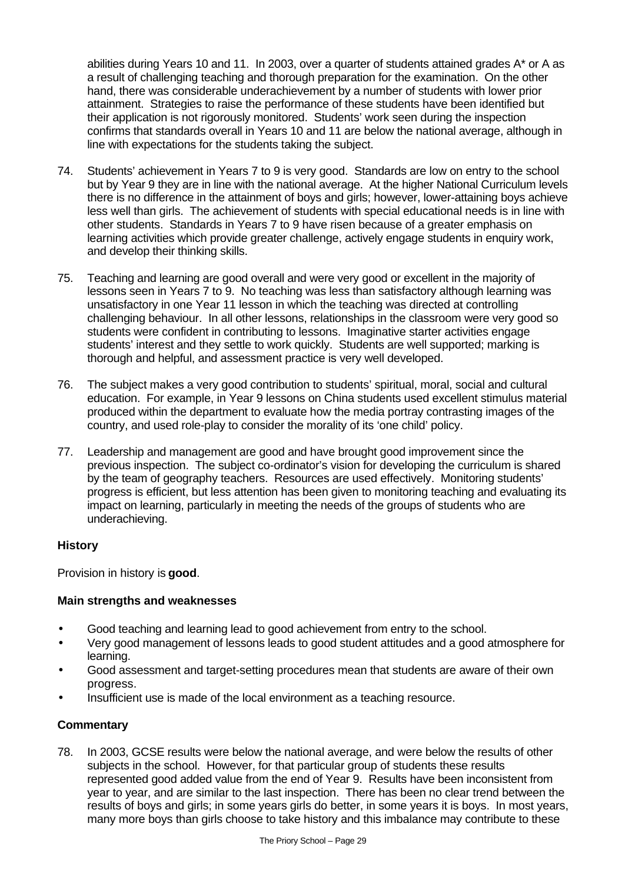abilities during Years 10 and 11. In 2003, over a quarter of students attained grades A* or A as a result of challenging teaching and thorough preparation for the examination. On the other hand, there was considerable underachievement by a number of students with lower prior attainment. Strategies to raise the performance of these students have been identified but their application is not rigorously monitored. Students' work seen during the inspection confirms that standards overall in Years 10 and 11 are below the national average, although in line with expectations for the students taking the subject.

74. Students' achievement in Years 7 to 9 is very good. Standards are low on entry to the school but by Year 9 they are in line with the national average. At the higher National Curriculum levels there is no difference in the attainment of boys and girls; however, lower-attaining boys achieve less well than girls. The achievement of students with special educational needs is in line with other students. Standards in Years 7 to 9 have risen because of a greater emphasis on learning activities which provide greater challenge, actively engage students in enquiry work, and develop their thinking skills.

75. Teaching and learning are good overall and were very good or excellent in the majority of lessons seen in Years 7 to 9. No teaching was less than satisfactory although learning was unsatisfactory in one Year 11 lesson in which the teaching was directed at controlling challenging behaviour. In all other lessons, relationships in the classroom were very good so students were confident in contributing to lessons. Imaginative starter activities engage students' interest and they settle to work quickly. Students are well supported; marking is thorough and helpful, and assessment practice is very well developed.

76. The subject makes a very good contribution to students' spiritual, moral, social and cultural education. For example, in Year 9 lessons on China students used excellent stimulus material produced within the department to evaluate how the media portray contrasting images of the country, and used role-play to consider the morality of its 'one child' policy.

77. Leadership and management are good and have brought good improvement since the previous inspection. The subject co-ordinator's vision for developing the curriculum is shared by the team of geography teachers. Resources are used effectively. Monitoring students' progress is efficient, but less attention has been given to monitoring teaching and evaluating its impact on learning, particularly in meeting the needs of the groups of students who are underachieving.

### History

Provision in history is **good**.

#### Main strengths and weaknesses

- Good teaching and learning lead to good achievement from entry to the school.
- Very good management of lessons leads to good student attitudes and a good atmosphere for learning.
- Good assessment and target-setting procedures mean that students are aware of their own progress.
- Insufficient use is made of the local environment as a teaching resource.

#### Commentary

78. In 2003, GCSE results were below the national average, and were below the results of other subjects in the school. However, for that particular group of students these results represented good added value from the end of Year 9. Results have been inconsistent from year to year, and are similar to the last inspection. There has been no clear trend between the results of boys and girls; in some years girls do better, in some years it is boys. In most years, many more boys than girls choose to take history and this imbalance may contribute to these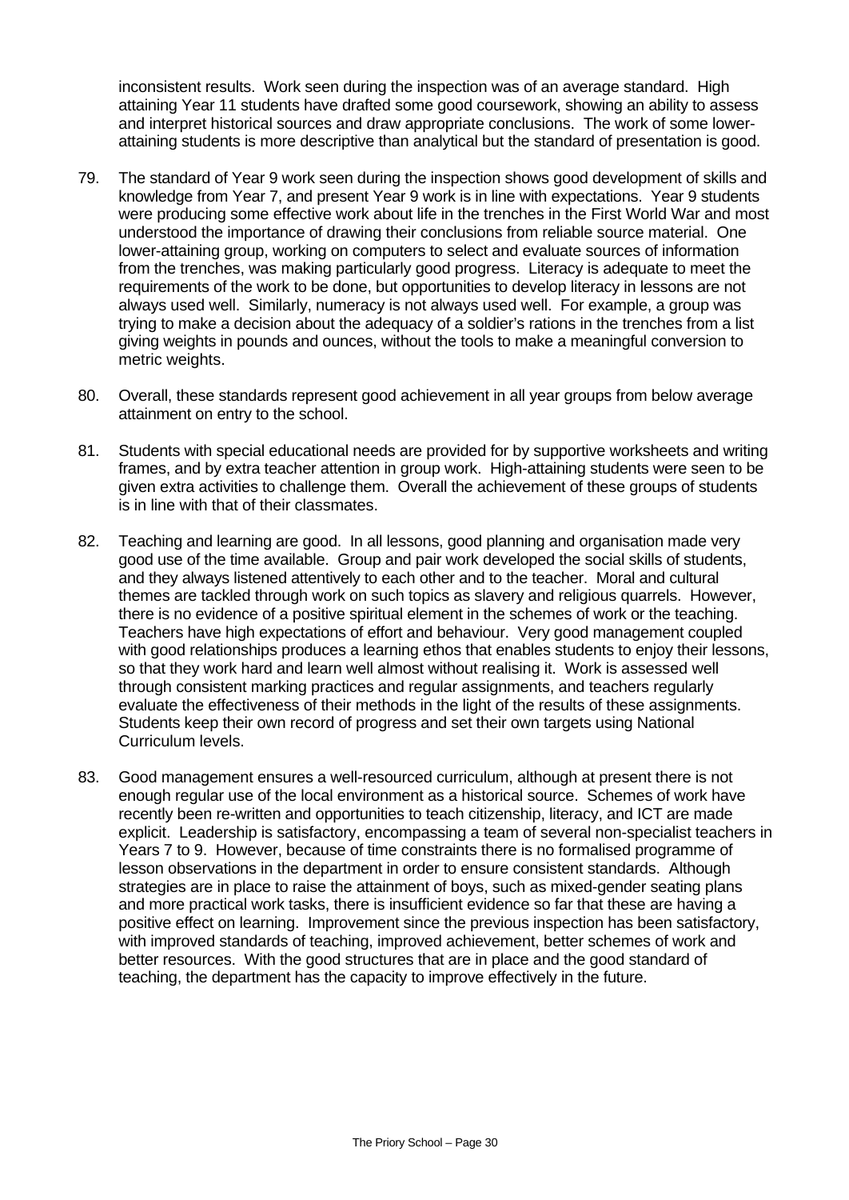inconsistent results. Work seen during the inspection was of an average standard. High attaining Year 11 students have drafted some good coursework, showing an ability to assess and interpret historical sources and draw appropriate conclusions. The work of some lower-attaining students is more descriptive than analytical but the standard of presentation is good.

79. The standard of Year 9 work seen during the inspection shows good development of skills and knowledge from Year 7, and present Year 9 work is in line with expectations. Year 9 students were producing some effective work about life in the trenches in the First World War and most understood the importance of drawing their conclusions from reliable source material. One lower-attaining group, working on computers to select and evaluate sources of information from the trenches, was making particularly good progress. Literacy is adequate to meet the requirements of the work to be done, but opportunities to develop literacy in lessons are not always used well. Similarly, numeracy is not always used well. For example, a group was trying to make a decision about the adequacy of a soldier's rations in the trenches from a list giving weights in pounds and ounces, without the tools to make a meaningful conversion to metric weights.

80. Overall, these standards represent good achievement in all year groups from below average attainment on entry to the school.

81. Students with special educational needs are provided for by supportive worksheets and writing frames, and by extra teacher attention in group work. High-attaining students were seen to be given extra activities to challenge them. Overall the achievement of these groups of students is in line with that of their classmates.

82. Teaching and learning are good. In all lessons, good planning and organisation made very good use of the time available. Group and pair work developed the social skills of students, and they always listened attentively to each other and to the teacher. Moral and cultural themes are tackled through work on such topics as slavery and religious quarrels. However, there is no evidence of a positive spiritual element in the schemes of work or the teaching. Teachers have high expectations of effort and behaviour. Very good management coupled with good relationships produces a learning ethos that enables students to enjoy their lessons, so that they work hard and learn well almost without realising it. Work is assessed well through consistent marking practices and regular assignments, and teachers regularly evaluate the effectiveness of their methods in the light of the results of these assignments. Students keep their own record of progress and set their own targets using National Curriculum levels.

83. Good management ensures a well-resourced curriculum, although at present there is not enough regular use of the local environment as a historical source. Schemes of work have recently been re-written and opportunities to teach citizenship, literacy, and ICT are made explicit. Leadership is satisfactory, encompassing a team of several non-specialist teachers in Years 7 to 9. However, because of time constraints there is no formalised programme of lesson observations in the department in order to ensure consistent standards. Although strategies are in place to raise the attainment of boys, such as mixed-gender seating plans and more practical work tasks, there is insufficient evidence so far that these are having a positive effect on learning. Improvement since the previous inspection has been satisfactory, with improved standards of teaching, improved achievement, better schemes of work and better resources. With the good structures that are in place and the good standard of teaching, the department has the capacity to improve effectively in the future.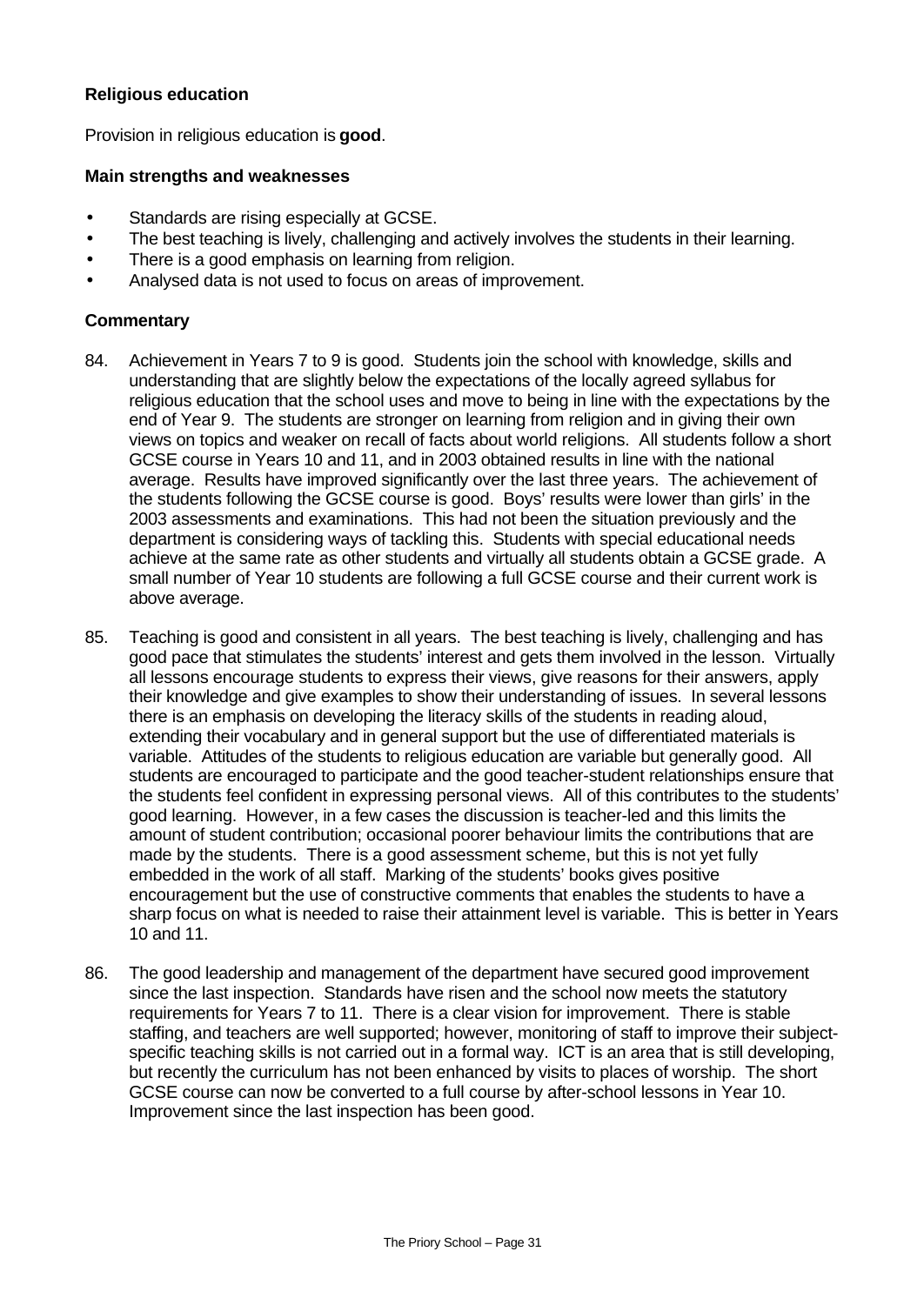### Religious education

Provision in religious education is **good**.

#### Main strengths and weaknesses

- Standards are rising especially at GCSE.
- The best teaching is lively, challenging and actively involves the students in their learning.
- There is a good emphasis on learning from religion.
- Analysed data is not used to focus on areas of improvement.

#### Commentary

84. Achievement in Years 7 to 9 is good. Students join the school with knowledge, skills and understanding that are slightly below the expectations of the locally agreed syllabus for religious education that the school uses and move to being in line with the expectations by the end of Year 9. The students are stronger on learning from religion and in giving their own views on topics and weaker on recall of facts about world religions. All students follow a short GCSE course in Years 10 and 11, and in 2003 obtained results in line with the national average. Results have improved significantly over the last three years. The achievement of the students following the GCSE course is good. Boys' results were lower than girls' in the 2003 assessments and examinations. This had not been the situation previously and the department is considering ways of tackling this. Students with special educational needs achieve at the same rate as other students and virtually all students obtain a GCSE grade. A small number of Year 10 students are following a full GCSE course and their current work is above average.

85. Teaching is good and consistent in all years. The best teaching is lively, challenging and has good pace that stimulates the students' interest and gets them involved in the lesson. Virtually all lessons encourage students to express their views, give reasons for their answers, apply their knowledge and give examples to show their understanding of issues. In several lessons there is an emphasis on developing the literacy skills of the students in reading aloud, extending their vocabulary and in general support but the use of differentiated materials is variable. Attitudes of the students to religious education are variable but generally good. All students are encouraged to participate and the good teacher-student relationships ensure that the students feel confident in expressing personal views. All of this contributes to the students' good learning. However, in a few cases the discussion is teacher-led and this limits the amount of student contribution; occasional poorer behaviour limits the contributions that are made by the students. There is a good assessment scheme, but this is not yet fully embedded in the work of all staff. Marking of the students' books gives positive encouragement but the use of constructive comments that enables the students to have a sharp focus on what is needed to raise their attainment level is variable. This is better in Years 10 and 11.

86. The good leadership and management of the department have secured good improvement since the last inspection. Standards have risen and the school now meets the statutory requirements for Years 7 to 11. There is a clear vision for improvement. There is stable staffing, and teachers are well supported; however, monitoring of staff to improve their subject-specific teaching skills is not carried out in a formal way. ICT is an area that is still developing, but recently the curriculum has not been enhanced by visits to places of worship. The short GCSE course can now be converted to a full course by after-school lessons in Year 10. Improvement since the last inspection has been good.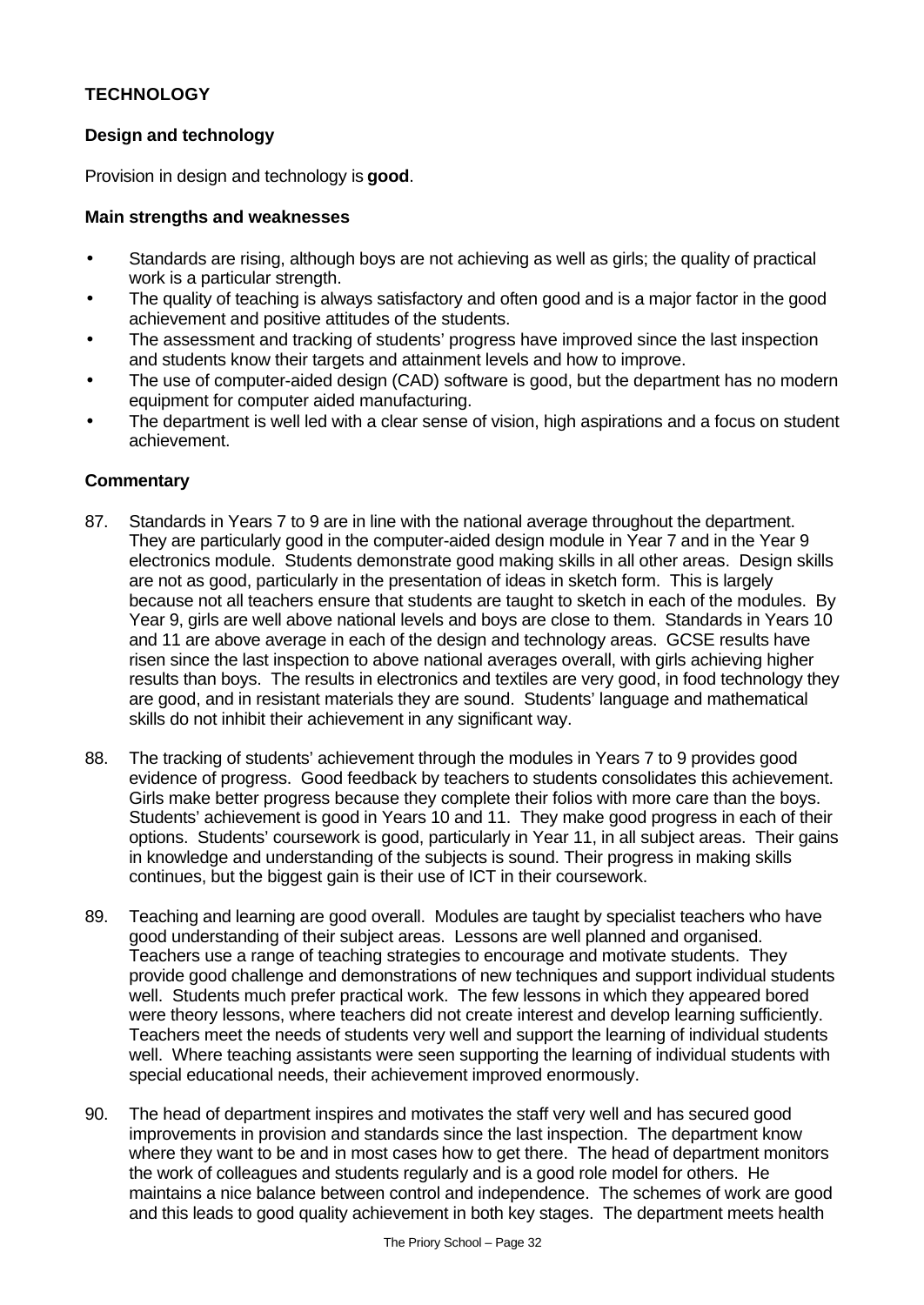## TECHNOLOGY

### Design and technology

Provision in design and technology is **good**.

#### Main strengths and weaknesses

- Standards are rising, although boys are not achieving as well as girls; the quality of practical work is a particular strength.
- The quality of teaching is always satisfactory and often good and is a major factor in the good achievement and positive attitudes of the students.
- The assessment and tracking of students' progress have improved since the last inspection and students know their targets and attainment levels and how to improve.
- The use of computer-aided design (CAD) software is good, but the department has no modern equipment for computer aided manufacturing.
- The department is well led with a clear sense of vision, high aspirations and a focus on student achievement.

#### Commentary

87. Standards in Years 7 to 9 are in line with the national average throughout the department. They are particularly good in the computer-aided design module in Year 7 and in the Year 9 electronics module. Students demonstrate good making skills in all other areas. Design skills are not as good, particularly in the presentation of ideas in sketch form. This is largely because not all teachers ensure that students are taught to sketch in each of the modules. By Year 9, girls are well above national levels and boys are close to them. Standards in Years 10 and 11 are above average in each of the design and technology areas. GCSE results have risen since the last inspection to above national averages overall, with girls achieving higher results than boys. The results in electronics and textiles are very good, in food technology they are good, and in resistant materials they are sound. Students' language and mathematical skills do not inhibit their achievement in any significant way.

88. The tracking of students' achievement through the modules in Years 7 to 9 provides good evidence of progress. Good feedback by teachers to students consolidates this achievement. Girls make better progress because they complete their folios with more care than the boys. Students' achievement is good in Years 10 and 11. They make good progress in each of their options. Students' coursework is good, particularly in Year 11, in all subject areas. Their gains in knowledge and understanding of the subjects is sound. Their progress in making skills continues, but the biggest gain is their use of ICT in their coursework.

89. Teaching and learning are good overall. Modules are taught by specialist teachers who have good understanding of their subject areas. Lessons are well planned and organised. Teachers use a range of teaching strategies to encourage and motivate students. They provide good challenge and demonstrations of new techniques and support individual students well. Students much prefer practical work. The few lessons in which they appeared bored were theory lessons, where teachers did not create interest and develop learning sufficiently. Teachers meet the needs of students very well and support the learning of individual students well. Where teaching assistants were seen supporting the learning of individual students with special educational needs, their achievement improved enormously.

90. The head of department inspires and motivates the staff very well and has secured good improvements in provision and standards since the last inspection. The department know where they want to be and in most cases how to get there. The head of department monitors the work of colleagues and students regularly and is a good role model for others. He maintains a nice balance between control and independence. The schemes of work are good and this leads to good quality achievement in both key stages. The department meets health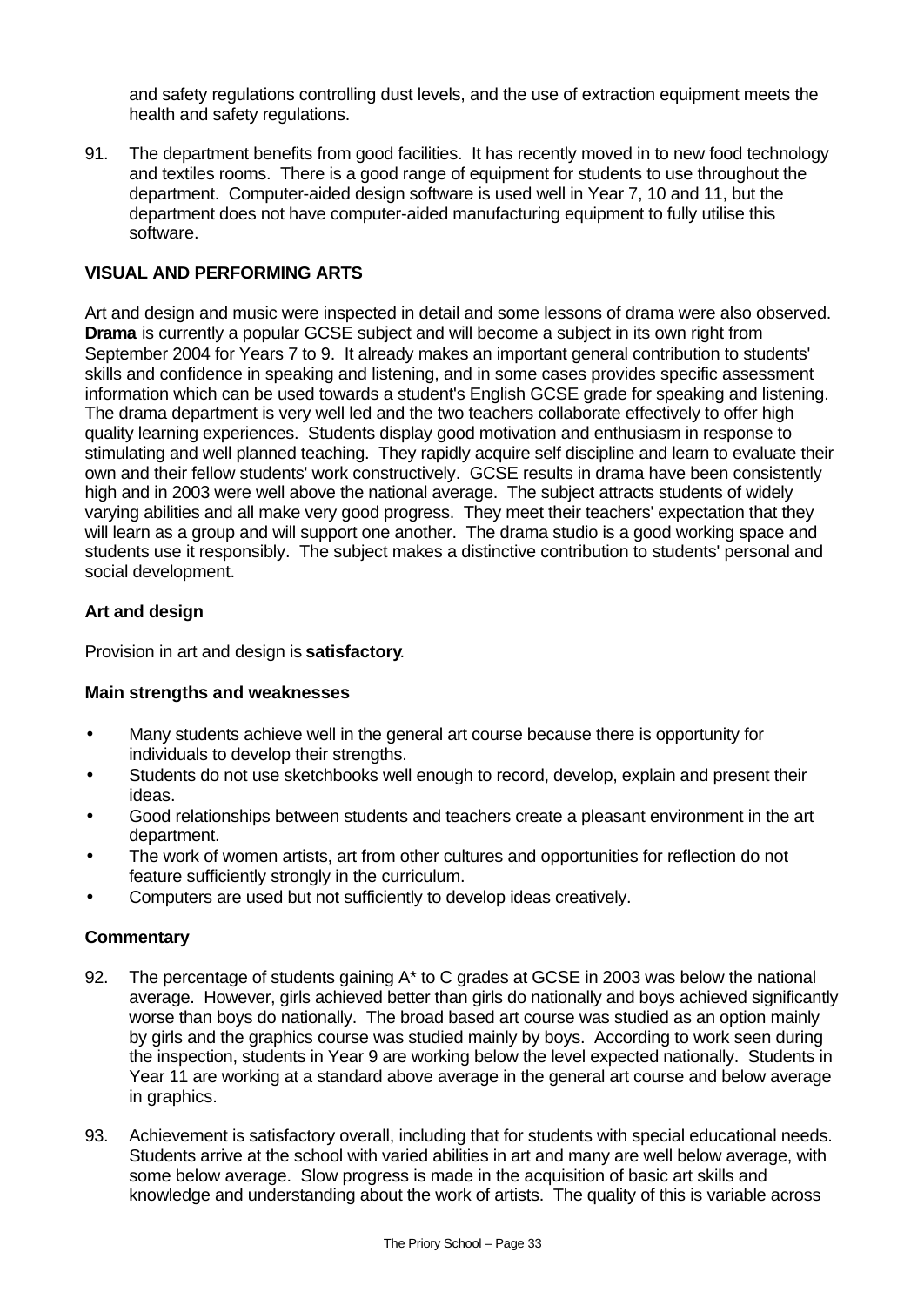and safety regulations controlling dust levels, and the use of extraction equipment meets the health and safety regulations.

91. The department benefits from good facilities. It has recently moved in to new food technology and textiles rooms. There is a good range of equipment for students to use throughout the department. Computer-aided design software is used well in Year 7, 10 and 11, but the department does not have computer-aided manufacturing equipment to fully utilise this software.

## VISUAL AND PERFORMING ARTS

Art and design and music were inspected in detail and some lessons of drama were also observed. **Drama** is currently a popular GCSE subject and will become a subject in its own right from September 2004 for Years 7 to 9. It already makes an important general contribution to students' skills and confidence in speaking and listening, and in some cases provides specific assessment information which can be used towards a student's English GCSE grade for speaking and listening. The drama department is very well led and the two teachers collaborate effectively to offer high quality learning experiences. Students display good motivation and enthusiasm in response to stimulating and well planned teaching. They rapidly acquire self discipline and learn to evaluate their own and their fellow students' work constructively. GCSE results in drama have been consistently high and in 2003 were well above the national average. The subject attracts students of widely varying abilities and all make very good progress. They meet their teachers' expectation that they will learn as a group and will support one another. The drama studio is a good working space and students use it responsibly. The subject makes a distinctive contribution to students' personal and social development.

### Art and design

Provision in art and design is **satisfactory**.

#### Main strengths and weaknesses

- Many students achieve well in the general art course because there is opportunity for individuals to develop their strengths.
- Students do not use sketchbooks well enough to record, develop, explain and present their ideas.
- Good relationships between students and teachers create a pleasant environment in the art department.
- The work of women artists, art from other cultures and opportunities for reflection do not feature sufficiently strongly in the curriculum.
- Computers are used but not sufficiently to develop ideas creatively.

#### Commentary

92. The percentage of students gaining A* to C grades at GCSE in 2003 was below the national average. However, girls achieved better than girls do nationally and boys achieved significantly worse than boys do nationally. The broad based art course was studied as an option mainly by girls and the graphics course was studied mainly by boys. According to work seen during the inspection, students in Year 9 are working below the level expected nationally. Students in Year 11 are working at a standard above average in the general art course and below average in graphics.

93. Achievement is satisfactory overall, including that for students with special educational needs. Students arrive at the school with varied abilities in art and many are well below average, with some below average. Slow progress is made in the acquisition of basic art skills and knowledge and understanding about the work of artists. The quality of this is variable across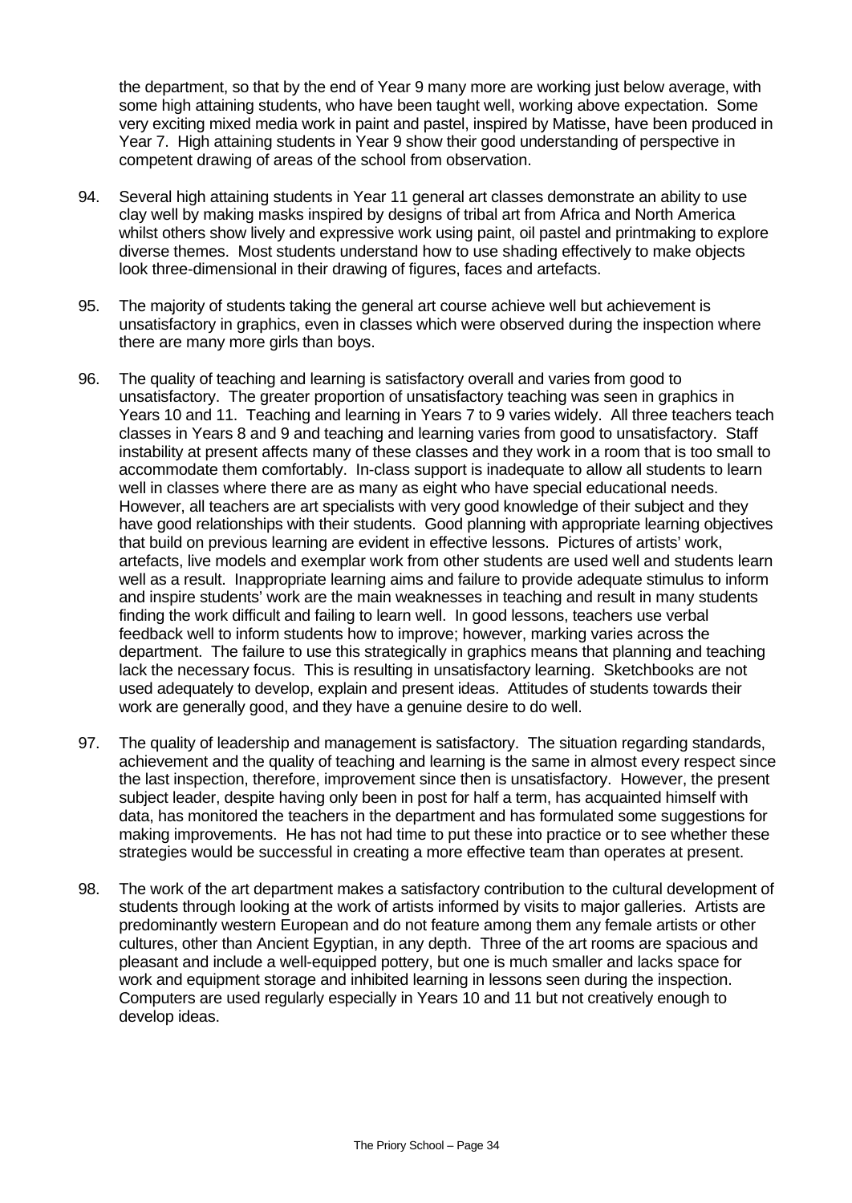the department, so that by the end of Year 9 many more are working just below average, with some high attaining students, who have been taught well, working above expectation. Some very exciting mixed media work in paint and pastel, inspired by Matisse, have been produced in Year 7. High attaining students in Year 9 show their good understanding of perspective in competent drawing of areas of the school from observation.

94. Several high attaining students in Year 11 general art classes demonstrate an ability to use clay well by making masks inspired by designs of tribal art from Africa and North America whilst others show lively and expressive work using paint, oil pastel and printmaking to explore diverse themes. Most students understand how to use shading effectively to make objects look three-dimensional in their drawing of figures, faces and artefacts.

95. The majority of students taking the general art course achieve well but achievement is unsatisfactory in graphics, even in classes which were observed during the inspection where there are many more girls than boys.

96. The quality of teaching and learning is satisfactory overall and varies from good to unsatisfactory. The greater proportion of unsatisfactory teaching was seen in graphics in Years 10 and 11. Teaching and learning in Years 7 to 9 varies widely. All three teachers teach classes in Years 8 and 9 and teaching and learning varies from good to unsatisfactory. Staff instability at present affects many of these classes and they work in a room that is too small to accommodate them comfortably. In-class support is inadequate to allow all students to learn well in classes where there are as many as eight who have special educational needs. However, all teachers are art specialists with very good knowledge of their subject and they have good relationships with their students. Good planning with appropriate learning objectives that build on previous learning are evident in effective lessons. Pictures of artists' work, artefacts, live models and exemplar work from other students are used well and students learn well as a result. Inappropriate learning aims and failure to provide adequate stimulus to inform and inspire students' work are the main weaknesses in teaching and result in many students finding the work difficult and failing to learn well. In good lessons, teachers use verbal feedback well to inform students how to improve; however, marking varies across the department. The failure to use this strategically in graphics means that planning and teaching lack the necessary focus. This is resulting in unsatisfactory learning. Sketchbooks are not used adequately to develop, explain and present ideas. Attitudes of students towards their work are generally good, and they have a genuine desire to do well.

97. The quality of leadership and management is satisfactory. The situation regarding standards, achievement and the quality of teaching and learning is the same in almost every respect since the last inspection, therefore, improvement since then is unsatisfactory. However, the present subject leader, despite having only been in post for half a term, has acquainted himself with data, has monitored the teachers in the department and has formulated some suggestions for making improvements. He has not had time to put these into practice or to see whether these strategies would be successful in creating a more effective team than operates at present.

98. The work of the art department makes a satisfactory contribution to the cultural development of students through looking at the work of artists informed by visits to major galleries. Artists are predominantly western European and do not feature among them any female artists or other cultures, other than Ancient Egyptian, in any depth. Three of the art rooms are spacious and pleasant and include a well-equipped pottery, but one is much smaller and lacks space for work and equipment storage and inhibited learning in lessons seen during the inspection. Computers are used regularly especially in Years 10 and 11 but not creatively enough to develop ideas.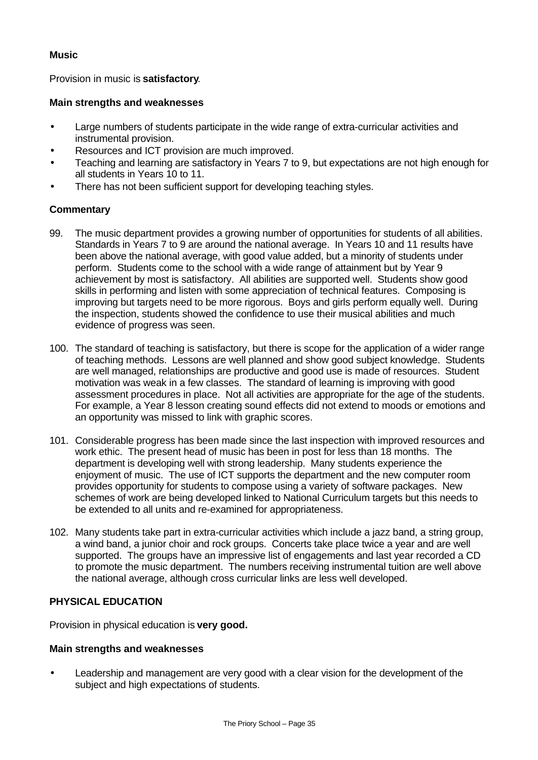### Music

Provision in music is **satisfactory**.

#### Main strengths and weaknesses

- Large numbers of students participate in the wide range of extra-curricular activities and instrumental provision.
- Resources and ICT provision are much improved.
- Teaching and learning are satisfactory in Years 7 to 9, but expectations are not high enough for all students in Years 10 to 11.
- There has not been sufficient support for developing teaching styles.

#### Commentary

99. The music department provides a growing number of opportunities for students of all abilities. Standards in Years 7 to 9 are around the national average. In Years 10 and 11 results have been above the national average, with good value added, but a minority of students under perform. Students come to the school with a wide range of attainment but by Year 9 achievement by most is satisfactory. All abilities are supported well. Students show good skills in performing and listen with some appreciation of technical features. Composing is improving but targets need to be more rigorous. Boys and girls perform equally well. During the inspection, students showed the confidence to use their musical abilities and much evidence of progress was seen.

100. The standard of teaching is satisfactory, but there is scope for the application of a wider range of teaching methods. Lessons are well planned and show good subject knowledge. Students are well managed, relationships are productive and good use is made of resources. Student motivation was weak in a few classes. The standard of learning is improving with good assessment procedures in place. Not all activities are appropriate for the age of the students. For example, a Year 8 lesson creating sound effects did not extend to moods or emotions and an opportunity was missed to link with graphic scores.

101. Considerable progress has been made since the last inspection with improved resources and work ethic. The present head of music has been in post for less than 18 months. The department is developing well with strong leadership. Many students experience the enjoyment of music. The use of ICT supports the department and the new computer room provides opportunity for students to compose using a variety of software packages. New schemes of work are being developed linked to National Curriculum targets but this needs to be extended to all units and re-examined for appropriateness.

102. Many students take part in extra-curricular activities which include a jazz band, a string group, a wind band, a junior choir and rock groups. Concerts take place twice a year and are well supported. The groups have an impressive list of engagements and last year recorded a CD to promote the music department. The numbers receiving instrumental tuition are well above the national average, although cross curricular links are less well developed.

### PHYSICAL EDUCATION

Provision in physical education is **very good.**

#### Main strengths and weaknesses

- Leadership and management are very good with a clear vision for the development of the subject and high expectations of students.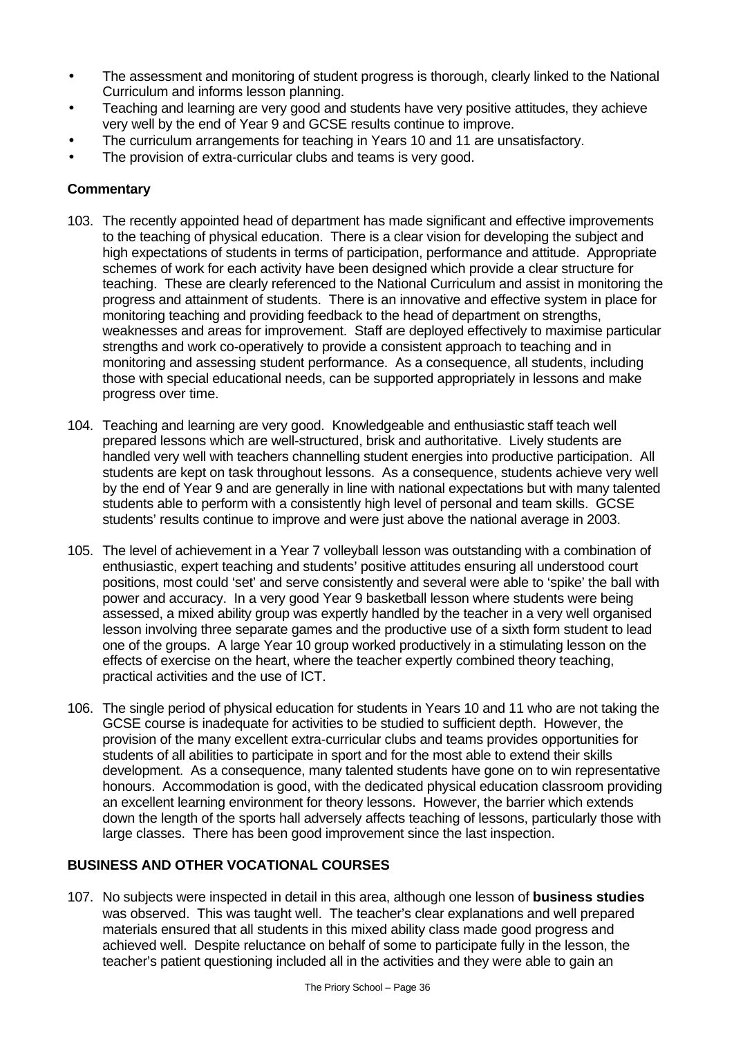- The assessment and monitoring of student progress is thorough, clearly linked to the National Curriculum and informs lesson planning.
- Teaching and learning are very good and students have very positive attitudes, they achieve very well by the end of Year 9 and GCSE results continue to improve.
- The curriculum arrangements for teaching in Years 10 and 11 are unsatisfactory.
- The provision of extra-curricular clubs and teams is very good.

### Commentary

103. The recently appointed head of department has made significant and effective improvements to the teaching of physical education. There is a clear vision for developing the subject and high expectations of students in terms of participation, performance and attitude. Appropriate schemes of work for each activity have been designed which provide a clear structure for teaching. These are clearly referenced to the National Curriculum and assist in monitoring the progress and attainment of students. There is an innovative and effective system in place for monitoring teaching and providing feedback to the head of department on strengths, weaknesses and areas for improvement. Staff are deployed effectively to maximise particular strengths and work co-operatively to provide a consistent approach to teaching and in monitoring and assessing student performance. As a consequence, all students, including those with special educational needs, can be supported appropriately in lessons and make progress over time.

104. Teaching and learning are very good. Knowledgeable and enthusiastic staff teach well prepared lessons which are well-structured, brisk and authoritative. Lively students are handled very well with teachers channelling student energies into productive participation. All students are kept on task throughout lessons. As a consequence, students achieve very well by the end of Year 9 and are generally in line with national expectations but with many talented students able to perform with a consistently high level of personal and team skills. GCSE students' results continue to improve and were just above the national average in 2003.

105. The level of achievement in a Year 7 volleyball lesson was outstanding with a combination of enthusiastic, expert teaching and students' positive attitudes ensuring all understood court positions, most could 'set' and serve consistently and several were able to 'spike' the ball with power and accuracy. In a very good Year 9 basketball lesson where students were being assessed, a mixed ability group was expertly handled by the teacher in a very well organised lesson involving three separate games and the productive use of a sixth form student to lead one of the groups. A large Year 10 group worked productively in a stimulating lesson on the effects of exercise on the heart, where the teacher expertly combined theory teaching, practical activities and the use of ICT.

106. The single period of physical education for students in Years 10 and 11 who are not taking the GCSE course is inadequate for activities to be studied to sufficient depth. However, the provision of the many excellent extra-curricular clubs and teams provides opportunities for students of all abilities to participate in sport and for the most able to extend their skills development. As a consequence, many talented students have gone on to win representative honours. Accommodation is good, with the dedicated physical education classroom providing an excellent learning environment for theory lessons. However, the barrier which extends down the length of the sports hall adversely affects teaching of lessons, particularly those with large classes. There has been good improvement since the last inspection.

## BUSINESS AND OTHER VOCATIONAL COURSES

107. No subjects were inspected in detail in this area, although one lesson of **business studies** was observed. This was taught well. The teacher's clear explanations and well prepared materials ensured that all students in this mixed ability class made good progress and achieved well. Despite reluctance on behalf of some to participate fully in the lesson, the teacher's patient questioning included all in the activities and they were able to gain an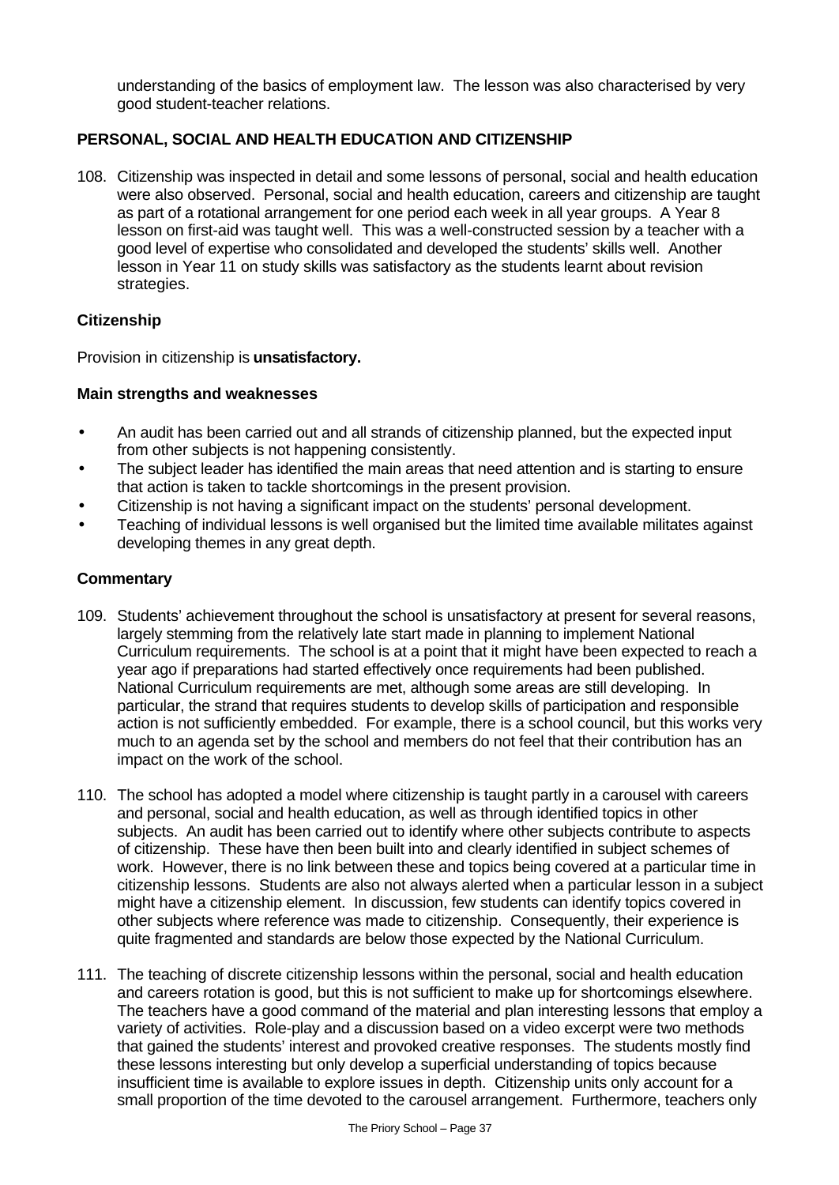understanding of the basics of employment law. The lesson was also characterised by very good student-teacher relations.

### PERSONAL, SOCIAL AND HEALTH EDUCATION AND CITIZENSHIP

108. Citizenship was inspected in detail and some lessons of personal, social and health education were also observed. Personal, social and health education, careers and citizenship are taught as part of a rotational arrangement for one period each week in all year groups. A Year 8 lesson on first-aid was taught well. This was a well-constructed session by a teacher with a good level of expertise who consolidated and developed the students' skills well. Another lesson in Year 11 on study skills was satisfactory as the students learnt about revision strategies.

### Citizenship

Provision in citizenship is **unsatisfactory.**

#### Main strengths and weaknesses

- An audit has been carried out and all strands of citizenship planned, but the expected input from other subjects is not happening consistently.
- The subject leader has identified the main areas that need attention and is starting to ensure that action is taken to tackle shortcomings in the present provision.
- Citizenship is not having a significant impact on the students' personal development.
- Teaching of individual lessons is well organised but the limited time available militates against developing themes in any great depth.

#### Commentary

109. Students' achievement throughout the school is unsatisfactory at present for several reasons, largely stemming from the relatively late start made in planning to implement National Curriculum requirements. The school is at a point that it might have been expected to reach a year ago if preparations had started effectively once requirements had been published. National Curriculum requirements are met, although some areas are still developing. In particular, the strand that requires students to develop skills of participation and responsible action is not sufficiently embedded. For example, there is a school council, but this works very much to an agenda set by the school and members do not feel that their contribution has an impact on the work of the school.

110. The school has adopted a model where citizenship is taught partly in a carousel with careers and personal, social and health education, as well as through identified topics in other subjects. An audit has been carried out to identify where other subjects contribute to aspects of citizenship. These have then been built into and clearly identified in subject schemes of work. However, there is no link between these and topics being covered at a particular time in citizenship lessons. Students are also not always alerted when a particular lesson in a subject might have a citizenship element. In discussion, few students can identify topics covered in other subjects where reference was made to citizenship. Consequently, their experience is quite fragmented and standards are below those expected by the National Curriculum.

111. The teaching of discrete citizenship lessons within the personal, social and health education and careers rotation is good, but this is not sufficient to make up for shortcomings elsewhere. The teachers have a good command of the material and plan interesting lessons that employ a variety of activities. Role-play and a discussion based on a video excerpt were two methods that gained the students' interest and provoked creative responses. The students mostly find these lessons interesting but only develop a superficial understanding of topics because insufficient time is available to explore issues in depth. Citizenship units only account for a small proportion of the time devoted to the carousel arrangement. Furthermore, teachers only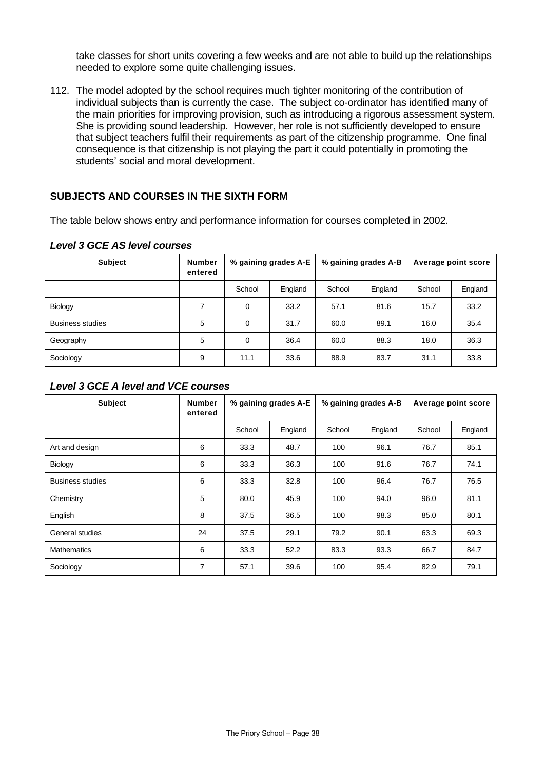take classes for short units covering a few weeks and are not able to build up the relationships needed to explore some quite challenging issues.

112. The model adopted by the school requires much tighter monitoring of the contribution of individual subjects than is currently the case. The subject co-ordinator has identified many of the main priorities for improving provision, such as introducing a rigorous assessment system. She is providing sound leadership. However, her role is not sufficiently developed to ensure that subject teachers fulfil their requirements as part of the citizenship programme. One final consequence is that citizenship is not playing the part it could potentially in promoting the students' social and moral development.

## SUBJECTS AND COURSES IN THE SIXTH FORM

The table below shows entry and performance information for courses completed in 2002.

### *Level 3 GCE AS level courses*

| Subject | Number entered | % gaining grades A-E | | % gaining grades A-B | | Average point score | |
|---|---|---|---|---|---|---|---|
| | | School | England | School | England | School | England |
| Biology | 7 | 0 | 33.2 | 57.1 | 81.6 | 15.7 | 33.2 |
| Business studies | 5 | 0 | 31.7 | 60.0 | 89.1 | 16.0 | 35.4 |
| Geography | 5 | 0 | 36.4 | 60.0 | 88.3 | 18.0 | 36.3 |
| Sociology | 9 | 11.1 | 33.6 | 88.9 | 83.7 | 31.1 | 33.8 |

### *Level 3 GCE A level and VCE courses*

| Subject | Number entered | % gaining grades A-E | | % gaining grades A-B | | Average point score | |
|---|---|---|---|---|---|---|---|
| | | School | England | School | England | School | England |
| Art and design | 6 | 33.3 | 48.7 | 100 | 96.1 | 76.7 | 85.1 |
| Biology | 6 | 33.3 | 36.3 | 100 | 91.6 | 76.7 | 74.1 |
| Business studies | 6 | 33.3 | 32.8 | 100 | 96.4 | 76.7 | 76.5 |
| Chemistry | 5 | 80.0 | 45.9 | 100 | 94.0 | 96.0 | 81.1 |
| English | 8 | 37.5 | 36.5 | 100 | 98.3 | 85.0 | 80.1 |
| General studies | 24 | 37.5 | 29.1 | 79.2 | 90.1 | 63.3 | 69.3 |
| Mathematics | 6 | 33.3 | 52.2 | 83.3 | 93.3 | 66.7 | 84.7 |
| Sociology | 7 | 57.1 | 39.6 | 100 | 95.4 | 82.9 | 79.1 |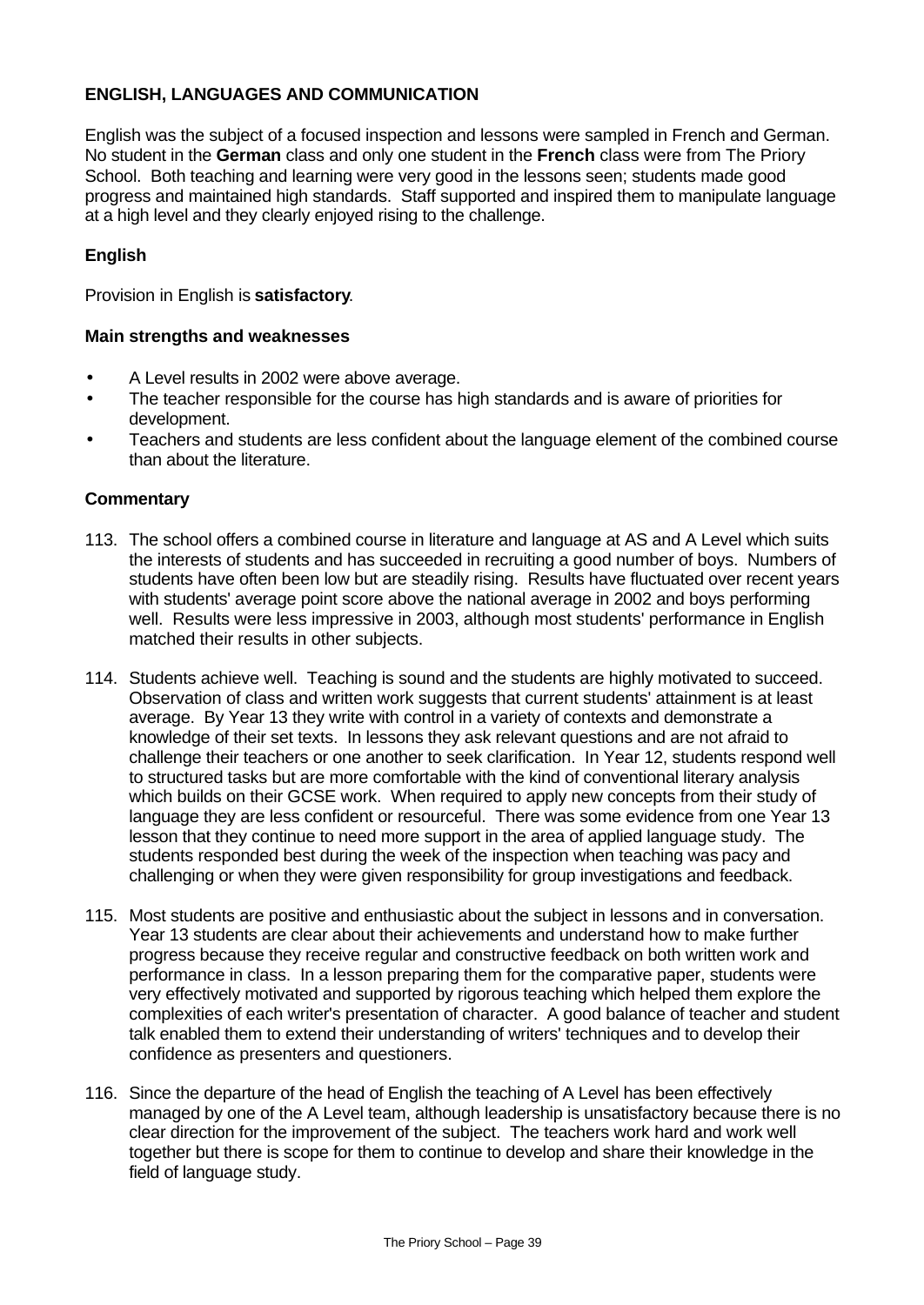### ENGLISH, LANGUAGES AND COMMUNICATION

English was the subject of a focused inspection and lessons were sampled in French and German. No student in the **German** class and only one student in the **French** class were from The Priory School. Both teaching and learning were very good in the lessons seen; students made good progress and maintained high standards. Staff supported and inspired them to manipulate language at a high level and they clearly enjoyed rising to the challenge.

### English

Provision in English is **satisfactory**.

#### Main strengths and weaknesses

- A Level results in 2002 were above average.
- The teacher responsible for the course has high standards and is aware of priorities for development.
- Teachers and students are less confident about the language element of the combined course than about the literature.

#### Commentary

113. The school offers a combined course in literature and language at AS and A Level which suits the interests of students and has succeeded in recruiting a good number of boys. Numbers of students have often been low but are steadily rising. Results have fluctuated over recent years with students' average point score above the national average in 2002 and boys performing well. Results were less impressive in 2003, although most students' performance in English matched their results in other subjects.

114. Students achieve well. Teaching is sound and the students are highly motivated to succeed. Observation of class and written work suggests that current students' attainment is at least average. By Year 13 they write with control in a variety of contexts and demonstrate a knowledge of their set texts. In lessons they ask relevant questions and are not afraid to challenge their teachers or one another to seek clarification. In Year 12, students respond well to structured tasks but are more comfortable with the kind of conventional literary analysis which builds on their GCSE work. When required to apply new concepts from their study of language they are less confident or resourceful. There was some evidence from one Year 13 lesson that they continue to need more support in the area of applied language study. The students responded best during the week of the inspection when teaching was pacy and challenging or when they were given responsibility for group investigations and feedback.

115. Most students are positive and enthusiastic about the subject in lessons and in conversation. Year 13 students are clear about their achievements and understand how to make further progress because they receive regular and constructive feedback on both written work and performance in class. In a lesson preparing them for the comparative paper, students were very effectively motivated and supported by rigorous teaching which helped them explore the complexities of each writer's presentation of character. A good balance of teacher and student talk enabled them to extend their understanding of writers' techniques and to develop their confidence as presenters and questioners.

116. Since the departure of the head of English the teaching of A Level has been effectively managed by one of the A Level team, although leadership is unsatisfactory because there is no clear direction for the improvement of the subject. The teachers work hard and work well together but there is scope for them to continue to develop and share their knowledge in the field of language study.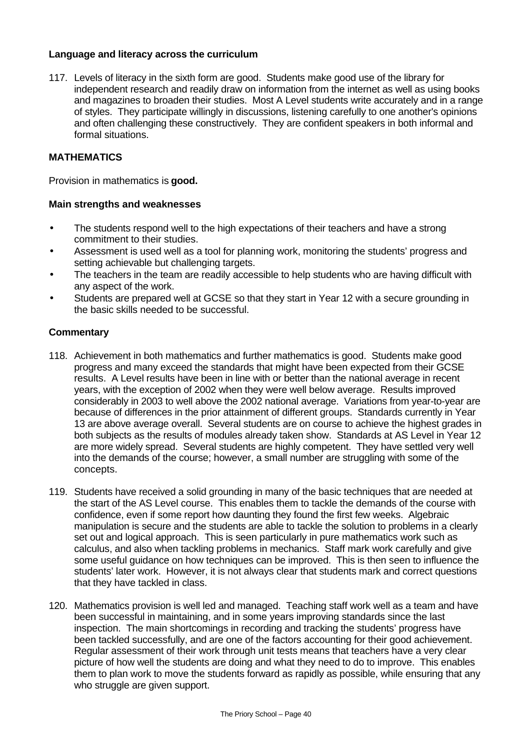### Language and literacy across the curriculum

117. Levels of literacy in the sixth form are good. Students make good use of the library for independent research and readily draw on information from the internet as well as using books and magazines to broaden their studies. Most A Level students write accurately and in a range of styles. They participate willingly in discussions, listening carefully to one another's opinions and often challenging these constructively. They are confident speakers in both informal and formal situations.

## MATHEMATICS

Provision in mathematics is **good.**

### Main strengths and weaknesses

- The students respond well to the high expectations of their teachers and have a strong commitment to their studies.
- Assessment is used well as a tool for planning work, monitoring the students' progress and setting achievable but challenging targets.
- The teachers in the team are readily accessible to help students who are having difficult with any aspect of the work.
- Students are prepared well at GCSE so that they start in Year 12 with a secure grounding in the basic skills needed to be successful.

### Commentary

118. Achievement in both mathematics and further mathematics is good. Students make good progress and many exceed the standards that might have been expected from their GCSE results. A Level results have been in line with or better than the national average in recent years, with the exception of 2002 when they were well below average. Results improved considerably in 2003 to well above the 2002 national average. Variations from year-to-year are because of differences in the prior attainment of different groups. Standards currently in Year 13 are above average overall. Several students are on course to achieve the highest grades in both subjects as the results of modules already taken show. Standards at AS Level in Year 12 are more widely spread. Several students are highly competent. They have settled very well into the demands of the course; however, a small number are struggling with some of the concepts.

119. Students have received a solid grounding in many of the basic techniques that are needed at the start of the AS Level course. This enables them to tackle the demands of the course with confidence, even if some report how daunting they found the first few weeks. Algebraic manipulation is secure and the students are able to tackle the solution to problems in a clearly set out and logical approach. This is seen particularly in pure mathematics work such as calculus, and also when tackling problems in mechanics. Staff mark work carefully and give some useful guidance on how techniques can be improved. This is then seen to influence the students' later work. However, it is not always clear that students mark and correct questions that they have tackled in class.

120. Mathematics provision is well led and managed. Teaching staff work well as a team and have been successful in maintaining, and in some years improving standards since the last inspection. The main shortcomings in recording and tracking the students' progress have been tackled successfully, and are one of the factors accounting for their good achievement. Regular assessment of their work through unit tests means that teachers have a very clear picture of how well the students are doing and what they need to do to improve. This enables them to plan work to move the students forward as rapidly as possible, while ensuring that any who struggle are given support.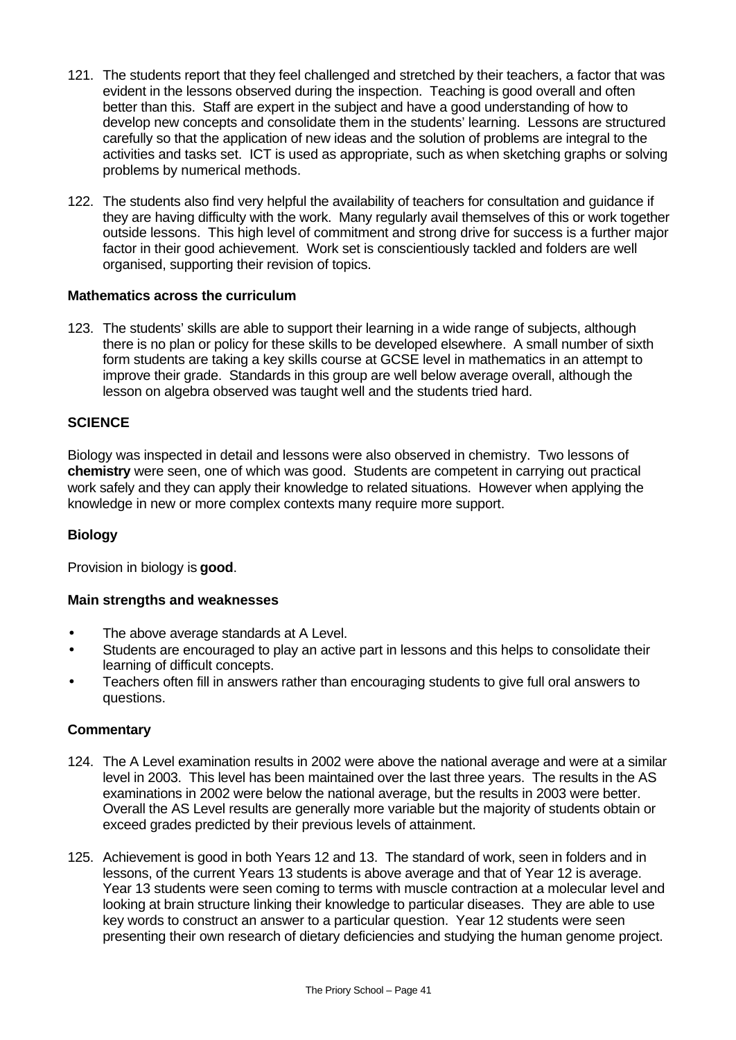121. The students report that they feel challenged and stretched by their teachers, a factor that was evident in the lessons observed during the inspection. Teaching is good overall and often better than this. Staff are expert in the subject and have a good understanding of how to develop new concepts and consolidate them in the students' learning. Lessons are structured carefully so that the application of new ideas and the solution of problems are integral to the activities and tasks set. ICT is used as appropriate, such as when sketching graphs or solving problems by numerical methods.

122. The students also find very helpful the availability of teachers for consultation and guidance if they are having difficulty with the work. Many regularly avail themselves of this or work together outside lessons. This high level of commitment and strong drive for success is a further major factor in their good achievement. Work set is conscientiously tackled and folders are well organised, supporting their revision of topics.

### Mathematics across the curriculum

123. The students' skills are able to support their learning in a wide range of subjects, although there is no plan or policy for these skills to be developed elsewhere. A small number of sixth form students are taking a key skills course at GCSE level in mathematics in an attempt to improve their grade. Standards in this group are well below average overall, although the lesson on algebra observed was taught well and the students tried hard.

## SCIENCE

Biology was inspected in detail and lessons were also observed in chemistry. Two lessons of **chemistry** were seen, one of which was good. Students are competent in carrying out practical work safely and they can apply their knowledge to related situations. However when applying the knowledge in new or more complex contexts many require more support.

### Biology

Provision in biology is **good**.

### Main strengths and weaknesses

- The above average standards at A Level.
- Students are encouraged to play an active part in lessons and this helps to consolidate their learning of difficult concepts.
- Teachers often fill in answers rather than encouraging students to give full oral answers to questions.

### Commentary

124. The A Level examination results in 2002 were above the national average and were at a similar level in 2003. This level has been maintained over the last three years. The results in the AS examinations in 2002 were below the national average, but the results in 2003 were better. Overall the AS Level results are generally more variable but the majority of students obtain or exceed grades predicted by their previous levels of attainment.

125. Achievement is good in both Years 12 and 13. The standard of work, seen in folders and in lessons, of the current Years 13 students is above average and that of Year 12 is average. Year 13 students were seen coming to terms with muscle contraction at a molecular level and looking at brain structure linking their knowledge to particular diseases. They are able to use key words to construct an answer to a particular question. Year 12 students were seen presenting their own research of dietary deficiencies and studying the human genome project.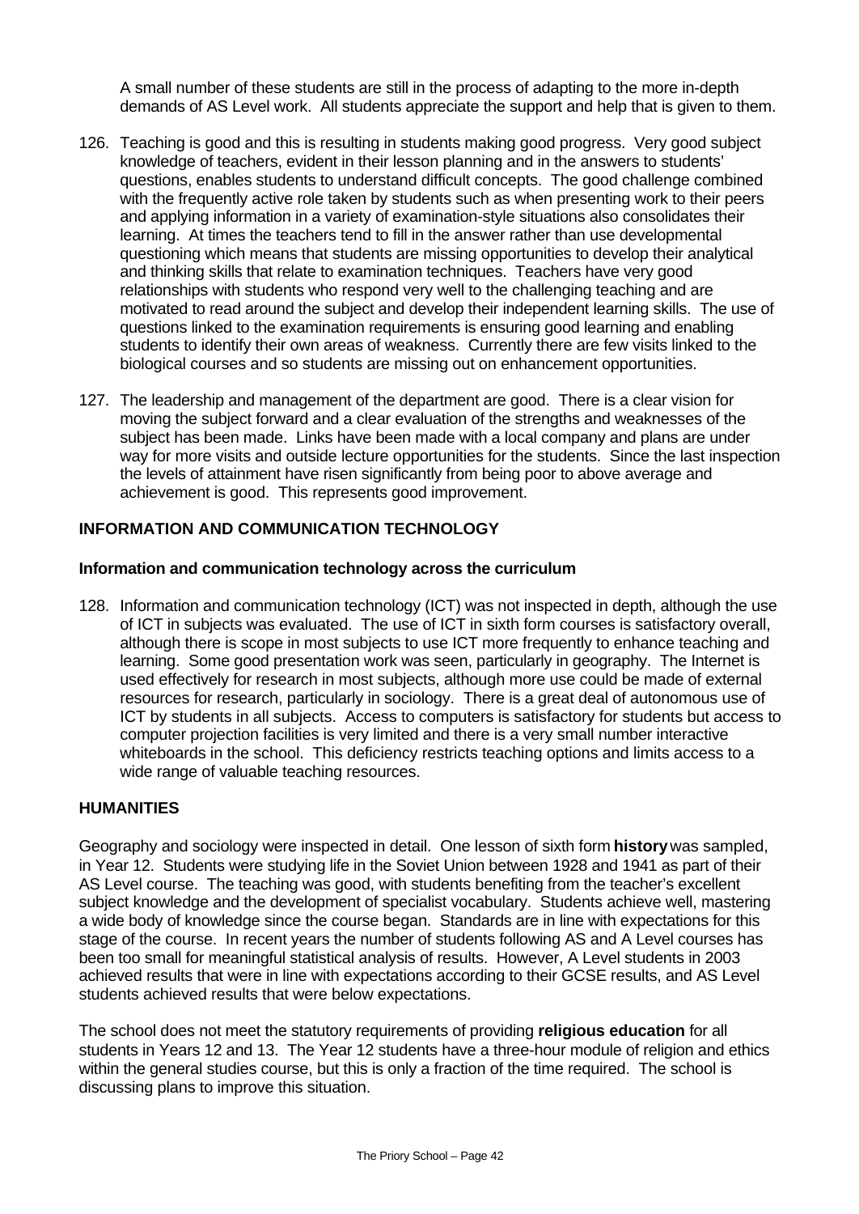A small number of these students are still in the process of adapting to the more in-depth demands of AS Level work. All students appreciate the support and help that is given to them.

126. Teaching is good and this is resulting in students making good progress. Very good subject knowledge of teachers, evident in their lesson planning and in the answers to students' questions, enables students to understand difficult concepts. The good challenge combined with the frequently active role taken by students such as when presenting work to their peers and applying information in a variety of examination-style situations also consolidates their learning. At times the teachers tend to fill in the answer rather than use developmental questioning which means that students are missing opportunities to develop their analytical and thinking skills that relate to examination techniques. Teachers have very good relationships with students who respond very well to the challenging teaching and are motivated to read around the subject and develop their independent learning skills. The use of questions linked to the examination requirements is ensuring good learning and enabling students to identify their own areas of weakness. Currently there are few visits linked to the biological courses and so students are missing out on enhancement opportunities.

127. The leadership and management of the department are good. There is a clear vision for moving the subject forward and a clear evaluation of the strengths and weaknesses of the subject has been made. Links have been made with a local company and plans are under way for more visits and outside lecture opportunities for the students. Since the last inspection the levels of attainment have risen significantly from being poor to above average and achievement is good. This represents good improvement.

## INFORMATION AND COMMUNICATION TECHNOLOGY

### Information and communication technology across the curriculum

128. Information and communication technology (ICT) was not inspected in depth, although the use of ICT in subjects was evaluated. The use of ICT in sixth form courses is satisfactory overall, although there is scope in most subjects to use ICT more frequently to enhance teaching and learning. Some good presentation work was seen, particularly in geography. The Internet is used effectively for research in most subjects, although more use could be made of external resources for research, particularly in sociology. There is a great deal of autonomous use of ICT by students in all subjects. Access to computers is satisfactory for students but access to computer projection facilities is very limited and there is a very small number interactive whiteboards in the school. This deficiency restricts teaching options and limits access to a wide range of valuable teaching resources.

## HUMANITIES

Geography and sociology were inspected in detail. One lesson of sixth form **history** was sampled, in Year 12. Students were studying life in the Soviet Union between 1928 and 1941 as part of their AS Level course. The teaching was good, with students benefiting from the teacher's excellent subject knowledge and the development of specialist vocabulary. Students achieve well, mastering a wide body of knowledge since the course began. Standards are in line with expectations for this stage of the course. In recent years the number of students following AS and A Level courses has been too small for meaningful statistical analysis of results. However, A Level students in 2003 achieved results that were in line with expectations according to their GCSE results, and AS Level students achieved results that were below expectations.

The school does not meet the statutory requirements of providing **religious education** for all students in Years 12 and 13. The Year 12 students have a three-hour module of religion and ethics within the general studies course, but this is only a fraction of the time required. The school is discussing plans to improve this situation.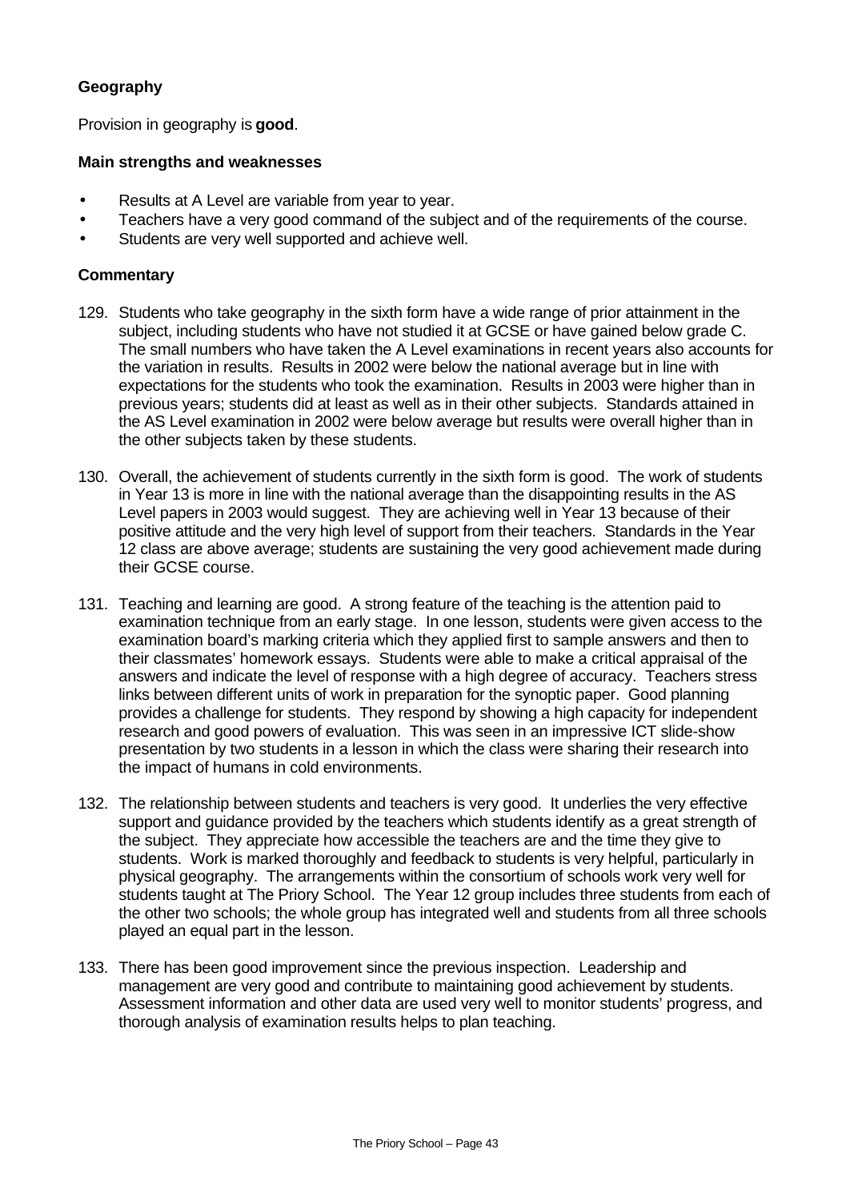### Geography

Provision in geography is **good**.

#### Main strengths and weaknesses

- Results at A Level are variable from year to year.
- Teachers have a very good command of the subject and of the requirements of the course.
- Students are very well supported and achieve well.

#### Commentary

129. Students who take geography in the sixth form have a wide range of prior attainment in the subject, including students who have not studied it at GCSE or have gained below grade C. The small numbers who have taken the A Level examinations in recent years also accounts for the variation in results. Results in 2002 were below the national average but in line with expectations for the students who took the examination. Results in 2003 were higher than in previous years; students did at least as well as in their other subjects. Standards attained in the AS Level examination in 2002 were below average but results were overall higher than in the other subjects taken by these students.

130. Overall, the achievement of students currently in the sixth form is good. The work of students in Year 13 is more in line with the national average than the disappointing results in the AS Level papers in 2003 would suggest. They are achieving well in Year 13 because of their positive attitude and the very high level of support from their teachers. Standards in the Year 12 class are above average; students are sustaining the very good achievement made during their GCSE course.

131. Teaching and learning are good. A strong feature of the teaching is the attention paid to examination technique from an early stage. In one lesson, students were given access to the examination board's marking criteria which they applied first to sample answers and then to their classmates' homework essays. Students were able to make a critical appraisal of the answers and indicate the level of response with a high degree of accuracy. Teachers stress links between different units of work in preparation for the synoptic paper. Good planning provides a challenge for students. They respond by showing a high capacity for independent research and good powers of evaluation. This was seen in an impressive ICT slide-show presentation by two students in a lesson in which the class were sharing their research into the impact of humans in cold environments.

132. The relationship between students and teachers is very good. It underlies the very effective support and guidance provided by the teachers which students identify as a great strength of the subject. They appreciate how accessible the teachers are and the time they give to students. Work is marked thoroughly and feedback to students is very helpful, particularly in physical geography. The arrangements within the consortium of schools work very well for students taught at The Priory School. The Year 12 group includes three students from each of the other two schools; the whole group has integrated well and students from all three schools played an equal part in the lesson.

133. There has been good improvement since the previous inspection. Leadership and management are very good and contribute to maintaining good achievement by students. Assessment information and other data are used very well to monitor students' progress, and thorough analysis of examination results helps to plan teaching.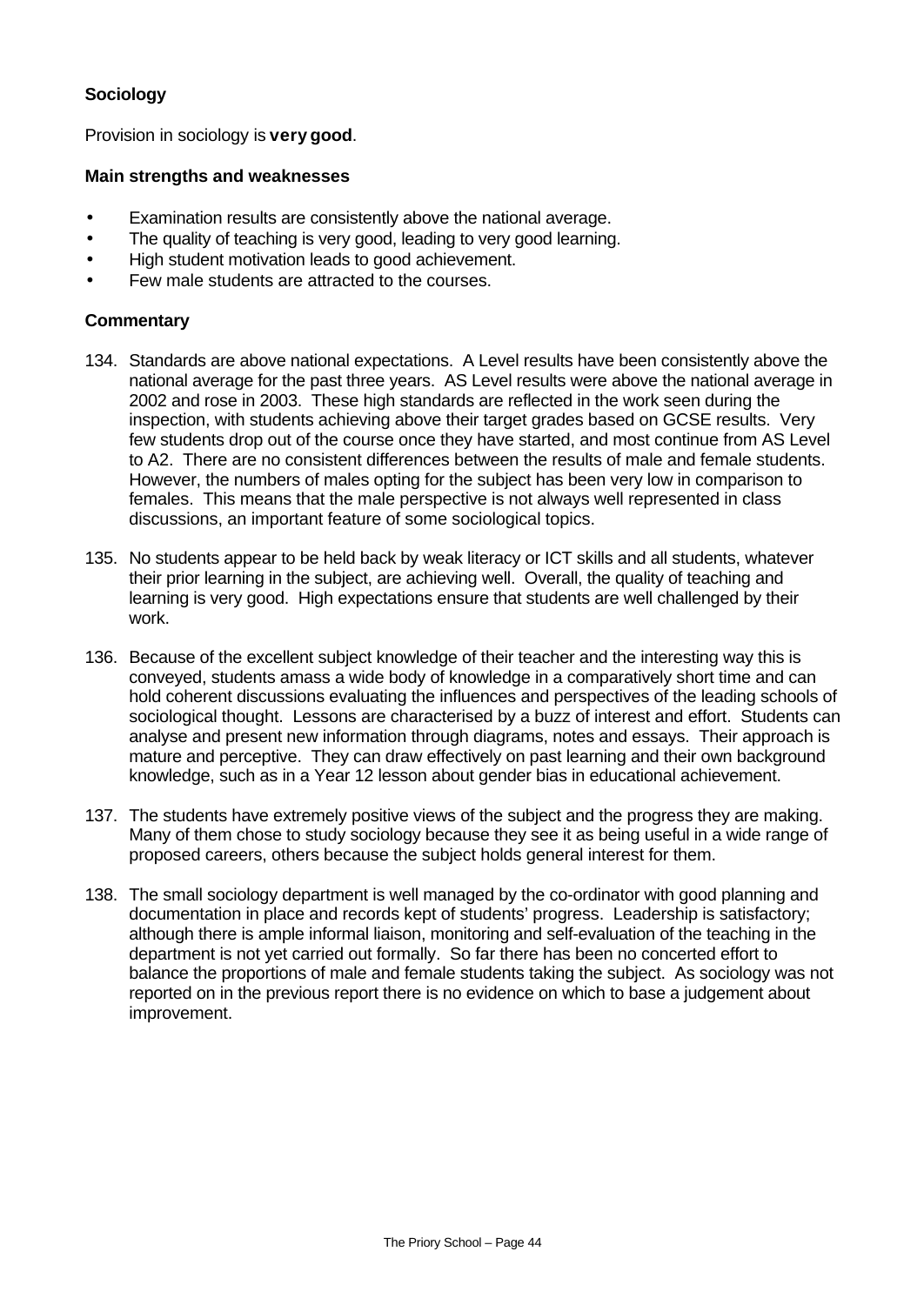### Sociology

Provision in sociology is **very good**.

#### Main strengths and weaknesses

- Examination results are consistently above the national average.
- The quality of teaching is very good, leading to very good learning.
- High student motivation leads to good achievement.
- Few male students are attracted to the courses.

#### Commentary

134. Standards are above national expectations. A Level results have been consistently above the national average for the past three years. AS Level results were above the national average in 2002 and rose in 2003. These high standards are reflected in the work seen during the inspection, with students achieving above their target grades based on GCSE results. Very few students drop out of the course once they have started, and most continue from AS Level to A2. There are no consistent differences between the results of male and female students. However, the numbers of males opting for the subject has been very low in comparison to females. This means that the male perspective is not always well represented in class discussions, an important feature of some sociological topics.

135. No students appear to be held back by weak literacy or ICT skills and all students, whatever their prior learning in the subject, are achieving well. Overall, the quality of teaching and learning is very good. High expectations ensure that students are well challenged by their work.

136. Because of the excellent subject knowledge of their teacher and the interesting way this is conveyed, students amass a wide body of knowledge in a comparatively short time and can hold coherent discussions evaluating the influences and perspectives of the leading schools of sociological thought. Lessons are characterised by a buzz of interest and effort. Students can analyse and present new information through diagrams, notes and essays. Their approach is mature and perceptive. They can draw effectively on past learning and their own background knowledge, such as in a Year 12 lesson about gender bias in educational achievement.

137. The students have extremely positive views of the subject and the progress they are making. Many of them chose to study sociology because they see it as being useful in a wide range of proposed careers, others because the subject holds general interest for them.

138. The small sociology department is well managed by the co-ordinator with good planning and documentation in place and records kept of students' progress. Leadership is satisfactory; although there is ample informal liaison, monitoring and self-evaluation of the teaching in the department is not yet carried out formally. So far there has been no concerted effort to balance the proportions of male and female students taking the subject. As sociology was not reported on in the previous report there is no evidence on which to base a judgement about improvement.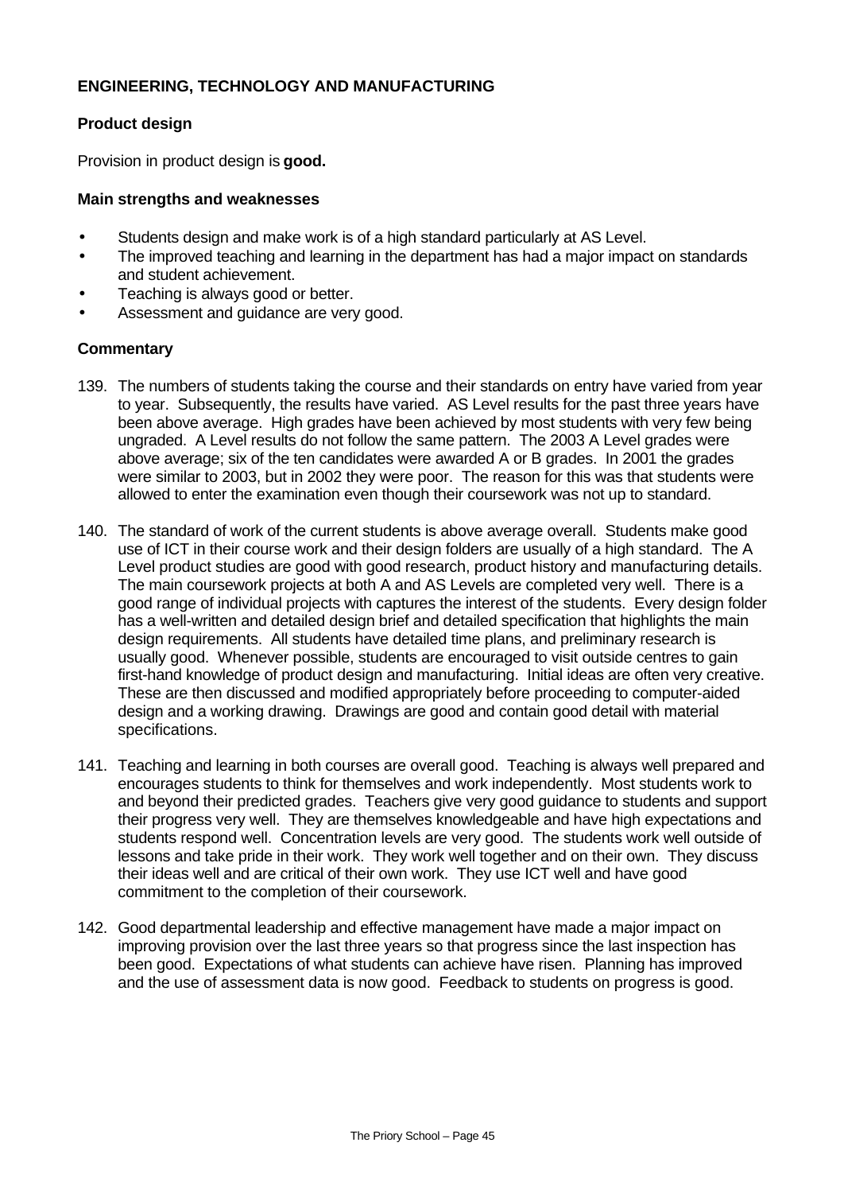## ENGINEERING, TECHNOLOGY AND MANUFACTURING

### Product design

Provision in product design is **good.**

### Main strengths and weaknesses

- Students design and make work is of a high standard particularly at AS Level.
- The improved teaching and learning in the department has had a major impact on standards and student achievement.
- Teaching is always good or better.
- Assessment and guidance are very good.

### Commentary

139. The numbers of students taking the course and their standards on entry have varied from year to year. Subsequently, the results have varied. AS Level results for the past three years have been above average. High grades have been achieved by most students with very few being ungraded. A Level results do not follow the same pattern. The 2003 A Level grades were above average; six of the ten candidates were awarded A or B grades. In 2001 the grades were similar to 2003, but in 2002 they were poor. The reason for this was that students were allowed to enter the examination even though their coursework was not up to standard.

140. The standard of work of the current students is above average overall. Students make good use of ICT in their course work and their design folders are usually of a high standard. The A Level product studies are good with good research, product history and manufacturing details. The main coursework projects at both A and AS Levels are completed very well. There is a good range of individual projects with captures the interest of the students. Every design folder has a well-written and detailed design brief and detailed specification that highlights the main design requirements. All students have detailed time plans, and preliminary research is usually good. Whenever possible, students are encouraged to visit outside centres to gain first-hand knowledge of product design and manufacturing. Initial ideas are often very creative. These are then discussed and modified appropriately before proceeding to computer-aided design and a working drawing. Drawings are good and contain good detail with material specifications.

141. Teaching and learning in both courses are overall good. Teaching is always well prepared and encourages students to think for themselves and work independently. Most students work to and beyond their predicted grades. Teachers give very good guidance to students and support their progress very well. They are themselves knowledgeable and have high expectations and students respond well. Concentration levels are very good. The students work well outside of lessons and take pride in their work. They work well together and on their own. They discuss their ideas well and are critical of their own work. They use ICT well and have good commitment to the completion of their coursework.

142. Good departmental leadership and effective management have made a major impact on improving provision over the last three years so that progress since the last inspection has been good. Expectations of what students can achieve have risen. Planning has improved and the use of assessment data is now good. Feedback to students on progress is good.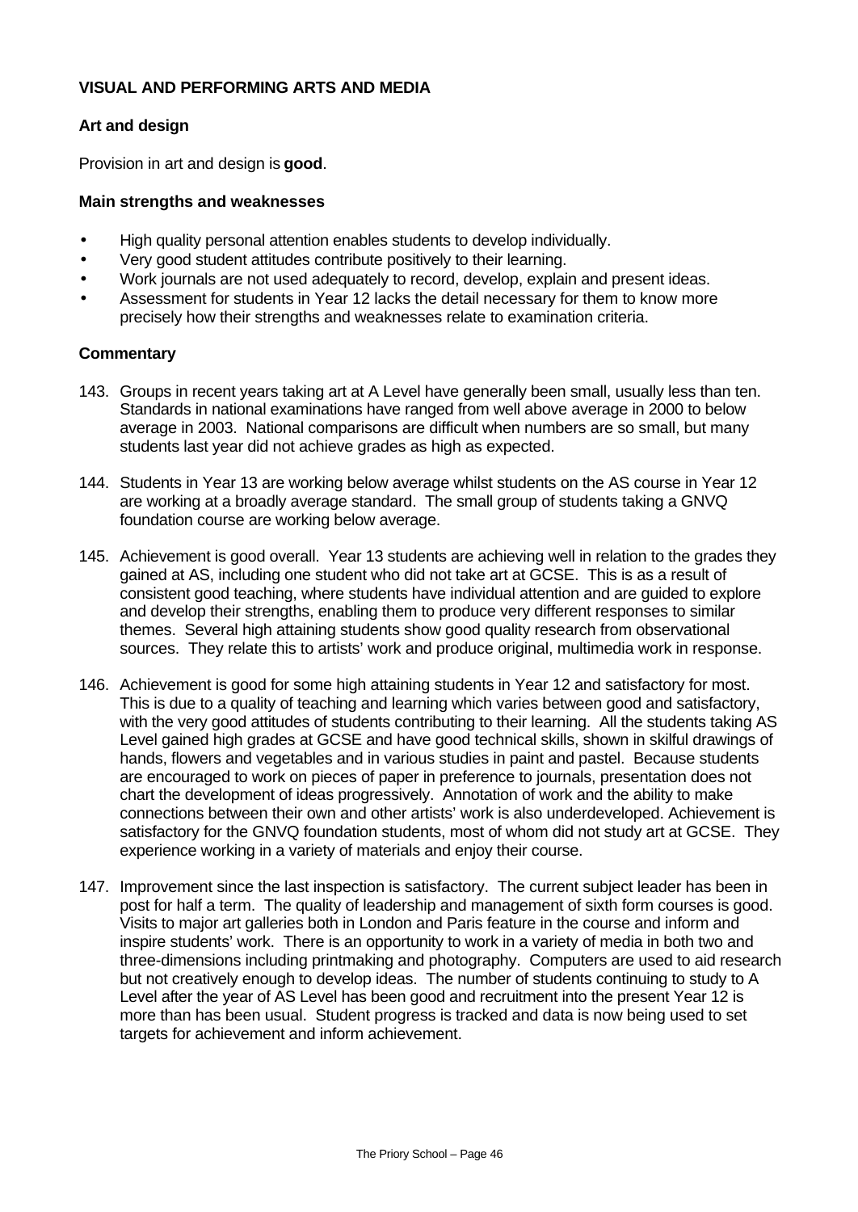## VISUAL AND PERFORMING ARTS AND MEDIA

### Art and design

Provision in art and design is **good**.

#### Main strengths and weaknesses

- High quality personal attention enables students to develop individually.
- Very good student attitudes contribute positively to their learning.
- Work journals are not used adequately to record, develop, explain and present ideas.
- Assessment for students in Year 12 lacks the detail necessary for them to know more precisely how their strengths and weaknesses relate to examination criteria.

#### Commentary

143. Groups in recent years taking art at A Level have generally been small, usually less than ten. Standards in national examinations have ranged from well above average in 2000 to below average in 2003. National comparisons are difficult when numbers are so small, but many students last year did not achieve grades as high as expected.

144. Students in Year 13 are working below average whilst students on the AS course in Year 12 are working at a broadly average standard. The small group of students taking a GNVQ foundation course are working below average.

145. Achievement is good overall. Year 13 students are achieving well in relation to the grades they gained at AS, including one student who did not take art at GCSE. This is as a result of consistent good teaching, where students have individual attention and are guided to explore and develop their strengths, enabling them to produce very different responses to similar themes. Several high attaining students show good quality research from observational sources. They relate this to artists' work and produce original, multimedia work in response.

146. Achievement is good for some high attaining students in Year 12 and satisfactory for most. This is due to a quality of teaching and learning which varies between good and satisfactory, with the very good attitudes of students contributing to their learning. All the students taking AS Level gained high grades at GCSE and have good technical skills, shown in skilful drawings of hands, flowers and vegetables and in various studies in paint and pastel. Because students are encouraged to work on pieces of paper in preference to journals, presentation does not chart the development of ideas progressively. Annotation of work and the ability to make connections between their own and other artists' work is also underdeveloped. Achievement is satisfactory for the GNVQ foundation students, most of whom did not study art at GCSE. They experience working in a variety of materials and enjoy their course.

147. Improvement since the last inspection is satisfactory. The current subject leader has been in post for half a term. The quality of leadership and management of sixth form courses is good. Visits to major art galleries both in London and Paris feature in the course and inform and inspire students' work. There is an opportunity to work in a variety of media in both two and three-dimensions including printmaking and photography. Computers are used to aid research but not creatively enough to develop ideas. The number of students continuing to study to A Level after the year of AS Level has been good and recruitment into the present Year 12 is more than has been usual. Student progress is tracked and data is now being used to set targets for achievement and inform achievement.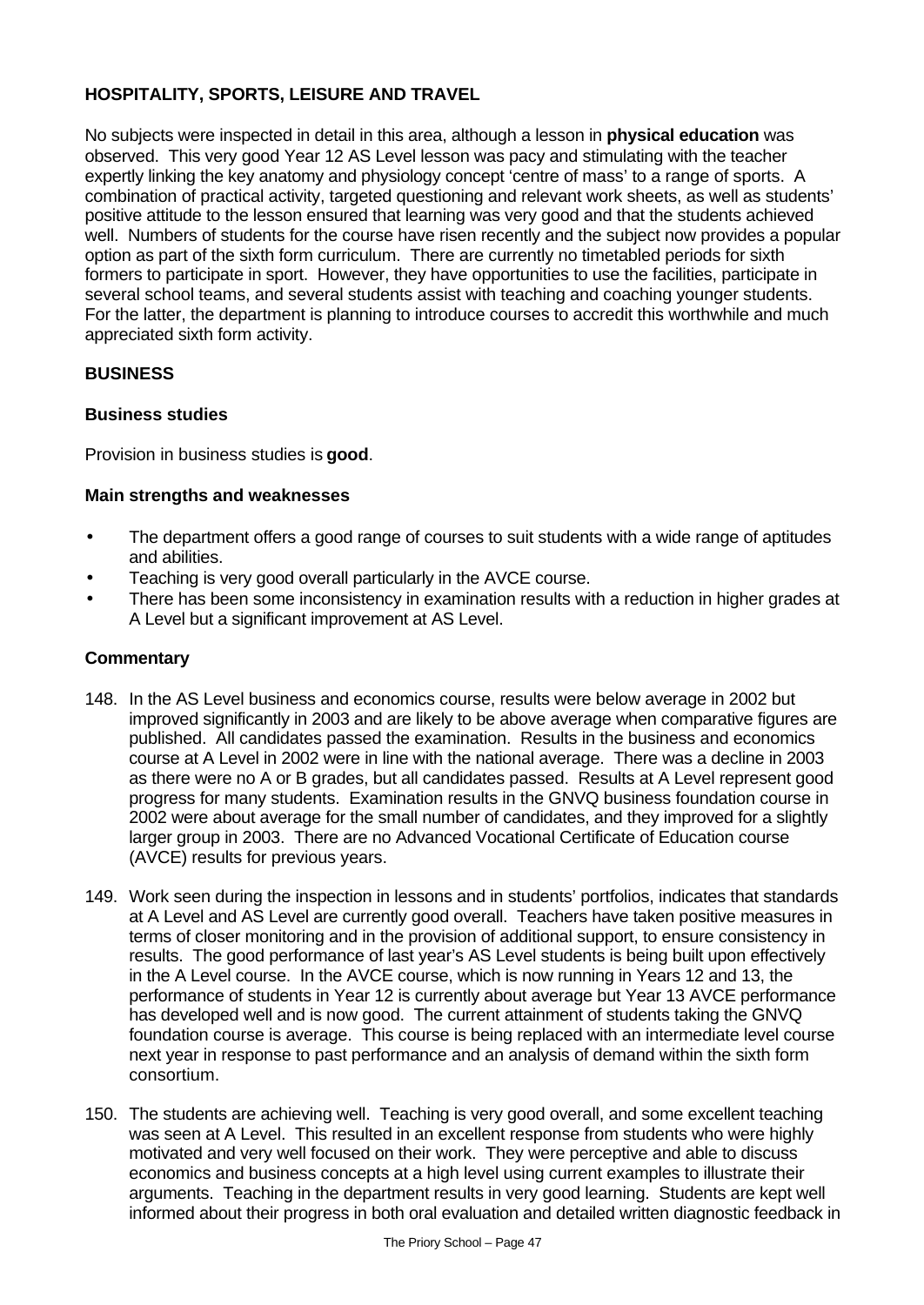## HOSPITALITY, SPORTS, LEISURE AND TRAVEL

No subjects were inspected in detail in this area, although a lesson in **physical education** was observed. This very good Year 12 AS Level lesson was pacy and stimulating with the teacher expertly linking the key anatomy and physiology concept 'centre of mass' to a range of sports. A combination of practical activity, targeted questioning and relevant work sheets, as well as students' positive attitude to the lesson ensured that learning was very good and that the students achieved well. Numbers of students for the course have risen recently and the subject now provides a popular option as part of the sixth form curriculum. There are currently no timetabled periods for sixth formers to participate in sport. However, they have opportunities to use the facilities, participate in several school teams, and several students assist with teaching and coaching younger students. For the latter, the department is planning to introduce courses to accredit this worthwhile and much appreciated sixth form activity.

## BUSINESS

### Business studies

Provision in business studies is **good**.

### Main strengths and weaknesses

- The department offers a good range of courses to suit students with a wide range of aptitudes and abilities.
- Teaching is very good overall particularly in the AVCE course.
- There has been some inconsistency in examination results with a reduction in higher grades at A Level but a significant improvement at AS Level.

### Commentary

148. In the AS Level business and economics course, results were below average in 2002 but improved significantly in 2003 and are likely to be above average when comparative figures are published. All candidates passed the examination. Results in the business and economics course at A Level in 2002 were in line with the national average. There was a decline in 2003 as there were no A or B grades, but all candidates passed. Results at A Level represent good progress for many students. Examination results in the GNVQ business foundation course in 2002 were about average for the small number of candidates, and they improved for a slightly larger group in 2003. There are no Advanced Vocational Certificate of Education course (AVCE) results for previous years.

149. Work seen during the inspection in lessons and in students' portfolios, indicates that standards at A Level and AS Level are currently good overall. Teachers have taken positive measures in terms of closer monitoring and in the provision of additional support, to ensure consistency in results. The good performance of last year's AS Level students is being built upon effectively in the A Level course. In the AVCE course, which is now running in Years 12 and 13, the performance of students in Year 12 is currently about average but Year 13 AVCE performance has developed well and is now good. The current attainment of students taking the GNVQ foundation course is average. This course is being replaced with an intermediate level course next year in response to past performance and an analysis of demand within the sixth form consortium.

150. The students are achieving well. Teaching is very good overall, and some excellent teaching was seen at A Level. This resulted in an excellent response from students who were highly motivated and very well focused on their work. They were perceptive and able to discuss economics and business concepts at a high level using current examples to illustrate their arguments. Teaching in the department results in very good learning. Students are kept well informed about their progress in both oral evaluation and detailed written diagnostic feedback in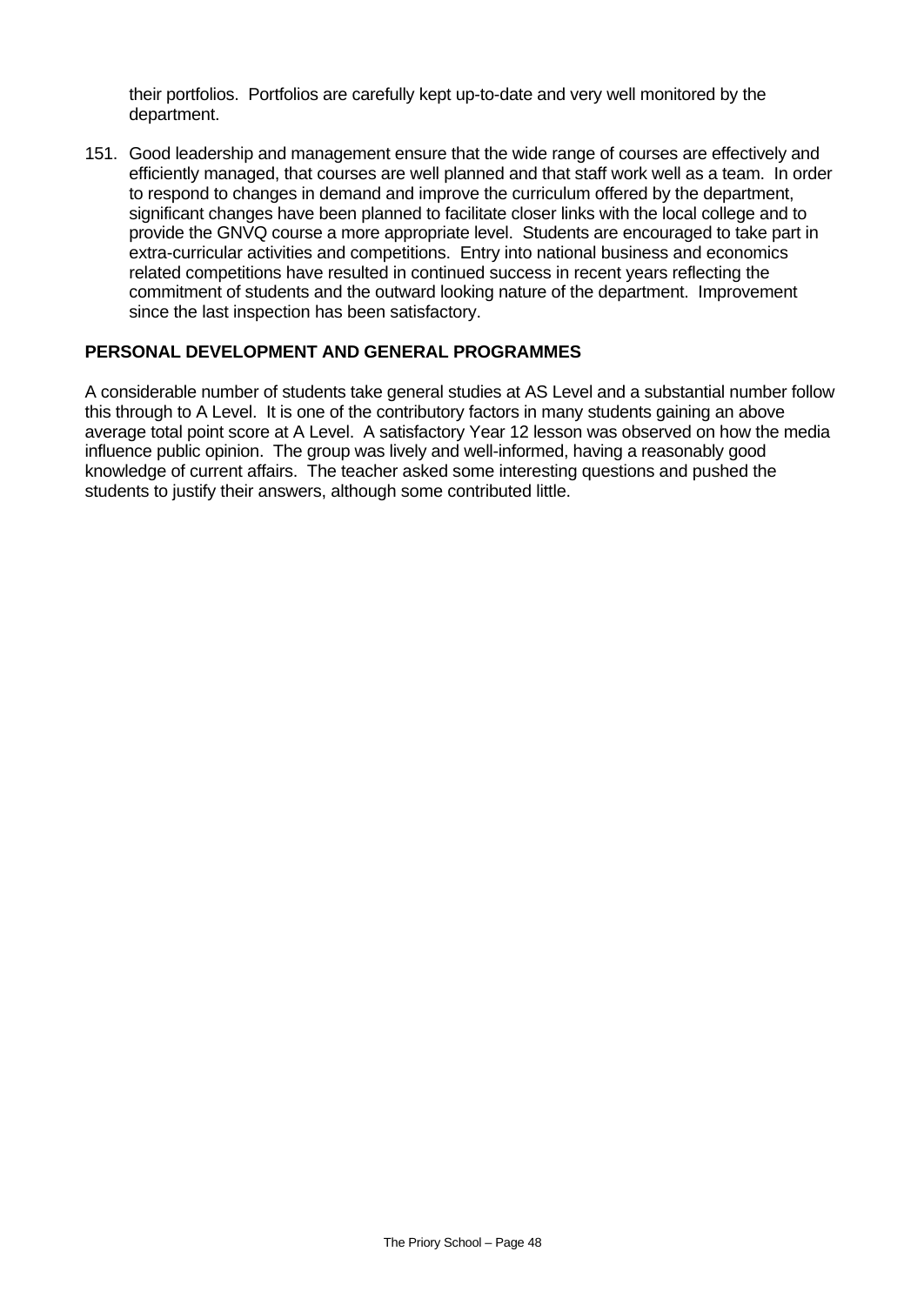their portfolios. Portfolios are carefully kept up-to-date and very well monitored by the department.

151. Good leadership and management ensure that the wide range of courses are effectively and efficiently managed, that courses are well planned and that staff work well as a team. In order to respond to changes in demand and improve the curriculum offered by the department, significant changes have been planned to facilitate closer links with the local college and to provide the GNVQ course a more appropriate level. Students are encouraged to take part in extra-curricular activities and competitions. Entry into national business and economics related competitions have resulted in continued success in recent years reflecting the commitment of students and the outward looking nature of the department. Improvement since the last inspection has been satisfactory.

**PERSONAL DEVELOPMENT AND GENERAL PROGRAMMES**

A considerable number of students take general studies at AS Level and a substantial number follow this through to A Level. It is one of the contributory factors in many students gaining an above average total point score at A Level. A satisfactory Year 12 lesson was observed on how the media influence public opinion. The group was lively and well-informed, having a reasonably good knowledge of current affairs. The teacher asked some interesting questions and pushed the students to justify their answers, although some contributed little.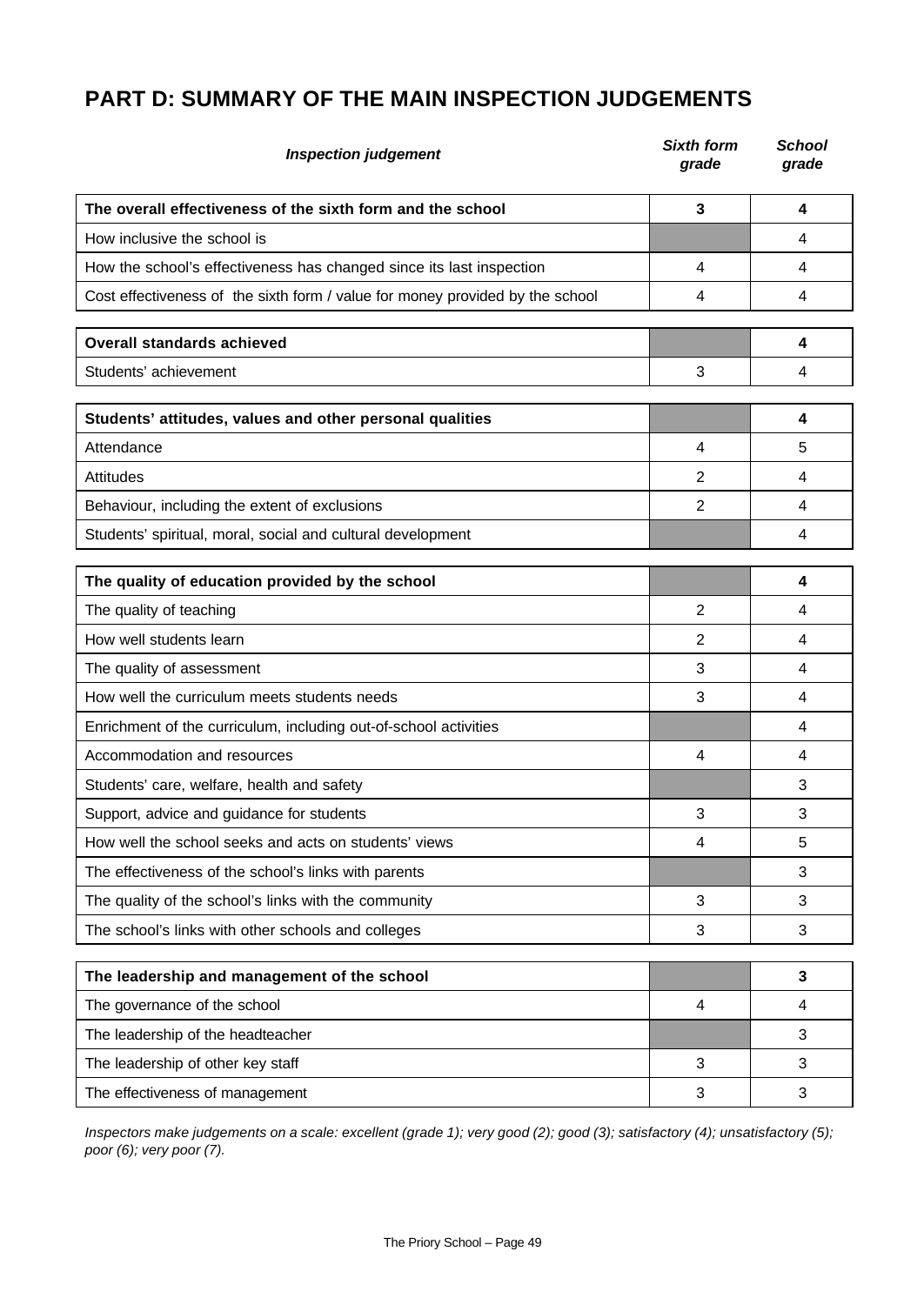# PART D: SUMMARY OF THE MAIN INSPECTION JUDGEMENTS

| ***Inspection judgement*** | ***Sixth form grade*** | ***School grade*** |
|---|---|---|
| **The overall effectiveness of the sixth form and the school** | **3** | **4** |
| How inclusive the school is | | 4 |
| How the school's effectiveness has changed since its last inspection | 4 | 4 |
| Cost effectiveness of the sixth form / value for money provided by the school | 4 | 4 |
| **Overall standards achieved** | | **4** |
| Students' achievement | 3 | 4 |
| **Students' attitudes, values and other personal qualities** | | **4** |
| Attendance | 4 | 5 |
| Attitudes | 2 | 4 |
| Behaviour, including the extent of exclusions | 2 | 4 |
| Students' spiritual, moral, social and cultural development | | 4 |
| **The quality of education provided by the school** | | **4** |
| The quality of teaching | 2 | 4 |
| How well students learn | 2 | 4 |
| The quality of assessment | 3 | 4 |
| How well the curriculum meets students needs | 3 | 4 |
| Enrichment of the curriculum, including out-of-school activities | | 4 |
| Accommodation and resources | 4 | 4 |
| Students' care, welfare, health and safety | | 3 |
| Support, advice and guidance for students | 3 | 3 |
| How well the school seeks and acts on students' views | 4 | 5 |
| The effectiveness of the school's links with parents | | 3 |
| The quality of the school's links with the community | 3 | 3 |
| The school's links with other schools and colleges | 3 | 3 |
| **The leadership and management of the school** | | **3** |
| The governance of the school | 4 | 4 |
| The leadership of the headteacher | | 3 |
| The leadership of other key staff | 3 | 3 |
| The effectiveness of management | 3 | 3 |

*Inspectors make judgements on a scale: excellent (grade 1); very good (2); good (3); satisfactory (4); unsatisfactory (5); poor (6); very poor (7).*